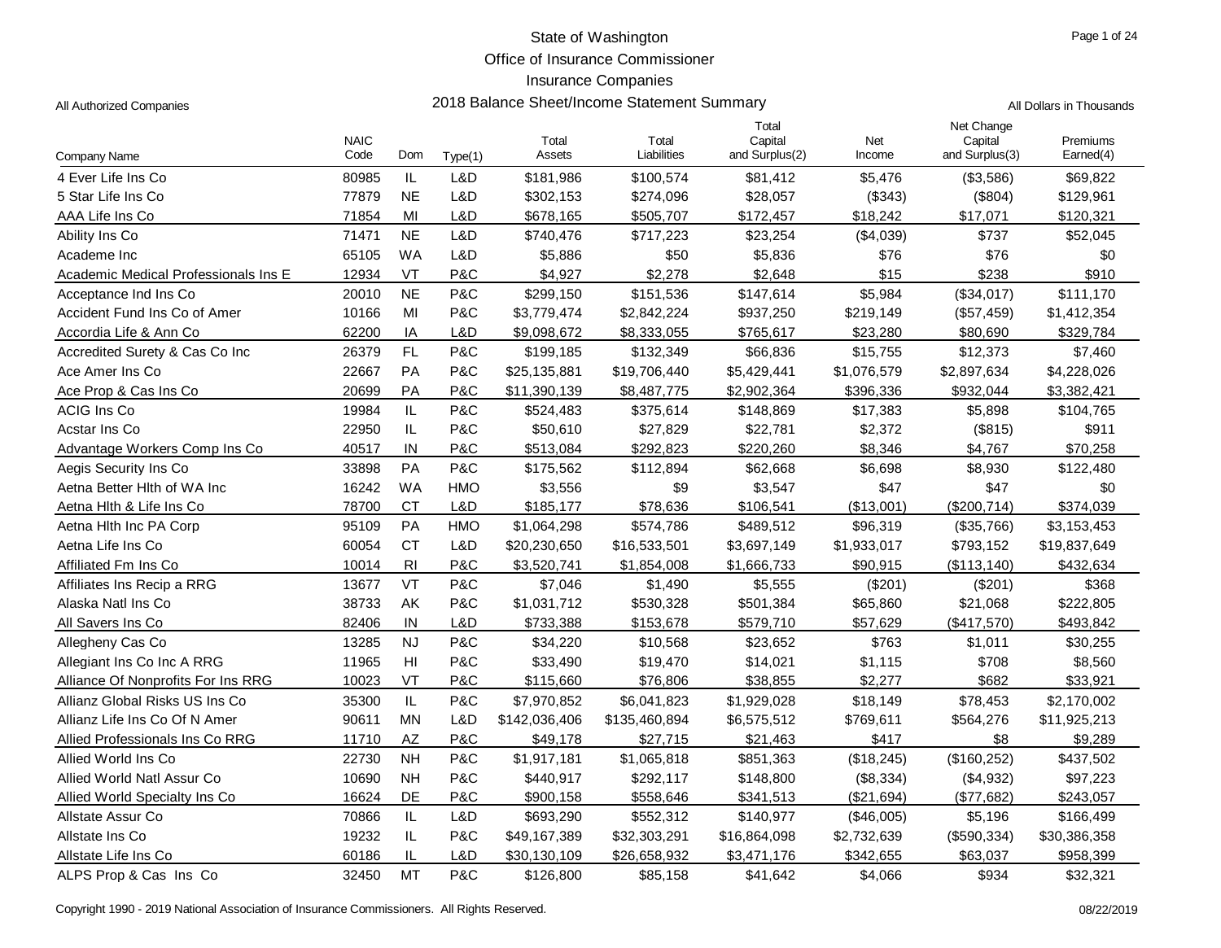# State of Washington
## Office of Insurance Commissioner
## Insurance Companies
## 2018 Balance Sheet/Income Statement Summary

All Authorized Companies

All Dollars in Thousands

| Company Name | NAIC Code | Dom | Type(1) | Total Assets | Total Liabilities | Total Capital and Surplus(2) | Net Income | Net Change Capital and Surplus(3) | Premiums Earned(4) |
|---|---|---|---|---|---|---|---|---|---|
| 4 Ever Life Ins Co | 80985 | IL | L&D | $181,986 | $100,574 | $81,412 | $5,476 | ($3,586) | $69,822 |
| 5 Star Life Ins Co | 77879 | NE | L&D | $302,153 | $274,096 | $28,057 | ($343) | ($804) | $129,961 |
| AAA Life Ins Co | 71854 | MI | L&D | $678,165 | $505,707 | $172,457 | $18,242 | $17,071 | $120,321 |
| Ability Ins Co | 71471 | NE | L&D | $740,476 | $717,223 | $23,254 | ($4,039) | $737 | $52,045 |
| Academe Inc | 65105 | WA | L&D | $5,886 | $50 | $5,836 | $76 | $76 | $0 |
| Academic Medical Professionals Ins E | 12934 | VT | P&C | $4,927 | $2,278 | $2,648 | $15 | $238 | $910 |
| Acceptance Ind Ins Co | 20010 | NE | P&C | $299,150 | $151,536 | $147,614 | $5,984 | ($34,017) | $111,170 |
| Accident Fund Ins Co of Amer | 10166 | MI | P&C | $3,779,474 | $2,842,224 | $937,250 | $219,149 | ($57,459) | $1,412,354 |
| Accordia Life & Ann Co | 62200 | IA | L&D | $9,098,672 | $8,333,055 | $765,617 | $23,280 | $80,690 | $329,784 |
| Accredited Surety & Cas Co Inc | 26379 | FL | P&C | $199,185 | $132,349 | $66,836 | $15,755 | $12,373 | $7,460 |
| Ace Amer Ins Co | 22667 | PA | P&C | $25,135,881 | $19,706,440 | $5,429,441 | $1,076,579 | $2,897,634 | $4,228,026 |
| Ace Prop & Cas Ins Co | 20699 | PA | P&C | $11,390,139 | $8,487,775 | $2,902,364 | $396,336 | $932,044 | $3,382,421 |
| ACIG Ins Co | 19984 | IL | P&C | $524,483 | $375,614 | $148,869 | $17,383 | $5,898 | $104,765 |
| Acstar Ins Co | 22950 | IL | P&C | $50,610 | $27,829 | $22,781 | $2,372 | ($815) | $911 |
| Advantage Workers Comp Ins Co | 40517 | IN | P&C | $513,084 | $292,823 | $220,260 | $8,346 | $4,767 | $70,258 |
| Aegis Security Ins Co | 33898 | PA | P&C | $175,562 | $112,894 | $62,668 | $6,698 | $8,930 | $122,480 |
| Aetna Better Hlth of WA Inc | 16242 | WA | HMO | $3,556 | $9 | $3,547 | $47 | $47 | $0 |
| Aetna Hlth & Life Ins Co | 78700 | CT | L&D | $185,177 | $78,636 | $106,541 | ($13,001) | ($200,714) | $374,039 |
| Aetna Hlth Inc PA Corp | 95109 | PA | HMO | $1,064,298 | $574,786 | $489,512 | $96,319 | ($35,766) | $3,153,453 |
| Aetna Life Ins Co | 60054 | CT | L&D | $20,230,650 | $16,533,501 | $3,697,149 | $1,933,017 | $793,152 | $19,837,649 |
| Affiliated Fm Ins Co | 10014 | RI | P&C | $3,520,741 | $1,854,008 | $1,666,733 | $90,915 | ($113,140) | $432,634 |
| Affiliates Ins Recip a RRG | 13677 | VT | P&C | $7,046 | $1,490 | $5,555 | ($201) | ($201) | $368 |
| Alaska Natl Ins Co | 38733 | AK | P&C | $1,031,712 | $530,328 | $501,384 | $65,860 | $21,068 | $222,805 |
| All Savers Ins Co | 82406 | IN | L&D | $733,388 | $153,678 | $579,710 | $57,629 | ($417,570) | $493,842 |
| Allegheny Cas Co | 13285 | NJ | P&C | $34,220 | $10,568 | $23,652 | $763 | $1,011 | $30,255 |
| Allegiant Ins Co Inc A RRG | 11965 | HI | P&C | $33,490 | $19,470 | $14,021 | $1,115 | $708 | $8,560 |
| Alliance Of Nonprofits For Ins RRG | 10023 | VT | P&C | $115,660 | $76,806 | $38,855 | $2,277 | $682 | $33,921 |
| Allianz Global Risks US Ins Co | 35300 | IL | P&C | $7,970,852 | $6,041,823 | $1,929,028 | $18,149 | $78,453 | $2,170,002 |
| Allianz Life Ins Co Of N Amer | 90611 | MN | L&D | $142,036,406 | $135,460,894 | $6,575,512 | $769,611 | $564,276 | $11,925,213 |
| Allied Professionals Ins Co RRG | 11710 | AZ | P&C | $49,178 | $27,715 | $21,463 | $417 | $8 | $9,289 |
| Allied World Ins Co | 22730 | NH | P&C | $1,917,181 | $1,065,818 | $851,363 | ($18,245) | ($160,252) | $437,502 |
| Allied World Natl Assur Co | 10690 | NH | P&C | $440,917 | $292,117 | $148,800 | ($8,334) | ($4,932) | $97,223 |
| Allied World Specialty Ins Co | 16624 | DE | P&C | $900,158 | $558,646 | $341,513 | ($21,694) | ($77,682) | $243,057 |
| Allstate Assur Co | 70866 | IL | L&D | $693,290 | $552,312 | $140,977 | ($46,005) | $5,196 | $166,499 |
| Allstate Ins Co | 19232 | IL | P&C | $49,167,389 | $32,303,291 | $16,864,098 | $2,732,639 | ($590,334) | $30,386,358 |
| Allstate Life Ins Co | 60186 | IL | L&D | $30,130,109 | $26,658,932 | $3,471,176 | $342,655 | $63,037 | $958,399 |
| ALPS Prop & Cas Ins Co | 32450 | MT | P&C | $126,800 | $85,158 | $41,642 | $4,066 | $934 | $32,321 |

Copyright 1990 - 2019 National Association of Insurance Commissioners. All Rights Reserved.

08/22/2019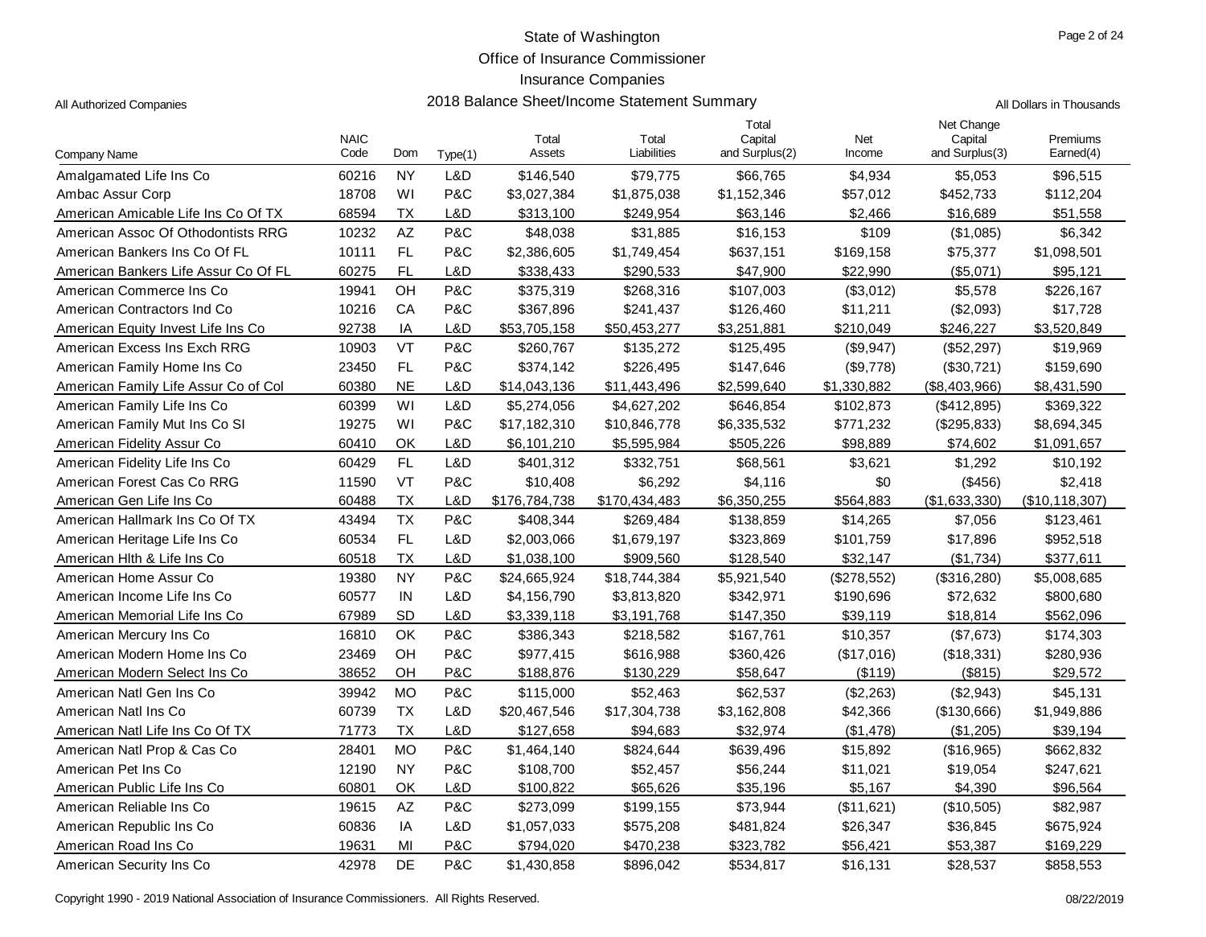# State of Washington
## Office of Insurance Commissioner
## Insurance Companies
## 2018 Balance Sheet/Income Statement Summary

All Authorized Companies

All Dollars in Thousands

| Company Name | NAIC Code | Dom | Type(1) | Total Assets | Total Liabilities | Total Capital and Surplus(2) | Net Income | Net Change Capital and Surplus(3) | Premiums Earned(4) |
|---|---|---|---|---|---|---|---|---|---|
| Amalgamated Life Ins Co | 60216 | NY | L&D | $146,540 | $79,775 | $66,765 | $4,934 | $5,053 | $96,515 |
| Ambac Assur Corp | 18708 | WI | P&C | $3,027,384 | $1,875,038 | $1,152,346 | $57,012 | $452,733 | $112,204 |
| American Amicable Life Ins Co Of TX | 68594 | TX | L&D | $313,100 | $249,954 | $63,146 | $2,466 | $16,689 | $51,558 |
| American Assoc Of Othodontists RRG | 10232 | AZ | P&C | $48,038 | $31,885 | $16,153 | $109 | ($1,085) | $6,342 |
| American Bankers Ins Co Of FL | 10111 | FL | P&C | $2,386,605 | $1,749,454 | $637,151 | $169,158 | $75,377 | $1,098,501 |
| American Bankers Life Assur Co Of FL | 60275 | FL | L&D | $338,433 | $290,533 | $47,900 | $22,990 | ($5,071) | $95,121 |
| American Commerce Ins Co | 19941 | OH | P&C | $375,319 | $268,316 | $107,003 | ($3,012) | $5,578 | $226,167 |
| American Contractors Ind Co | 10216 | CA | P&C | $367,896 | $241,437 | $126,460 | $11,211 | ($2,093) | $17,728 |
| American Equity Invest Life Ins Co | 92738 | IA | L&D | $53,705,158 | $50,453,277 | $3,251,881 | $210,049 | $246,227 | $3,520,849 |
| American Excess Ins Exch RRG | 10903 | VT | P&C | $260,767 | $135,272 | $125,495 | ($9,947) | ($52,297) | $19,969 |
| American Family Home Ins Co | 23450 | FL | P&C | $374,142 | $226,495 | $147,646 | ($9,778) | ($30,721) | $159,690 |
| American Family Life Assur Co of Col | 60380 | NE | L&D | $14,043,136 | $11,443,496 | $2,599,640 | $1,330,882 | ($8,403,966) | $8,431,590 |
| American Family Life Ins Co | 60399 | WI | L&D | $5,274,056 | $4,627,202 | $646,854 | $102,873 | ($412,895) | $369,322 |
| American Family Mut Ins Co SI | 19275 | WI | P&C | $17,182,310 | $10,846,778 | $6,335,532 | $771,232 | ($295,833) | $8,694,345 |
| American Fidelity Assur Co | 60410 | OK | L&D | $6,101,210 | $5,595,984 | $505,226 | $98,889 | $74,602 | $1,091,657 |
| American Fidelity Life Ins Co | 60429 | FL | L&D | $401,312 | $332,751 | $68,561 | $3,621 | $1,292 | $10,192 |
| American Forest Cas Co RRG | 11590 | VT | P&C | $10,408 | $6,292 | $4,116 | $0 | ($456) | $2,418 |
| American Gen Life Ins Co | 60488 | TX | L&D | $176,784,738 | $170,434,483 | $6,350,255 | $564,883 | ($1,633,330) | ($10,118,307) |
| American Hallmark Ins Co Of TX | 43494 | TX | P&C | $408,344 | $269,484 | $138,859 | $14,265 | $7,056 | $123,461 |
| American Heritage Life Ins Co | 60534 | FL | L&D | $2,003,066 | $1,679,197 | $323,869 | $101,759 | $17,896 | $952,518 |
| American Hlth & Life Ins Co | 60518 | TX | L&D | $1,038,100 | $909,560 | $128,540 | $32,147 | ($1,734) | $377,611 |
| American Home Assur Co | 19380 | NY | P&C | $24,665,924 | $18,744,384 | $5,921,540 | ($278,552) | ($316,280) | $5,008,685 |
| American Income Life Ins Co | 60577 | IN | L&D | $4,156,790 | $3,813,820 | $342,971 | $190,696 | $72,632 | $800,680 |
| American Memorial Life Ins Co | 67989 | SD | L&D | $3,339,118 | $3,191,768 | $147,350 | $39,119 | $18,814 | $562,096 |
| American Mercury Ins Co | 16810 | OK | P&C | $386,343 | $218,582 | $167,761 | $10,357 | ($7,673) | $174,303 |
| American Modern Home Ins Co | 23469 | OH | P&C | $977,415 | $616,988 | $360,426 | ($17,016) | ($18,331) | $280,936 |
| American Modern Select Ins Co | 38652 | OH | P&C | $188,876 | $130,229 | $58,647 | ($119) | ($815) | $29,572 |
| American Natl Gen Ins Co | 39942 | MO | P&C | $115,000 | $52,463 | $62,537 | ($2,263) | ($2,943) | $45,131 |
| American Natl Ins Co | 60739 | TX | L&D | $20,467,546 | $17,304,738 | $3,162,808 | $42,366 | ($130,666) | $1,949,886 |
| American Natl Life Ins Co Of TX | 71773 | TX | L&D | $127,658 | $94,683 | $32,974 | ($1,478) | ($1,205) | $39,194 |
| American Natl Prop & Cas Co | 28401 | MO | P&C | $1,464,140 | $824,644 | $639,496 | $15,892 | ($16,965) | $662,832 |
| American Pet Ins Co | 12190 | NY | P&C | $108,700 | $52,457 | $56,244 | $11,021 | $19,054 | $247,621 |
| American Public Life Ins Co | 60801 | OK | L&D | $100,822 | $65,626 | $35,196 | $5,167 | $4,390 | $96,564 |
| American Reliable Ins Co | 19615 | AZ | P&C | $273,099 | $199,155 | $73,944 | ($11,621) | ($10,505) | $82,987 |
| American Republic Ins Co | 60836 | IA | L&D | $1,057,033 | $575,208 | $481,824 | $26,347 | $36,845 | $675,924 |
| American Road Ins Co | 19631 | MI | P&C | $794,020 | $470,238 | $323,782 | $56,421 | $53,387 | $169,229 |
| American Security Ins Co | 42978 | DE | P&C | $1,430,858 | $896,042 | $534,817 | $16,131 | $28,537 | $858,553 |

Copyright 1990 - 2019 National Association of Insurance Commissioners. All Rights Reserved.

08/22/2019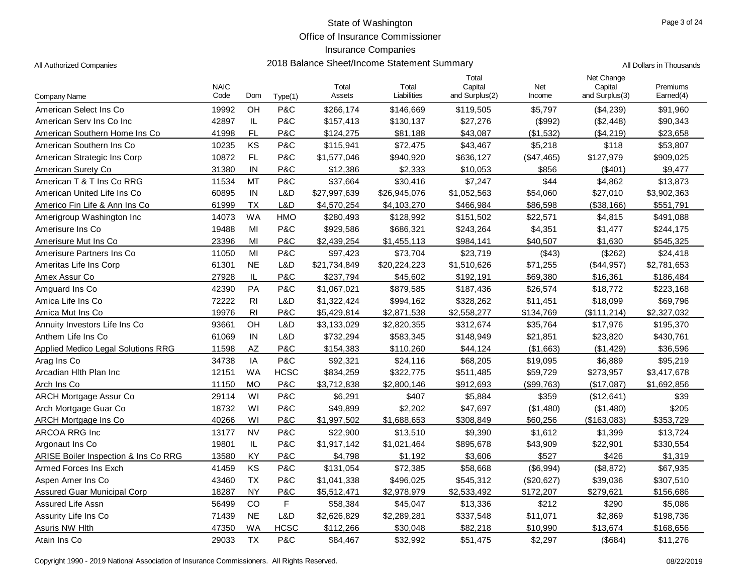# State of Washington
## Office of Insurance Commissioner
## Insurance Companies
## 2018 Balance Sheet/Income Statement Summary

All Authorized Companies

All Dollars in Thousands

| Company Name | NAIC Code | Dom | Type(1) | Total Assets | Total Liabilities | Total Capital and Surplus(2) | Net Income | Net Change Capital and Surplus(3) | Premiums Earned(4) |
|---|---|---|---|---|---|---|---|---|---|
| American Select Ins Co | 19992 | OH | P&C | $266,174 | $146,669 | $119,505 | $5,797 | ($4,239) | $91,960 |
| American Serv Ins Co Inc | 42897 | IL | P&C | $157,413 | $130,137 | $27,276 | ($992) | ($2,448) | $90,343 |
| American Southern Home Ins Co | 41998 | FL | P&C | $124,275 | $81,188 | $43,087 | ($1,532) | ($4,219) | $23,658 |
| American Southern Ins Co | 10235 | KS | P&C | $115,941 | $72,475 | $43,467 | $5,218 | $118 | $53,807 |
| American Strategic Ins Corp | 10872 | FL | P&C | $1,577,046 | $940,920 | $636,127 | ($47,465) | $127,979 | $909,025 |
| American Surety Co | 31380 | IN | P&C | $12,386 | $2,333 | $10,053 | $856 | ($401) | $9,477 |
| American T & T Ins Co RRG | 11534 | MT | P&C | $37,664 | $30,416 | $7,247 | $44 | $4,862 | $13,873 |
| American United Life Ins Co | 60895 | IN | L&D | $27,997,639 | $26,945,076 | $1,052,563 | $54,060 | $27,010 | $3,902,363 |
| Americo Fin Life & Ann Ins Co | 61999 | TX | L&D | $4,570,254 | $4,103,270 | $466,984 | $86,598 | ($38,166) | $551,791 |
| Amerigroup Washington Inc | 14073 | WA | HMO | $280,493 | $128,992 | $151,502 | $22,571 | $4,815 | $491,088 |
| Amerisure Ins Co | 19488 | MI | P&C | $929,586 | $686,321 | $243,264 | $4,351 | $1,477 | $244,175 |
| Amerisure Mut Ins Co | 23396 | MI | P&C | $2,439,254 | $1,455,113 | $984,141 | $40,507 | $1,630 | $545,325 |
| Amerisure Partners Ins Co | 11050 | MI | P&C | $97,423 | $73,704 | $23,719 | ($43) | ($262) | $24,418 |
| Ameritas Life Ins Corp | 61301 | NE | L&D | $21,734,849 | $20,224,223 | $1,510,626 | $71,255 | ($44,957) | $2,781,653 |
| Amex Assur Co | 27928 | IL | P&C | $237,794 | $45,602 | $192,191 | $69,380 | $16,361 | $186,484 |
| Amguard Ins Co | 42390 | PA | P&C | $1,067,021 | $879,585 | $187,436 | $26,574 | $18,772 | $223,168 |
| Amica Life Ins Co | 72222 | RI | L&D | $1,322,424 | $994,162 | $328,262 | $11,451 | $18,099 | $69,796 |
| Amica Mut Ins Co | 19976 | RI | P&C | $5,429,814 | $2,871,538 | $2,558,277 | $134,769 | ($111,214) | $2,327,032 |
| Annuity Investors Life Ins Co | 93661 | OH | L&D | $3,133,029 | $2,820,355 | $312,674 | $35,764 | $17,976 | $195,370 |
| Anthem Life Ins Co | 61069 | IN | L&D | $732,294 | $583,345 | $148,949 | $21,851 | $23,820 | $430,761 |
| Applied Medico Legal Solutions RRG | 11598 | AZ | P&C | $154,383 | $110,260 | $44,124 | ($1,663) | ($1,429) | $36,596 |
| Arag Ins Co | 34738 | IA | P&C | $92,321 | $24,116 | $68,205 | $19,095 | $6,889 | $95,219 |
| Arcadian Hlth Plan Inc | 12151 | WA | HCSC | $834,259 | $322,775 | $511,485 | $59,729 | $273,957 | $3,417,678 |
| Arch Ins Co | 11150 | MO | P&C | $3,712,838 | $2,800,146 | $912,693 | ($99,763) | ($17,087) | $1,692,856 |
| ARCH Mortgage Assur Co | 29114 | WI | P&C | $6,291 | $407 | $5,884 | $359 | ($12,641) | $39 |
| Arch Mortgage Guar Co | 18732 | WI | P&C | $49,899 | $2,202 | $47,697 | ($1,480) | ($1,480) | $205 |
| ARCH Mortgage Ins Co | 40266 | WI | P&C | $1,997,502 | $1,688,653 | $308,849 | $60,256 | ($163,083) | $353,729 |
| ARCOA RRG Inc | 13177 | NV | P&C | $22,900 | $13,510 | $9,390 | $1,612 | $1,399 | $13,724 |
| Argonaut Ins Co | 19801 | IL | P&C | $1,917,142 | $1,021,464 | $895,678 | $43,909 | $22,901 | $330,554 |
| ARISE Boiler Inspection & Ins Co RRG | 13580 | KY | P&C | $4,798 | $1,192 | $3,606 | $527 | $426 | $1,319 |
| Armed Forces Ins Exch | 41459 | KS | P&C | $131,054 | $72,385 | $58,668 | ($6,994) | ($8,872) | $67,935 |
| Aspen Amer Ins Co | 43460 | TX | P&C | $1,041,338 | $496,025 | $545,312 | ($20,627) | $39,036 | $307,510 |
| Assured Guar Municipal Corp | 18287 | NY | P&C | $5,512,471 | $2,978,979 | $2,533,492 | $172,207 | $279,621 | $156,686 |
| Assured Life Assn | 56499 | CO | F | $58,384 | $45,047 | $13,336 | $212 | $290 | $5,086 |
| Assurity Life Ins Co | 71439 | NE | L&D | $2,626,829 | $2,289,281 | $337,548 | $11,071 | $2,869 | $198,736 |
| Asuris NW Hlth | 47350 | WA | HCSC | $112,266 | $30,048 | $82,218 | $10,990 | $13,674 | $168,656 |
| Atain Ins Co | 29033 | TX | P&C | $84,467 | $32,992 | $51,475 | $2,297 | ($684) | $11,276 |

Copyright 1990 - 2019 National Association of Insurance Commissioners. All Rights Reserved. 08/22/2019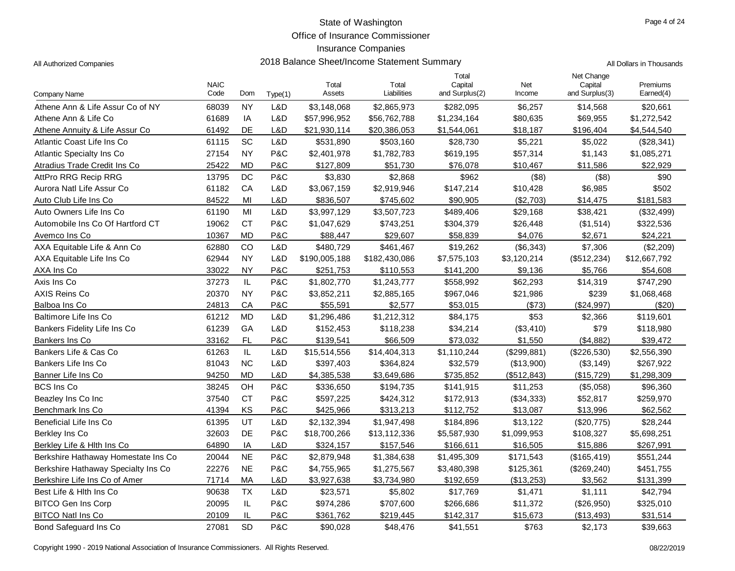# State of Washington
## Office of Insurance Commissioner
## Insurance Companies
## 2018 Balance Sheet/Income Statement Summary

All Authorized Companies

All Dollars in Thousands

| Company Name | NAIC Code | Dom | Type(1) | Total Assets | Total Liabilities | Total Capital and Surplus(2) | Net Income | Net Change Capital and Surplus(3) | Premiums Earned(4) |
|---|---|---|---|---|---|---|---|---|---|
| Athene Ann & Life Assur Co of NY | 68039 | NY | L&D | $3,148,068 | $2,865,973 | $282,095 | $6,257 | $14,568 | $20,661 |
| Athene Ann & Life Co | 61689 | IA | L&D | $57,996,952 | $56,762,788 | $1,234,164 | $80,635 | $69,955 | $1,272,542 |
| Athene Annuity & Life Assur Co | 61492 | DE | L&D | $21,930,114 | $20,386,053 | $1,544,061 | $18,187 | $196,404 | $4,544,540 |
| Atlantic Coast Life Ins Co | 61115 | SC | L&D | $531,890 | $503,160 | $28,730 | $5,221 | $5,022 | ($28,341) |
| Atlantic Specialty Ins Co | 27154 | NY | P&C | $2,401,978 | $1,782,783 | $619,195 | $57,314 | $1,143 | $1,085,271 |
| Atradius Trade Credit Ins Co | 25422 | MD | P&C | $127,809 | $51,730 | $76,078 | $10,467 | $11,586 | $22,929 |
| AttPro RRG Recip RRG | 13795 | DC | P&C | $3,830 | $2,868 | $962 | ($8) | ($8) | $90 |
| Aurora Natl Life Assur Co | 61182 | CA | L&D | $3,067,159 | $2,919,946 | $147,214 | $10,428 | $6,985 | $502 |
| Auto Club Life Ins Co | 84522 | MI | L&D | $836,507 | $745,602 | $90,905 | ($2,703) | $14,475 | $181,583 |
| Auto Owners Life Ins Co | 61190 | MI | L&D | $3,997,129 | $3,507,723 | $489,406 | $29,168 | $38,421 | ($32,499) |
| Automobile Ins Co Of Hartford CT | 19062 | CT | P&C | $1,047,629 | $743,251 | $304,379 | $26,448 | ($1,514) | $322,536 |
| Avemco Ins Co | 10367 | MD | P&C | $88,447 | $29,607 | $58,839 | $4,076 | $2,671 | $24,221 |
| AXA Equitable Life & Ann Co | 62880 | CO | L&D | $480,729 | $461,467 | $19,262 | ($6,343) | $7,306 | ($2,209) |
| AXA Equitable Life Ins Co | 62944 | NY | L&D | $190,005,188 | $182,430,086 | $7,575,103 | $3,120,214 | ($512,234) | $12,667,792 |
| AXA Ins Co | 33022 | NY | P&C | $251,753 | $110,553 | $141,200 | $9,136 | $5,766 | $54,608 |
| Axis Ins Co | 37273 | IL | P&C | $1,802,770 | $1,243,777 | $558,992 | $62,293 | $14,319 | $747,290 |
| AXIS Reins Co | 20370 | NY | P&C | $3,852,211 | $2,885,165 | $967,046 | $21,986 | $239 | $1,068,468 |
| Balboa Ins Co | 24813 | CA | P&C | $55,591 | $2,577 | $53,015 | ($73) | ($24,997) | ($20) |
| Baltimore Life Ins Co | 61212 | MD | L&D | $1,296,486 | $1,212,312 | $84,175 | $53 | $2,366 | $119,601 |
| Bankers Fidelity Life Ins Co | 61239 | GA | L&D | $152,453 | $118,238 | $34,214 | ($3,410) | $79 | $118,980 |
| Bankers Ins Co | 33162 | FL | P&C | $139,541 | $66,509 | $73,032 | $1,550 | ($4,882) | $39,472 |
| Bankers Life & Cas Co | 61263 | IL | L&D | $15,514,556 | $14,404,313 | $1,110,244 | ($299,881) | ($226,530) | $2,556,390 |
| Bankers Life Ins Co | 81043 | NC | L&D | $397,403 | $364,824 | $32,579 | ($13,900) | ($3,149) | $267,922 |
| Banner Life Ins Co | 94250 | MD | L&D | $4,385,538 | $3,649,686 | $735,852 | ($512,843) | ($15,729) | $1,298,309 |
| BCS Ins Co | 38245 | OH | P&C | $336,650 | $194,735 | $141,915 | $11,253 | ($5,058) | $96,360 |
| Beazley Ins Co Inc | 37540 | CT | P&C | $597,225 | $424,312 | $172,913 | ($34,333) | $52,817 | $259,970 |
| Benchmark Ins Co | 41394 | KS | P&C | $425,966 | $313,213 | $112,752 | $13,087 | $13,996 | $62,562 |
| Beneficial Life Ins Co | 61395 | UT | L&D | $2,132,394 | $1,947,498 | $184,896 | $13,122 | ($20,775) | $28,244 |
| Berkley Ins Co | 32603 | DE | P&C | $18,700,266 | $13,112,336 | $5,587,930 | $1,099,953 | $108,327 | $5,698,251 |
| Berkley Life & Hlth Ins Co | 64890 | IA | L&D | $324,157 | $157,546 | $166,611 | $16,505 | $15,886 | $267,991 |
| Berkshire Hathaway Homestate Ins Co | 20044 | NE | P&C | $2,879,948 | $1,384,638 | $1,495,309 | $171,543 | ($165,419) | $551,244 |
| Berkshire Hathaway Specialty Ins Co | 22276 | NE | P&C | $4,755,965 | $1,275,567 | $3,480,398 | $125,361 | ($269,240) | $451,755 |
| Berkshire Life Ins Co of Amer | 71714 | MA | L&D | $3,927,638 | $3,734,980 | $192,659 | ($13,253) | $3,562 | $131,399 |
| Best Life & Hlth Ins Co | 90638 | TX | L&D | $23,571 | $5,802 | $17,769 | $1,471 | $1,111 | $42,794 |
| BITCO Gen Ins Corp | 20095 | IL | P&C | $974,286 | $707,600 | $266,686 | $11,372 | ($26,950) | $325,010 |
| BITCO Natl Ins Co | 20109 | IL | P&C | $361,762 | $219,445 | $142,317 | $15,673 | ($13,493) | $31,514 |
| Bond Safeguard Ins Co | 27081 | SD | P&C | $90,028 | $48,476 | $41,551 | $763 | $2,173 | $39,663 |

Copyright 1990 - 2019 National Association of Insurance Commissioners. All Rights Reserved.

08/22/2019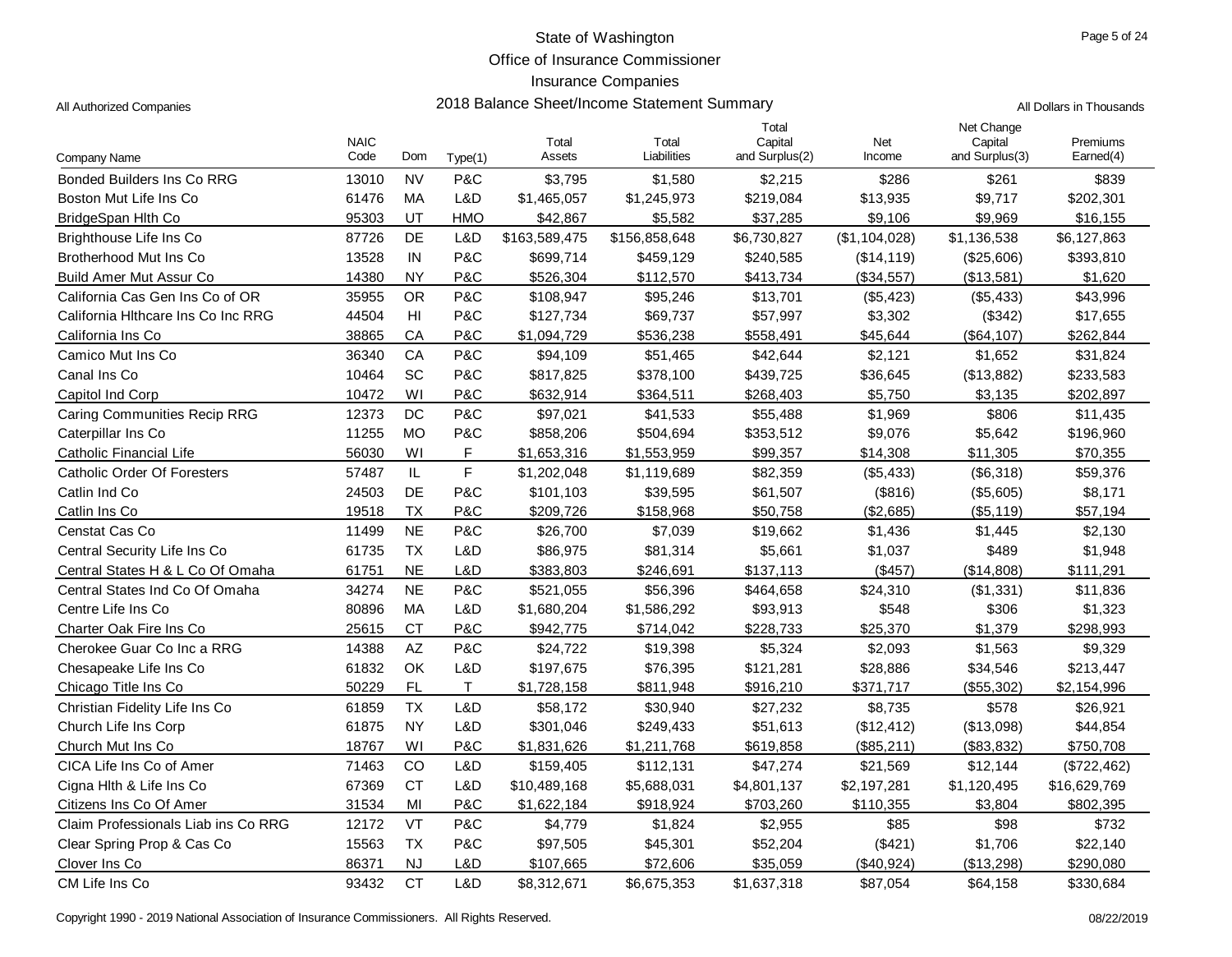# State of Washington
## Office of Insurance Commissioner
## Insurance Companies
## 2018 Balance Sheet/Income Statement Summary

All Authorized Companies

All Dollars in Thousands

| Company Name | NAIC Code | Dom | Type(1) | Total Assets | Total Liabilities | Total Capital and Surplus(2) | Net Income | Net Change Capital and Surplus(3) | Premiums Earned(4) |
|---|---|---|---|---|---|---|---|---|---|
| Bonded Builders Ins Co RRG | 13010 | NV | P&C | $3,795 | $1,580 | $2,215 | $286 | $261 | $839 |
| Boston Mut Life Ins Co | 61476 | MA | L&D | $1,465,057 | $1,245,973 | $219,084 | $13,935 | $9,717 | $202,301 |
| BridgeSpan Hlth Co | 95303 | UT | HMO | $42,867 | $5,582 | $37,285 | $9,106 | $9,969 | $16,155 |
| Brighthouse Life Ins Co | 87726 | DE | L&D | $163,589,475 | $156,858,648 | $6,730,827 | ($1,104,028) | $1,136,538 | $6,127,863 |
| Brotherhood Mut Ins Co | 13528 | IN | P&C | $699,714 | $459,129 | $240,585 | ($14,119) | ($25,606) | $393,810 |
| Build Amer Mut Assur Co | 14380 | NY | P&C | $526,304 | $112,570 | $413,734 | ($34,557) | ($13,581) | $1,620 |
| California Cas Gen Ins Co of OR | 35955 | OR | P&C | $108,947 | $95,246 | $13,701 | ($5,423) | ($5,433) | $43,996 |
| California Hlthcare Ins Co Inc RRG | 44504 | HI | P&C | $127,734 | $69,737 | $57,997 | $3,302 | ($342) | $17,655 |
| California Ins Co | 38865 | CA | P&C | $1,094,729 | $536,238 | $558,491 | $45,644 | ($64,107) | $262,844 |
| Camico Mut Ins Co | 36340 | CA | P&C | $94,109 | $51,465 | $42,644 | $2,121 | $1,652 | $31,824 |
| Canal Ins Co | 10464 | SC | P&C | $817,825 | $378,100 | $439,725 | $36,645 | ($13,882) | $233,583 |
| Capitol Ind Corp | 10472 | WI | P&C | $632,914 | $364,511 | $268,403 | $5,750 | $3,135 | $202,897 |
| Caring Communities Recip RRG | 12373 | DC | P&C | $97,021 | $41,533 | $55,488 | $1,969 | $806 | $11,435 |
| Caterpillar Ins Co | 11255 | MO | P&C | $858,206 | $504,694 | $353,512 | $9,076 | $5,642 | $196,960 |
| Catholic Financial Life | 56030 | WI | F | $1,653,316 | $1,553,959 | $99,357 | $14,308 | $11,305 | $70,355 |
| Catholic Order Of Foresters | 57487 | IL | F | $1,202,048 | $1,119,689 | $82,359 | ($5,433) | ($6,318) | $59,376 |
| Catlin Ind Co | 24503 | DE | P&C | $101,103 | $39,595 | $61,507 | ($816) | ($5,605) | $8,171 |
| Catlin Ins Co | 19518 | TX | P&C | $209,726 | $158,968 | $50,758 | ($2,685) | ($5,119) | $57,194 |
| Censtat Cas Co | 11499 | NE | P&C | $26,700 | $7,039 | $19,662 | $1,436 | $1,445 | $2,130 |
| Central Security Life Ins Co | 61735 | TX | L&D | $86,975 | $81,314 | $5,661 | $1,037 | $489 | $1,948 |
| Central States H & L Co Of Omaha | 61751 | NE | L&D | $383,803 | $246,691 | $137,113 | ($457) | ($14,808) | $111,291 |
| Central States Ind Co Of Omaha | 34274 | NE | P&C | $521,055 | $56,396 | $464,658 | $24,310 | ($1,331) | $11,836 |
| Centre Life Ins Co | 80896 | MA | L&D | $1,680,204 | $1,586,292 | $93,913 | $548 | $306 | $1,323 |
| Charter Oak Fire Ins Co | 25615 | CT | P&C | $942,775 | $714,042 | $228,733 | $25,370 | $1,379 | $298,993 |
| Cherokee Guar Co Inc a RRG | 14388 | AZ | P&C | $24,722 | $19,398 | $5,324 | $2,093 | $1,563 | $9,329 |
| Chesapeake Life Ins Co | 61832 | OK | L&D | $197,675 | $76,395 | $121,281 | $28,886 | $34,546 | $213,447 |
| Chicago Title Ins Co | 50229 | FL | T | $1,728,158 | $811,948 | $916,210 | $371,717 | ($55,302) | $2,154,996 |
| Christian Fidelity Life Ins Co | 61859 | TX | L&D | $58,172 | $30,940 | $27,232 | $8,735 | $578 | $26,921 |
| Church Life Ins Corp | 61875 | NY | L&D | $301,046 | $249,433 | $51,613 | ($12,412) | ($13,098) | $44,854 |
| Church Mut Ins Co | 18767 | WI | P&C | $1,831,626 | $1,211,768 | $619,858 | ($85,211) | ($83,832) | $750,708 |
| CICA Life Ins Co of Amer | 71463 | CO | L&D | $159,405 | $112,131 | $47,274 | $21,569 | $12,144 | ($722,462) |
| Cigna Hlth & Life Ins Co | 67369 | CT | L&D | $10,489,168 | $5,688,031 | $4,801,137 | $2,197,281 | $1,120,495 | $16,629,769 |
| Citizens Ins Co Of Amer | 31534 | MI | P&C | $1,622,184 | $918,924 | $703,260 | $110,355 | $3,804 | $802,395 |
| Claim Professionals Liab ins Co RRG | 12172 | VT | P&C | $4,779 | $1,824 | $2,955 | $85 | $98 | $732 |
| Clear Spring Prop & Cas Co | 15563 | TX | P&C | $97,505 | $45,301 | $52,204 | ($421) | $1,706 | $22,140 |
| Clover Ins Co | 86371 | NJ | L&D | $107,665 | $72,606 | $35,059 | ($40,924) | ($13,298) | $290,080 |
| CM Life Ins Co | 93432 | CT | L&D | $8,312,671 | $6,675,353 | $1,637,318 | $87,054 | $64,158 | $330,684 |

Copyright 1990 - 2019 National Association of Insurance Commissioners. All Rights Reserved.

08/22/2019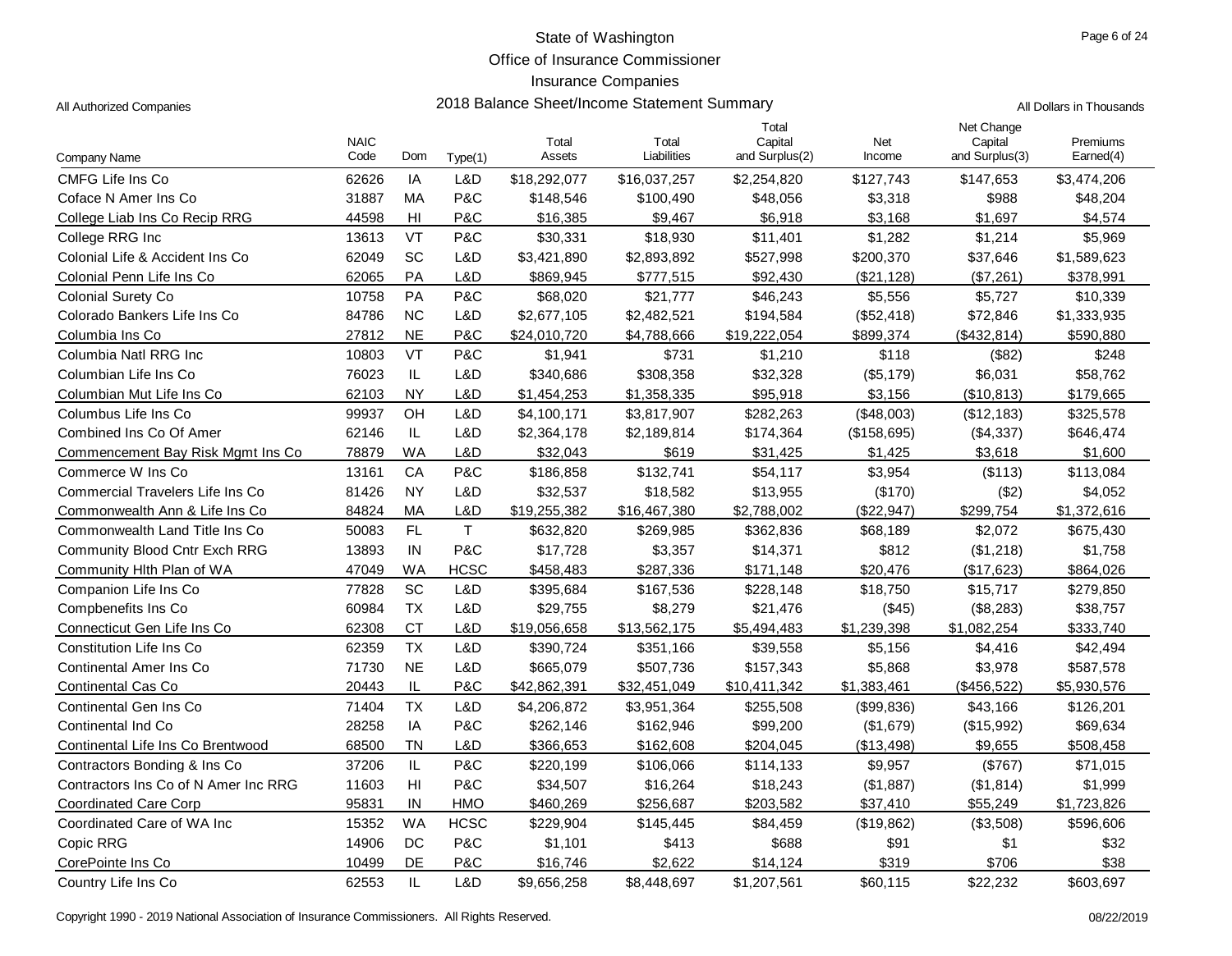State of Washington

Office of Insurance Commissioner

Insurance Companies

2018 Balance Sheet/Income Statement Summary

All Authorized Companies

All Dollars in Thousands

| Company Name | NAIC Code | Dom | Type(1) | Total Assets | Total Liabilities | Total Capital and Surplus(2) | Net Income | Net Change Capital and Surplus(3) | Premiums Earned(4) |
|---|---|---|---|---|---|---|---|---|---|
| CMFG Life Ins Co | 62626 | IA | L&D | $18,292,077 | $16,037,257 | $2,254,820 | $127,743 | $147,653 | $3,474,206 |
| Coface N Amer Ins Co | 31887 | MA | P&C | $148,546 | $100,490 | $48,056 | $3,318 | $988 | $48,204 |
| College Liab Ins Co Recip RRG | 44598 | HI | P&C | $16,385 | $9,467 | $6,918 | $3,168 | $1,697 | $4,574 |
| College RRG Inc | 13613 | VT | P&C | $30,331 | $18,930 | $11,401 | $1,282 | $1,214 | $5,969 |
| Colonial Life & Accident Ins Co | 62049 | SC | L&D | $3,421,890 | $2,893,892 | $527,998 | $200,370 | $37,646 | $1,589,623 |
| Colonial Penn Life Ins Co | 62065 | PA | L&D | $869,945 | $777,515 | $92,430 | ($21,128) | ($7,261) | $378,991 |
| Colonial Surety Co | 10758 | PA | P&C | $68,020 | $21,777 | $46,243 | $5,556 | $5,727 | $10,339 |
| Colorado Bankers Life Ins Co | 84786 | NC | L&D | $2,677,105 | $2,482,521 | $194,584 | ($52,418) | $72,846 | $1,333,935 |
| Columbia Ins Co | 27812 | NE | P&C | $24,010,720 | $4,788,666 | $19,222,054 | $899,374 | ($432,814) | $590,880 |
| Columbia Natl RRG Inc | 10803 | VT | P&C | $1,941 | $731 | $1,210 | $118 | ($82) | $248 |
| Columbian Life Ins Co | 76023 | IL | L&D | $340,686 | $308,358 | $32,328 | ($5,179) | $6,031 | $58,762 |
| Columbian Mut Life Ins Co | 62103 | NY | L&D | $1,454,253 | $1,358,335 | $95,918 | $3,156 | ($10,813) | $179,665 |
| Columbus Life Ins Co | 99937 | OH | L&D | $4,100,171 | $3,817,907 | $282,263 | ($48,003) | ($12,183) | $325,578 |
| Combined Ins Co Of Amer | 62146 | IL | L&D | $2,364,178 | $2,189,814 | $174,364 | ($158,695) | ($4,337) | $646,474 |
| Commencement Bay Risk Mgmt Ins Co | 78879 | WA | L&D | $32,043 | $619 | $31,425 | $1,425 | $3,618 | $1,600 |
| Commerce W Ins Co | 13161 | CA | P&C | $186,858 | $132,741 | $54,117 | $3,954 | ($113) | $113,084 |
| Commercial Travelers Life Ins Co | 81426 | NY | L&D | $32,537 | $18,582 | $13,955 | ($170) | ($2) | $4,052 |
| Commonwealth Ann & Life Ins Co | 84824 | MA | L&D | $19,255,382 | $16,467,380 | $2,788,002 | ($22,947) | $299,754 | $1,372,616 |
| Commonwealth Land Title Ins Co | 50083 | FL | T | $632,820 | $269,985 | $362,836 | $68,189 | $2,072 | $675,430 |
| Community Blood Cntr Exch RRG | 13893 | IN | P&C | $17,728 | $3,357 | $14,371 | $812 | ($1,218) | $1,758 |
| Community Hlth Plan of WA | 47049 | WA | HCSC | $458,483 | $287,336 | $171,148 | $20,476 | ($17,623) | $864,026 |
| Companion Life Ins Co | 77828 | SC | L&D | $395,684 | $167,536 | $228,148 | $18,750 | $15,717 | $279,850 |
| Compbenefits Ins Co | 60984 | TX | L&D | $29,755 | $8,279 | $21,476 | ($45) | ($8,283) | $38,757 |
| Connecticut Gen Life Ins Co | 62308 | CT | L&D | $19,056,658 | $13,562,175 | $5,494,483 | $1,239,398 | $1,082,254 | $333,740 |
| Constitution Life Ins Co | 62359 | TX | L&D | $390,724 | $351,166 | $39,558 | $5,156 | $4,416 | $42,494 |
| Continental Amer Ins Co | 71730 | NE | L&D | $665,079 | $507,736 | $157,343 | $5,868 | $3,978 | $587,578 |
| Continental Cas Co | 20443 | IL | P&C | $42,862,391 | $32,451,049 | $10,411,342 | $1,383,461 | ($456,522) | $5,930,576 |
| Continental Gen Ins Co | 71404 | TX | L&D | $4,206,872 | $3,951,364 | $255,508 | ($99,836) | $43,166 | $126,201 |
| Continental Ind Co | 28258 | IA | P&C | $262,146 | $162,946 | $99,200 | ($1,679) | ($15,992) | $69,634 |
| Continental Life Ins Co Brentwood | 68500 | TN | L&D | $366,653 | $162,608 | $204,045 | ($13,498) | $9,655 | $508,458 |
| Contractors Bonding & Ins Co | 37206 | IL | P&C | $220,199 | $106,066 | $114,133 | $9,957 | ($767) | $71,015 |
| Contractors Ins Co of N Amer Inc RRG | 11603 | HI | P&C | $34,507 | $16,264 | $18,243 | ($1,887) | ($1,814) | $1,999 |
| Coordinated Care Corp | 95831 | IN | HMO | $460,269 | $256,687 | $203,582 | $37,410 | $55,249 | $1,723,826 |
| Coordinated Care of WA Inc | 15352 | WA | HCSC | $229,904 | $145,445 | $84,459 | ($19,862) | ($3,508) | $596,606 |
| Copic RRG | 14906 | DC | P&C | $1,101 | $413 | $688 | $91 | $1 | $32 |
| CorePointe Ins Co | 10499 | DE | P&C | $16,746 | $2,622 | $14,124 | $319 | $706 | $38 |
| Country Life Ins Co | 62553 | IL | L&D | $9,656,258 | $8,448,697 | $1,207,561 | $60,115 | $22,232 | $603,697 |

Copyright 1990 - 2019 National Association of Insurance Commissioners. All Rights Reserved.

08/22/2019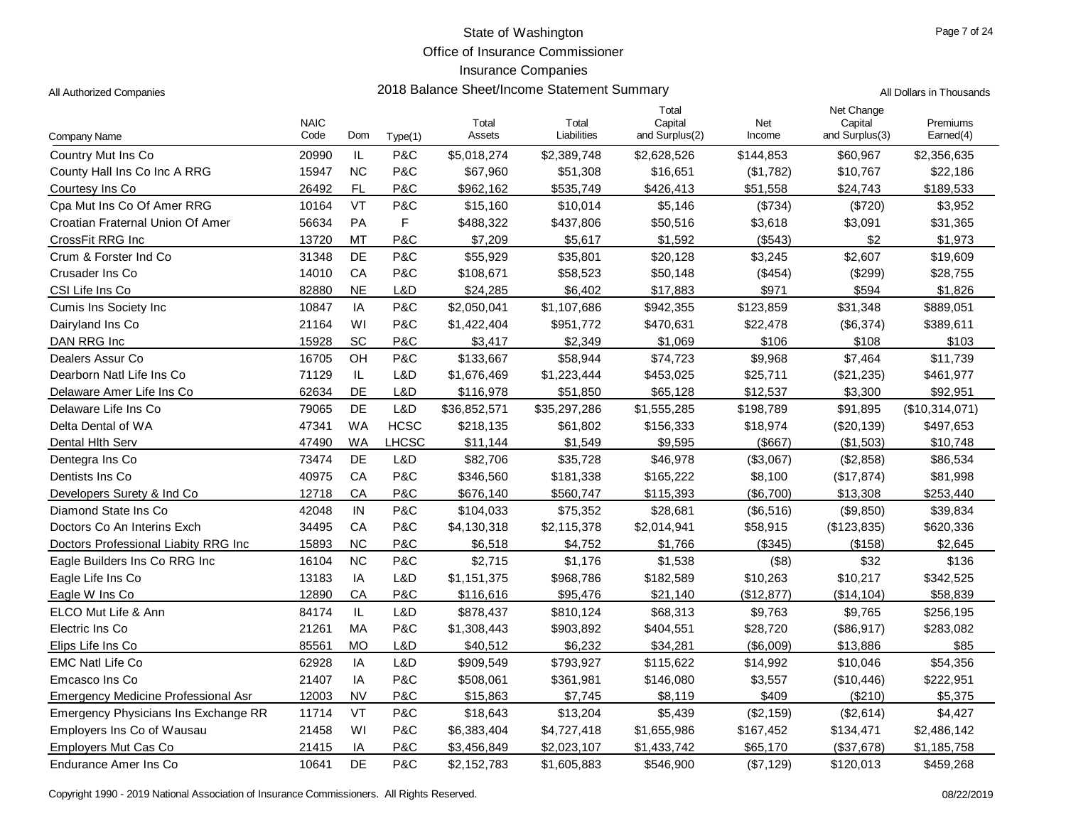# State of Washington
## Office of Insurance Commissioner
## Insurance Companies
## 2018 Balance Sheet/Income Statement Summary

All Authorized Companies

All Dollars in Thousands

| Company Name | NAIC Code | Dom | Type(1) | Total Assets | Total Liabilities | Total Capital and Surplus(2) | Net Income | Net Change Capital and Surplus(3) | Premiums Earned(4) |
|---|---|---|---|---|---|---|---|---|---|
| Country Mut Ins Co | 20990 | IL | P&C | $5,018,274 | $2,389,748 | $2,628,526 | $144,853 | $60,967 | $2,356,635 |
| County Hall Ins Co Inc A RRG | 15947 | NC | P&C | $67,960 | $51,308 | $16,651 | ($1,782) | $10,767 | $22,186 |
| Courtesy Ins Co | 26492 | FL | P&C | $962,162 | $535,749 | $426,413 | $51,558 | $24,743 | $189,533 |
| Cpa Mut Ins Co Of Amer RRG | 10164 | VT | P&C | $15,160 | $10,014 | $5,146 | ($734) | ($720) | $3,952 |
| Croatian Fraternal Union Of Amer | 56634 | PA | F | $488,322 | $437,806 | $50,516 | $3,618 | $3,091 | $31,365 |
| CrossFit RRG Inc | 13720 | MT | P&C | $7,209 | $5,617 | $1,592 | ($543) | $2 | $1,973 |
| Crum & Forster Ind Co | 31348 | DE | P&C | $55,929 | $35,801 | $20,128 | $3,245 | $2,607 | $19,609 |
| Crusader Ins Co | 14010 | CA | P&C | $108,671 | $58,523 | $50,148 | ($454) | ($299) | $28,755 |
| CSI Life Ins Co | 82880 | NE | L&D | $24,285 | $6,402 | $17,883 | $971 | $594 | $1,826 |
| Cumis Ins Society Inc | 10847 | IA | P&C | $2,050,041 | $1,107,686 | $942,355 | $123,859 | $31,348 | $889,051 |
| Dairyland Ins Co | 21164 | WI | P&C | $1,422,404 | $951,772 | $470,631 | $22,478 | ($6,374) | $389,611 |
| DAN RRG Inc | 15928 | SC | P&C | $3,417 | $2,349 | $1,069 | $106 | $108 | $103 |
| Dealers Assur Co | 16705 | OH | P&C | $133,667 | $58,944 | $74,723 | $9,968 | $7,464 | $11,739 |
| Dearborn Natl Life Ins Co | 71129 | IL | L&D | $1,676,469 | $1,223,444 | $453,025 | $25,711 | ($21,235) | $461,977 |
| Delaware Amer Life Ins Co | 62634 | DE | L&D | $116,978 | $51,850 | $65,128 | $12,537 | $3,300 | $92,951 |
| Delaware Life Ins Co | 79065 | DE | L&D | $36,852,571 | $35,297,286 | $1,555,285 | $198,789 | $91,895 | ($10,314,071) |
| Delta Dental of WA | 47341 | WA | HCSC | $218,135 | $61,802 | $156,333 | $18,974 | ($20,139) | $497,653 |
| Dental Hlth Serv | 47490 | WA | LHCSC | $11,144 | $1,549 | $9,595 | ($667) | ($1,503) | $10,748 |
| Dentegra Ins Co | 73474 | DE | L&D | $82,706 | $35,728 | $46,978 | ($3,067) | ($2,858) | $86,534 |
| Dentists Ins Co | 40975 | CA | P&C | $346,560 | $181,338 | $165,222 | $8,100 | ($17,874) | $81,998 |
| Developers Surety & Ind Co | 12718 | CA | P&C | $676,140 | $560,747 | $115,393 | ($6,700) | $13,308 | $253,440 |
| Diamond State Ins Co | 42048 | IN | P&C | $104,033 | $75,352 | $28,681 | ($6,516) | ($9,850) | $39,834 |
| Doctors Co An Interins Exch | 34495 | CA | P&C | $4,130,318 | $2,115,378 | $2,014,941 | $58,915 | ($123,835) | $620,336 |
| Doctors Professional Liabity RRG Inc | 15893 | NC | P&C | $6,518 | $4,752 | $1,766 | ($345) | ($158) | $2,645 |
| Eagle Builders Ins Co RRG Inc | 16104 | NC | P&C | $2,715 | $1,176 | $1,538 | ($8) | $32 | $136 |
| Eagle Life Ins Co | 13183 | IA | L&D | $1,151,375 | $968,786 | $182,589 | $10,263 | $10,217 | $342,525 |
| Eagle W Ins Co | 12890 | CA | P&C | $116,616 | $95,476 | $21,140 | ($12,877) | ($14,104) | $58,839 |
| ELCO Mut Life & Ann | 84174 | IL | L&D | $878,437 | $810,124 | $68,313 | $9,763 | $9,765 | $256,195 |
| Electric Ins Co | 21261 | MA | P&C | $1,308,443 | $903,892 | $404,551 | $28,720 | ($86,917) | $283,082 |
| Elips Life Ins Co | 85561 | MO | L&D | $40,512 | $6,232 | $34,281 | ($6,009) | $13,886 | $85 |
| EMC Natl Life Co | 62928 | IA | L&D | $909,549 | $793,927 | $115,622 | $14,992 | $10,046 | $54,356 |
| Emcasco Ins Co | 21407 | IA | P&C | $508,061 | $361,981 | $146,080 | $3,557 | ($10,446) | $222,951 |
| Emergency Medicine Professional Asr | 12003 | NV | P&C | $15,863 | $7,745 | $8,119 | $409 | ($210) | $5,375 |
| Emergency Physicians Ins Exchange RR | 11714 | VT | P&C | $18,643 | $13,204 | $5,439 | ($2,159) | ($2,614) | $4,427 |
| Employers Ins Co of Wausau | 21458 | WI | P&C | $6,383,404 | $4,727,418 | $1,655,986 | $167,452 | $134,471 | $2,486,142 |
| Employers Mut Cas Co | 21415 | IA | P&C | $3,456,849 | $2,023,107 | $1,433,742 | $65,170 | ($37,678) | $1,185,758 |
| Endurance Amer Ins Co | 10641 | DE | P&C | $2,152,783 | $1,605,883 | $546,900 | ($7,129) | $120,013 | $459,268 |

Copyright 1990 - 2019 National Association of Insurance Commissioners. All Rights Reserved. 08/22/2019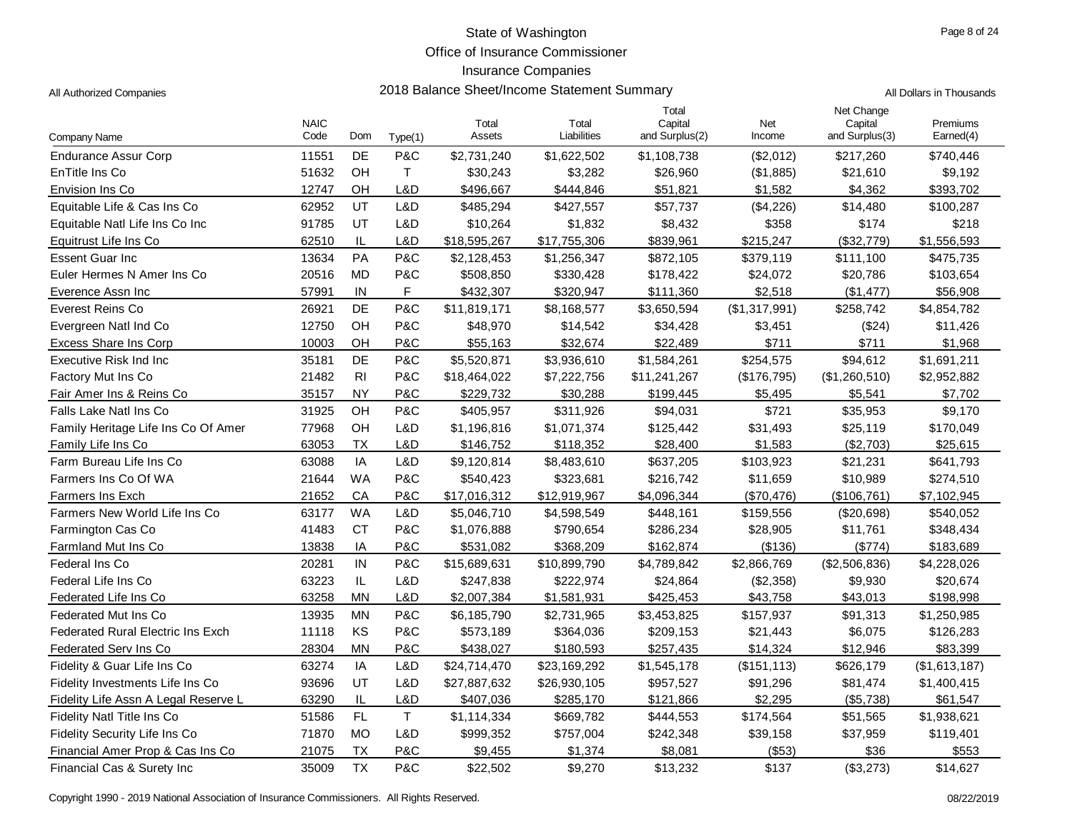# State of Washington
## Office of Insurance Commissioner
## Insurance Companies
## 2018 Balance Sheet/Income Statement Summary

All Authorized Companies

All Dollars in Thousands

| Company Name | NAIC Code | Dom | Type(1) | Total Assets | Total Liabilities | Total Capital and Surplus(2) | Net Income | Net Change Capital and Surplus(3) | Premiums Earned(4) |
|---|---|---|---|---|---|---|---|---|---|
| Endurance Assur Corp | 11551 | DE | P&C | $2,731,240 | $1,622,502 | $1,108,738 | ($2,012) | $217,260 | $740,446 |
| EnTitle Ins Co | 51632 | OH | T | $30,243 | $3,282 | $26,960 | ($1,885) | $21,610 | $9,192 |
| Envision Ins Co | 12747 | OH | L&D | $496,667 | $444,846 | $51,821 | $1,582 | $4,362 | $393,702 |
| Equitable Life & Cas Ins Co | 62952 | UT | L&D | $485,294 | $427,557 | $57,737 | ($4,226) | $14,480 | $100,287 |
| Equitable Natl Life Ins Co Inc | 91785 | UT | L&D | $10,264 | $1,832 | $8,432 | $358 | $174 | $218 |
| Equitrust Life Ins Co | 62510 | IL | L&D | $18,595,267 | $17,755,306 | $839,961 | $215,247 | ($32,779) | $1,556,593 |
| Essent Guar Inc | 13634 | PA | P&C | $2,128,453 | $1,256,347 | $872,105 | $379,119 | $111,100 | $475,735 |
| Euler Hermes N Amer Ins Co | 20516 | MD | P&C | $508,850 | $330,428 | $178,422 | $24,072 | $20,786 | $103,654 |
| Everence Assn Inc | 57991 | IN | F | $432,307 | $320,947 | $111,360 | $2,518 | ($1,477) | $56,908 |
| Everest Reins Co | 26921 | DE | P&C | $11,819,171 | $8,168,577 | $3,650,594 | ($1,317,991) | $258,742 | $4,854,782 |
| Evergreen Natl Ind Co | 12750 | OH | P&C | $48,970 | $14,542 | $34,428 | $3,451 | ($24) | $11,426 |
| Excess Share Ins Corp | 10003 | OH | P&C | $55,163 | $32,674 | $22,489 | $711 | $711 | $1,968 |
| Executive Risk Ind Inc | 35181 | DE | P&C | $5,520,871 | $3,936,610 | $1,584,261 | $254,575 | $94,612 | $1,691,211 |
| Factory Mut Ins Co | 21482 | RI | P&C | $18,464,022 | $7,222,756 | $11,241,267 | ($176,795) | ($1,260,510) | $2,952,882 |
| Fair Amer Ins & Reins Co | 35157 | NY | P&C | $229,732 | $30,288 | $199,445 | $5,495 | $5,541 | $7,702 |
| Falls Lake Natl Ins Co | 31925 | OH | P&C | $405,957 | $311,926 | $94,031 | $721 | $35,953 | $9,170 |
| Family Heritage Life Ins Co Of Amer | 77968 | OH | L&D | $1,196,816 | $1,071,374 | $125,442 | $31,493 | $25,119 | $170,049 |
| Family Life Ins Co | 63053 | TX | L&D | $146,752 | $118,352 | $28,400 | $1,583 | ($2,703) | $25,615 |
| Farm Bureau Life Ins Co | 63088 | IA | L&D | $9,120,814 | $8,483,610 | $637,205 | $103,923 | $21,231 | $641,793 |
| Farmers Ins Co Of WA | 21644 | WA | P&C | $540,423 | $323,681 | $216,742 | $11,659 | $10,989 | $274,510 |
| Farmers Ins Exch | 21652 | CA | P&C | $17,016,312 | $12,919,967 | $4,096,344 | ($70,476) | ($106,761) | $7,102,945 |
| Farmers New World Life Ins Co | 63177 | WA | L&D | $5,046,710 | $4,598,549 | $448,161 | $159,556 | ($20,698) | $540,052 |
| Farmington Cas Co | 41483 | CT | P&C | $1,076,888 | $790,654 | $286,234 | $28,905 | $11,761 | $348,434 |
| Farmland Mut Ins Co | 13838 | IA | P&C | $531,082 | $368,209 | $162,874 | ($136) | ($774) | $183,689 |
| Federal Ins Co | 20281 | IN | P&C | $15,689,631 | $10,899,790 | $4,789,842 | $2,866,769 | ($2,506,836) | $4,228,026 |
| Federal Life Ins Co | 63223 | IL | L&D | $247,838 | $222,974 | $24,864 | ($2,358) | $9,930 | $20,674 |
| Federated Life Ins Co | 63258 | MN | L&D | $2,007,384 | $1,581,931 | $425,453 | $43,758 | $43,013 | $198,998 |
| Federated Mut Ins Co | 13935 | MN | P&C | $6,185,790 | $2,731,965 | $3,453,825 | $157,937 | $91,313 | $1,250,985 |
| Federated Rural Electric Ins Exch | 11118 | KS | P&C | $573,189 | $364,036 | $209,153 | $21,443 | $6,075 | $126,283 |
| Federated Serv Ins Co | 28304 | MN | P&C | $438,027 | $180,593 | $257,435 | $14,324 | $12,946 | $83,399 |
| Fidelity & Guar Life Ins Co | 63274 | IA | L&D | $24,714,470 | $23,169,292 | $1,545,178 | ($151,113) | $626,179 | ($1,613,187) |
| Fidelity Investments Life Ins Co | 93696 | UT | L&D | $27,887,632 | $26,930,105 | $957,527 | $91,296 | $81,474 | $1,400,415 |
| Fidelity Life Assn A Legal Reserve L | 63290 | IL | L&D | $407,036 | $285,170 | $121,866 | $2,295 | ($5,738) | $61,547 |
| Fidelity Natl Title Ins Co | 51586 | FL | T | $1,114,334 | $669,782 | $444,553 | $174,564 | $51,565 | $1,938,621 |
| Fidelity Security Life Ins Co | 71870 | MO | L&D | $999,352 | $757,004 | $242,348 | $39,158 | $37,959 | $119,401 |
| Financial Amer Prop & Cas Ins Co | 21075 | TX | P&C | $9,455 | $1,374 | $8,081 | ($53) | $36 | $553 |
| Financial Cas & Surety Inc | 35009 | TX | P&C | $22,502 | $9,270 | $13,232 | $137 | ($3,273) | $14,627 |

Copyright 1990 - 2019 National Association of Insurance Commissioners. All Rights Reserved.

08/22/2019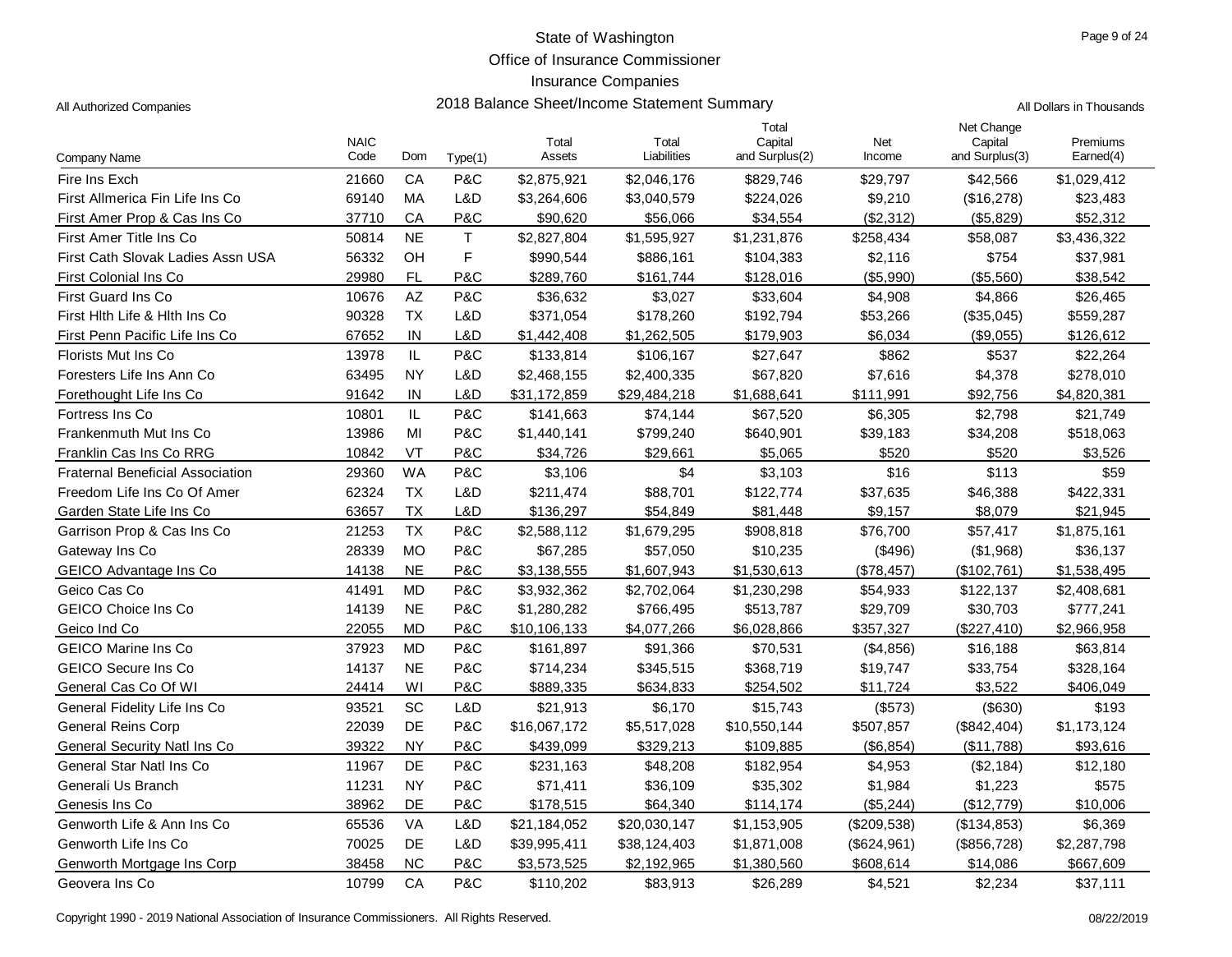State of Washington

Office of Insurance Commissioner

Insurance Companies

2018 Balance Sheet/Income Statement Summary

All Authorized Companies

All Dollars in Thousands

| Company Name | NAIC Code | Dom | Type(1) | Total Assets | Total Liabilities | Total Capital and Surplus(2) | Net Income | Net Change Capital and Surplus(3) | Premiums Earned(4) |
|---|---|---|---|---|---|---|---|---|---|
| Fire Ins Exch | 21660 | CA | P&C | $2,875,921 | $2,046,176 | $829,746 | $29,797 | $42,566 | $1,029,412 |
| First Allmerica Fin Life Ins Co | 69140 | MA | L&D | $3,264,606 | $3,040,579 | $224,026 | $9,210 | ($16,278) | $23,483 |
| First Amer Prop & Cas Ins Co | 37710 | CA | P&C | $90,620 | $56,066 | $34,554 | ($2,312) | ($5,829) | $52,312 |
| First Amer Title Ins Co | 50814 | NE | T | $2,827,804 | $1,595,927 | $1,231,876 | $258,434 | $58,087 | $3,436,322 |
| First Cath Slovak Ladies Assn USA | 56332 | OH | F | $990,544 | $886,161 | $104,383 | $2,116 | $754 | $37,981 |
| First Colonial Ins Co | 29980 | FL | P&C | $289,760 | $161,744 | $128,016 | ($5,990) | ($5,560) | $38,542 |
| First Guard Ins Co | 10676 | AZ | P&C | $36,632 | $3,027 | $33,604 | $4,908 | $4,866 | $26,465 |
| First Hlth Life & Hlth Ins Co | 90328 | TX | L&D | $371,054 | $178,260 | $192,794 | $53,266 | ($35,045) | $559,287 |
| First Penn Pacific Life Ins Co | 67652 | IN | L&D | $1,442,408 | $1,262,505 | $179,903 | $6,034 | ($9,055) | $126,612 |
| Florists Mut Ins Co | 13978 | IL | P&C | $133,814 | $106,167 | $27,647 | $862 | $537 | $22,264 |
| Foresters Life Ins Ann Co | 63495 | NY | L&D | $2,468,155 | $2,400,335 | $67,820 | $7,616 | $4,378 | $278,010 |
| Forethought Life Ins Co | 91642 | IN | L&D | $31,172,859 | $29,484,218 | $1,688,641 | $111,991 | $92,756 | $4,820,381 |
| Fortress Ins Co | 10801 | IL | P&C | $141,663 | $74,144 | $67,520 | $6,305 | $2,798 | $21,749 |
| Frankenmuth Mut Ins Co | 13986 | MI | P&C | $1,440,141 | $799,240 | $640,901 | $39,183 | $34,208 | $518,063 |
| Franklin Cas Ins Co RRG | 10842 | VT | P&C | $34,726 | $29,661 | $5,065 | $520 | $520 | $3,526 |
| Fraternal Beneficial Association | 29360 | WA | P&C | $3,106 | $4 | $3,103 | $16 | $113 | $59 |
| Freedom Life Ins Co Of Amer | 62324 | TX | L&D | $211,474 | $88,701 | $122,774 | $37,635 | $46,388 | $422,331 |
| Garden State Life Ins Co | 63657 | TX | L&D | $136,297 | $54,849 | $81,448 | $9,157 | $8,079 | $21,945 |
| Garrison Prop & Cas Ins Co | 21253 | TX | P&C | $2,588,112 | $1,679,295 | $908,818 | $76,700 | $57,417 | $1,875,161 |
| Gateway Ins Co | 28339 | MO | P&C | $67,285 | $57,050 | $10,235 | ($496) | ($1,968) | $36,137 |
| GEICO Advantage Ins Co | 14138 | NE | P&C | $3,138,555 | $1,607,943 | $1,530,613 | ($78,457) | ($102,761) | $1,538,495 |
| Geico Cas Co | 41491 | MD | P&C | $3,932,362 | $2,702,064 | $1,230,298 | $54,933 | $122,137 | $2,408,681 |
| GEICO Choice Ins Co | 14139 | NE | P&C | $1,280,282 | $766,495 | $513,787 | $29,709 | $30,703 | $777,241 |
| Geico Ind Co | 22055 | MD | P&C | $10,106,133 | $4,077,266 | $6,028,866 | $357,327 | ($227,410) | $2,966,958 |
| GEICO Marine Ins Co | 37923 | MD | P&C | $161,897 | $91,366 | $70,531 | ($4,856) | $16,188 | $63,814 |
| GEICO Secure Ins Co | 14137 | NE | P&C | $714,234 | $345,515 | $368,719 | $19,747 | $33,754 | $328,164 |
| General Cas Co Of WI | 24414 | WI | P&C | $889,335 | $634,833 | $254,502 | $11,724 | $3,522 | $406,049 |
| General Fidelity Life Ins Co | 93521 | SC | L&D | $21,913 | $6,170 | $15,743 | ($573) | ($630) | $193 |
| General Reins Corp | 22039 | DE | P&C | $16,067,172 | $5,517,028 | $10,550,144 | $507,857 | ($842,404) | $1,173,124 |
| General Security Natl Ins Co | 39322 | NY | P&C | $439,099 | $329,213 | $109,885 | ($6,854) | ($11,788) | $93,616 |
| General Star Natl Ins Co | 11967 | DE | P&C | $231,163 | $48,208 | $182,954 | $4,953 | ($2,184) | $12,180 |
| Generali Us Branch | 11231 | NY | P&C | $71,411 | $36,109 | $35,302 | $1,984 | $1,223 | $575 |
| Genesis Ins Co | 38962 | DE | P&C | $178,515 | $64,340 | $114,174 | ($5,244) | ($12,779) | $10,006 |
| Genworth Life & Ann Ins Co | 65536 | VA | L&D | $21,184,052 | $20,030,147 | $1,153,905 | ($209,538) | ($134,853) | $6,369 |
| Genworth Life Ins Co | 70025 | DE | L&D | $39,995,411 | $38,124,403 | $1,871,008 | ($624,961) | ($856,728) | $2,287,798 |
| Genworth Mortgage Ins Corp | 38458 | NC | P&C | $3,573,525 | $2,192,965 | $1,380,560 | $608,614 | $14,086 | $667,609 |
| Geovera Ins Co | 10799 | CA | P&C | $110,202 | $83,913 | $26,289 | $4,521 | $2,234 | $37,111 |

Copyright 1990 - 2019 National Association of Insurance Commissioners. All Rights Reserved.

08/22/2019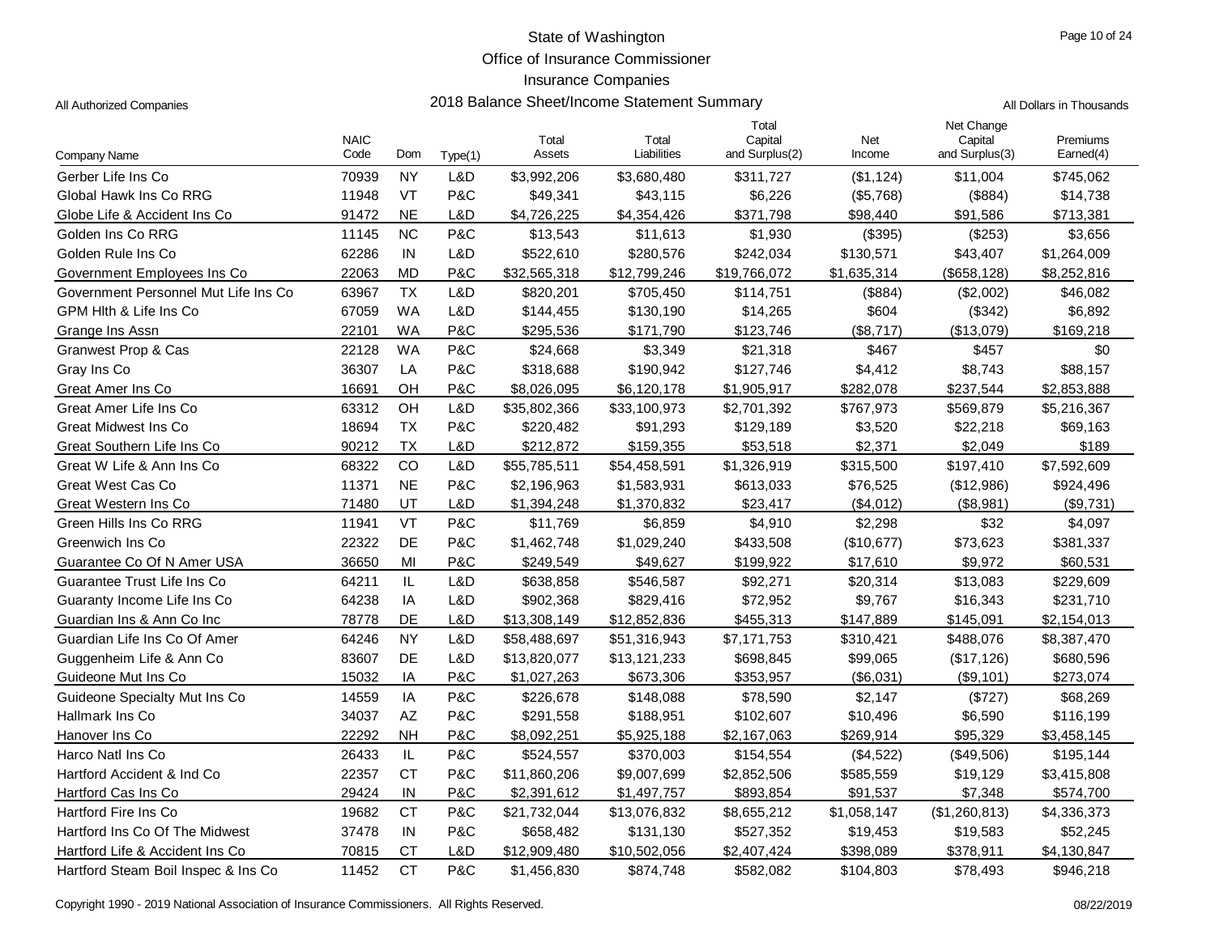# State of Washington
## Office of Insurance Commissioner
## Insurance Companies
## 2018 Balance Sheet/Income Statement Summary

All Authorized Companies — All Dollars in Thousands

| Company Name | NAIC Code | Dom | Type(1) | Total Assets | Total Liabilities | Total Capital and Surplus(2) | Net Income | Net Change Capital and Surplus(3) | Premiums Earned(4) |
|---|---|---|---|---|---|---|---|---|---|
| Gerber Life Ins Co | 70939 | NY | L&D | $3,992,206 | $3,680,480 | $311,727 | ($1,124) | $11,004 | $745,062 |
| Global Hawk Ins Co RRG | 11948 | VT | P&C | $49,341 | $43,115 | $6,226 | ($5,768) | ($884) | $14,738 |
| Globe Life & Accident Ins Co | 91472 | NE | L&D | $4,726,225 | $4,354,426 | $371,798 | $98,440 | $91,586 | $713,381 |
| Golden Ins Co RRG | 11145 | NC | P&C | $13,543 | $11,613 | $1,930 | ($395) | ($253) | $3,656 |
| Golden Rule Ins Co | 62286 | IN | L&D | $522,610 | $280,576 | $242,034 | $130,571 | $43,407 | $1,264,009 |
| Government Employees Ins Co | 22063 | MD | P&C | $32,565,318 | $12,799,246 | $19,766,072 | $1,635,314 | ($658,128) | $8,252,816 |
| Government Personnel Mut Life Ins Co | 63967 | TX | L&D | $820,201 | $705,450 | $114,751 | ($884) | ($2,002) | $46,082 |
| GPM Hlth & Life Ins Co | 67059 | WA | L&D | $144,455 | $130,190 | $14,265 | $604 | ($342) | $6,892 |
| Grange Ins Assn | 22101 | WA | P&C | $295,536 | $171,790 | $123,746 | ($8,717) | ($13,079) | $169,218 |
| Granwest Prop & Cas | 22128 | WA | P&C | $24,668 | $3,349 | $21,318 | $467 | $457 | $0 |
| Gray Ins Co | 36307 | LA | P&C | $318,688 | $190,942 | $127,746 | $4,412 | $8,743 | $88,157 |
| Great Amer Ins Co | 16691 | OH | P&C | $8,026,095 | $6,120,178 | $1,905,917 | $282,078 | $237,544 | $2,853,888 |
| Great Amer Life Ins Co | 63312 | OH | L&D | $35,802,366 | $33,100,973 | $2,701,392 | $767,973 | $569,879 | $5,216,367 |
| Great Midwest Ins Co | 18694 | TX | P&C | $220,482 | $91,293 | $129,189 | $3,520 | $22,218 | $69,163 |
| Great Southern Life Ins Co | 90212 | TX | L&D | $212,872 | $159,355 | $53,518 | $2,371 | $2,049 | $189 |
| Great W Life & Ann Ins Co | 68322 | CO | L&D | $55,785,511 | $54,458,591 | $1,326,919 | $315,500 | $197,410 | $7,592,609 |
| Great West Cas Co | 11371 | NE | P&C | $2,196,963 | $1,583,931 | $613,033 | $76,525 | ($12,986) | $924,496 |
| Great Western Ins Co | 71480 | UT | L&D | $1,394,248 | $1,370,832 | $23,417 | ($4,012) | ($8,981) | ($9,731) |
| Green Hills Ins Co RRG | 11941 | VT | P&C | $11,769 | $6,859 | $4,910 | $2,298 | $32 | $4,097 |
| Greenwich Ins Co | 22322 | DE | P&C | $1,462,748 | $1,029,240 | $433,508 | ($10,677) | $73,623 | $381,337 |
| Guarantee Co Of N Amer USA | 36650 | MI | P&C | $249,549 | $49,627 | $199,922 | $17,610 | $9,972 | $60,531 |
| Guarantee Trust Life Ins Co | 64211 | IL | L&D | $638,858 | $546,587 | $92,271 | $20,314 | $13,083 | $229,609 |
| Guaranty Income Life Ins Co | 64238 | IA | L&D | $902,368 | $829,416 | $72,952 | $9,767 | $16,343 | $231,710 |
| Guardian Ins & Ann Co Inc | 78778 | DE | L&D | $13,308,149 | $12,852,836 | $455,313 | $147,889 | $145,091 | $2,154,013 |
| Guardian Life Ins Co Of Amer | 64246 | NY | L&D | $58,488,697 | $51,316,943 | $7,171,753 | $310,421 | $488,076 | $8,387,470 |
| Guggenheim Life & Ann Co | 83607 | DE | L&D | $13,820,077 | $13,121,233 | $698,845 | $99,065 | ($17,126) | $680,596 |
| Guideone Mut Ins Co | 15032 | IA | P&C | $1,027,263 | $673,306 | $353,957 | ($6,031) | ($9,101) | $273,074 |
| Guideone Specialty Mut Ins Co | 14559 | IA | P&C | $226,678 | $148,088 | $78,590 | $2,147 | ($727) | $68,269 |
| Hallmark Ins Co | 34037 | AZ | P&C | $291,558 | $188,951 | $102,607 | $10,496 | $6,590 | $116,199 |
| Hanover Ins Co | 22292 | NH | P&C | $8,092,251 | $5,925,188 | $2,167,063 | $269,914 | $95,329 | $3,458,145 |
| Harco Natl Ins Co | 26433 | IL | P&C | $524,557 | $370,003 | $154,554 | ($4,522) | ($49,506) | $195,144 |
| Hartford Accident & Ind Co | 22357 | CT | P&C | $11,860,206 | $9,007,699 | $2,852,506 | $585,559 | $19,129 | $3,415,808 |
| Hartford Cas Ins Co | 29424 | IN | P&C | $2,391,612 | $1,497,757 | $893,854 | $91,537 | $7,348 | $574,700 |
| Hartford Fire Ins Co | 19682 | CT | P&C | $21,732,044 | $13,076,832 | $8,655,212 | $1,058,147 | ($1,260,813) | $4,336,373 |
| Hartford Ins Co Of The Midwest | 37478 | IN | P&C | $658,482 | $131,130 | $527,352 | $19,453 | $19,583 | $52,245 |
| Hartford Life & Accident Ins Co | 70815 | CT | L&D | $12,909,480 | $10,502,056 | $2,407,424 | $398,089 | $378,911 | $4,130,847 |
| Hartford Steam Boil Inspec & Ins Co | 11452 | CT | P&C | $1,456,830 | $874,748 | $582,082 | $104,803 | $78,493 | $946,218 |

Copyright 1990 - 2019 National Association of Insurance Commissioners. All Rights Reserved. 08/22/2019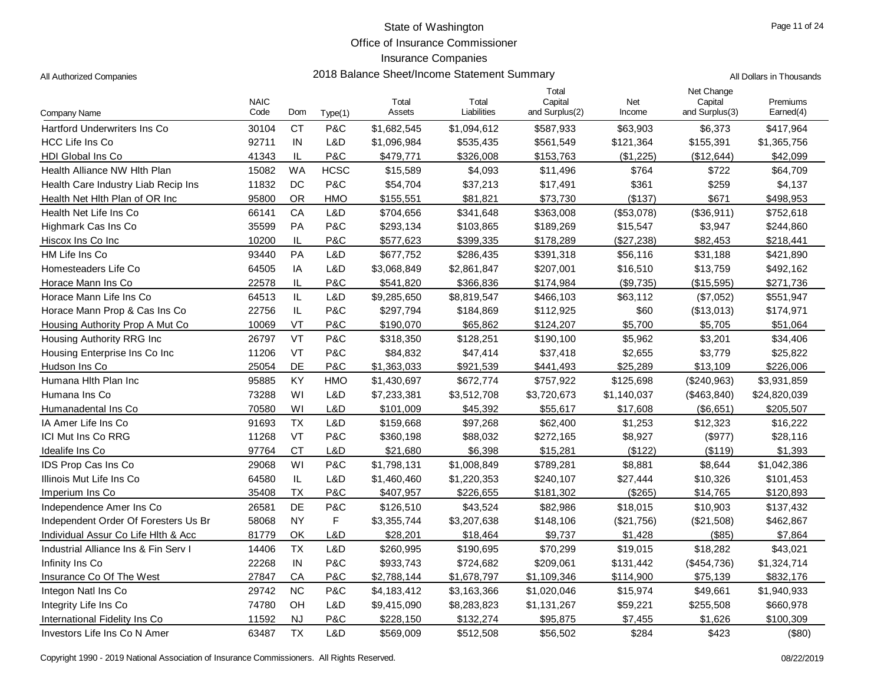State of Washington
Office of Insurance Commissioner
Insurance Companies

All Authorized Companies

## 2018 Balance Sheet/Income Statement Summary

All Dollars in Thousands

| Company Name | NAIC Code | Dom | Type(1) | Total Assets | Total Liabilities | Total Capital and Surplus(2) | Net Income | Net Change Capital and Surplus(3) | Premiums Earned(4) |
|---|---|---|---|---|---|---|---|---|---|
| Hartford Underwriters Ins Co | 30104 | CT | P&C | $1,682,545 | $1,094,612 | $587,933 | $63,903 | $6,373 | $417,964 |
| HCC Life Ins Co | 92711 | IN | L&D | $1,096,984 | $535,435 | $561,549 | $121,364 | $155,391 | $1,365,756 |
| HDI Global Ins Co | 41343 | IL | P&C | $479,771 | $326,008 | $153,763 | ($1,225) | ($12,644) | $42,099 |
| Health Alliance NW Hlth Plan | 15082 | WA | HCSC | $15,589 | $4,093 | $11,496 | $764 | $722 | $64,709 |
| Health Care Industry Liab Recip Ins | 11832 | DC | P&C | $54,704 | $37,213 | $17,491 | $361 | $259 | $4,137 |
| Health Net Hlth Plan of OR Inc | 95800 | OR | HMO | $155,551 | $81,821 | $73,730 | ($137) | $671 | $498,953 |
| Health Net Life Ins Co | 66141 | CA | L&D | $704,656 | $341,648 | $363,008 | ($53,078) | ($36,911) | $752,618 |
| Highmark Cas Ins Co | 35599 | PA | P&C | $293,134 | $103,865 | $189,269 | $15,547 | $3,947 | $244,860 |
| Hiscox Ins Co Inc | 10200 | IL | P&C | $577,623 | $399,335 | $178,289 | ($27,238) | $82,453 | $218,441 |
| HM Life Ins Co | 93440 | PA | L&D | $677,752 | $286,435 | $391,318 | $56,116 | $31,188 | $421,890 |
| Homesteaders Life Co | 64505 | IA | L&D | $3,068,849 | $2,861,847 | $207,001 | $16,510 | $13,759 | $492,162 |
| Horace Mann Ins Co | 22578 | IL | P&C | $541,820 | $366,836 | $174,984 | ($9,735) | ($15,595) | $271,736 |
| Horace Mann Life Ins Co | 64513 | IL | L&D | $9,285,650 | $8,819,547 | $466,103 | $63,112 | ($7,052) | $551,947 |
| Horace Mann Prop & Cas Ins Co | 22756 | IL | P&C | $297,794 | $184,869 | $112,925 | $60 | ($13,013) | $174,971 |
| Housing Authority Prop A Mut Co | 10069 | VT | P&C | $190,070 | $65,862 | $124,207 | $5,700 | $5,705 | $51,064 |
| Housing Authority RRG Inc | 26797 | VT | P&C | $318,350 | $128,251 | $190,100 | $5,962 | $3,201 | $34,406 |
| Housing Enterprise Ins Co Inc | 11206 | VT | P&C | $84,832 | $47,414 | $37,418 | $2,655 | $3,779 | $25,822 |
| Hudson Ins Co | 25054 | DE | P&C | $1,363,033 | $921,539 | $441,493 | $25,289 | $13,109 | $226,006 |
| Humana Hlth Plan Inc | 95885 | KY | HMO | $1,430,697 | $672,774 | $757,922 | $125,698 | ($240,963) | $3,931,859 |
| Humana Ins Co | 73288 | WI | L&D | $7,233,381 | $3,512,708 | $3,720,673 | $1,140,037 | ($463,840) | $24,820,039 |
| Humanadental Ins Co | 70580 | WI | L&D | $101,009 | $45,392 | $55,617 | $17,608 | ($6,651) | $205,507 |
| IA Amer Life Ins Co | 91693 | TX | L&D | $159,668 | $97,268 | $62,400 | $1,253 | $12,323 | $16,222 |
| ICI Mut Ins Co RRG | 11268 | VT | P&C | $360,198 | $88,032 | $272,165 | $8,927 | ($977) | $28,116 |
| Idealife Ins Co | 97764 | CT | L&D | $21,680 | $6,398 | $15,281 | ($122) | ($119) | $1,393 |
| IDS Prop Cas Ins Co | 29068 | WI | P&C | $1,798,131 | $1,008,849 | $789,281 | $8,881 | $8,644 | $1,042,386 |
| Illinois Mut Life Ins Co | 64580 | IL | L&D | $1,460,460 | $1,220,353 | $240,107 | $27,444 | $10,326 | $101,453 |
| Imperium Ins Co | 35408 | TX | P&C | $407,957 | $226,655 | $181,302 | ($265) | $14,765 | $120,893 |
| Independence Amer Ins Co | 26581 | DE | P&C | $126,510 | $43,524 | $82,986 | $18,015 | $10,903 | $137,432 |
| Independent Order Of Foresters Us Br | 58068 | NY | F | $3,355,744 | $3,207,638 | $148,106 | ($21,756) | ($21,508) | $462,867 |
| Individual Assur Co Life Hlth & Acc | 81779 | OK | L&D | $28,201 | $18,464 | $9,737 | $1,428 | ($85) | $7,864 |
| Industrial Alliance Ins & Fin Serv I | 14406 | TX | L&D | $260,995 | $190,695 | $70,299 | $19,015 | $18,282 | $43,021 |
| Infinity Ins Co | 22268 | IN | P&C | $933,743 | $724,682 | $209,061 | $131,442 | ($454,736) | $1,324,714 |
| Insurance Co Of The West | 27847 | CA | P&C | $2,788,144 | $1,678,797 | $1,109,346 | $114,900 | $75,139 | $832,176 |
| Integon Natl Ins Co | 29742 | NC | P&C | $4,183,412 | $3,163,366 | $1,020,046 | $15,974 | $49,661 | $1,940,933 |
| Integrity Life Ins Co | 74780 | OH | L&D | $9,415,090 | $8,283,823 | $1,131,267 | $59,221 | $255,508 | $660,978 |
| International Fidelity Ins Co | 11592 | NJ | P&C | $228,150 | $132,274 | $95,875 | $7,455 | $1,626 | $100,309 |
| Investors Life Ins Co N Amer | 63487 | TX | L&D | $569,009 | $512,508 | $56,502 | $284 | $423 | ($80) |

Copyright 1990 - 2019 National Association of Insurance Commissioners. All Rights Reserved.

08/22/2019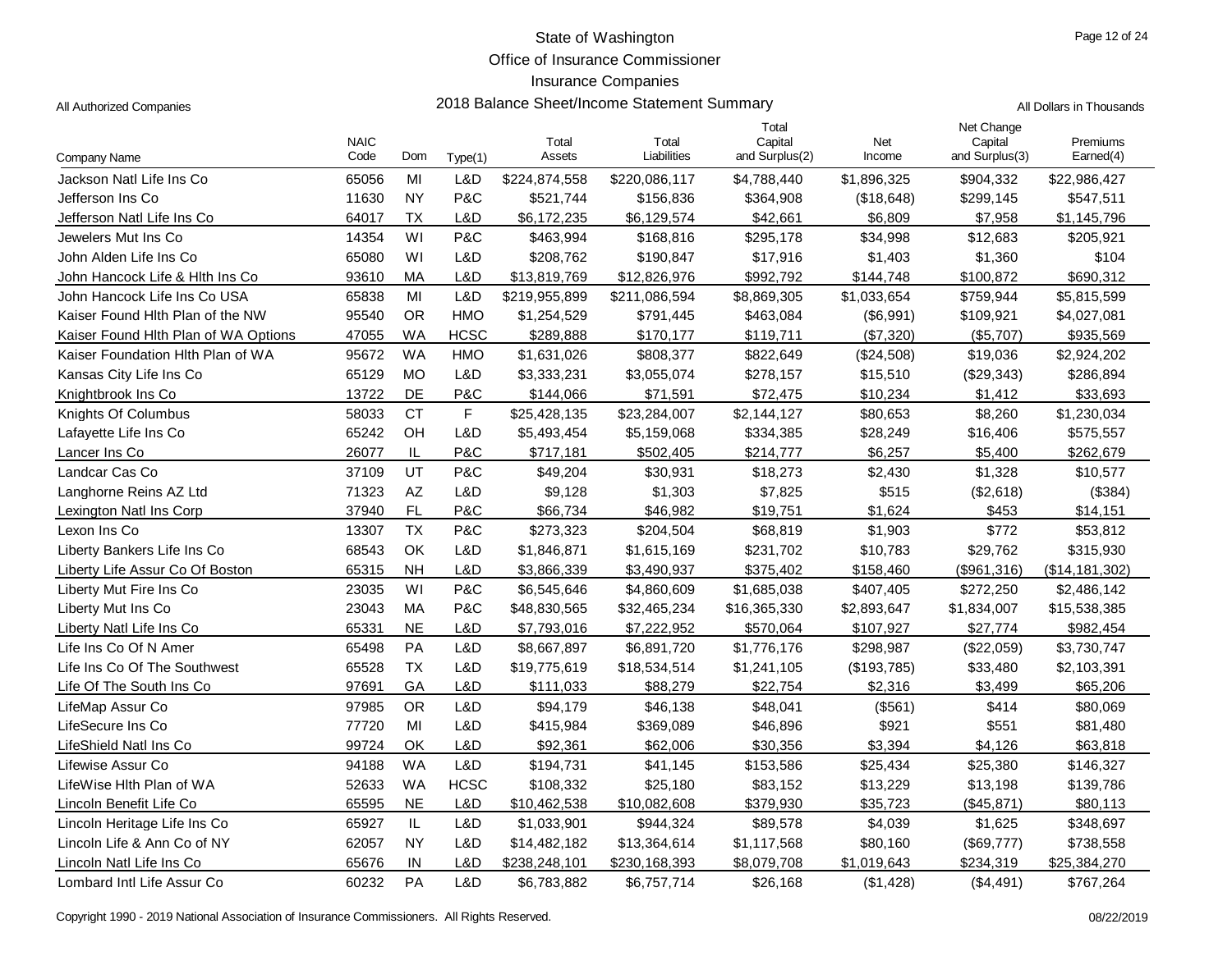# State of Washington
## Office of Insurance Commissioner
## Insurance Companies
## 2018 Balance Sheet/Income Statement Summary

All Authorized Companies

All Dollars in Thousands

| Company Name | NAIC Code | Dom | Type(1) | Total Assets | Total Liabilities | Total Capital and Surplus(2) | Net Income | Net Change Capital and Surplus(3) | Premiums Earned(4) |
|---|---|---|---|---|---|---|---|---|---|
| Jackson Natl Life Ins Co | 65056 | MI | L&D | $224,874,558 | $220,086,117 | $4,788,440 | $1,896,325 | $904,332 | $22,986,427 |
| Jefferson Ins Co | 11630 | NY | P&C | $521,744 | $156,836 | $364,908 | ($18,648) | $299,145 | $547,511 |
| Jefferson Natl Life Ins Co | 64017 | TX | L&D | $6,172,235 | $6,129,574 | $42,661 | $6,809 | $7,958 | $1,145,796 |
| Jewelers Mut Ins Co | 14354 | WI | P&C | $463,994 | $168,816 | $295,178 | $34,998 | $12,683 | $205,921 |
| John Alden Life Ins Co | 65080 | WI | L&D | $208,762 | $190,847 | $17,916 | $1,403 | $1,360 | $104 |
| John Hancock Life & Hlth Ins Co | 93610 | MA | L&D | $13,819,769 | $12,826,976 | $992,792 | $144,748 | $100,872 | $690,312 |
| John Hancock Life Ins Co USA | 65838 | MI | L&D | $219,955,899 | $211,086,594 | $8,869,305 | $1,033,654 | $759,944 | $5,815,599 |
| Kaiser Found Hlth Plan of the NW | 95540 | OR | HMO | $1,254,529 | $791,445 | $463,084 | ($6,991) | $109,921 | $4,027,081 |
| Kaiser Found Hlth Plan of WA Options | 47055 | WA | HCSC | $289,888 | $170,177 | $119,711 | ($7,320) | ($5,707) | $935,569 |
| Kaiser Foundation Hlth Plan of WA | 95672 | WA | HMO | $1,631,026 | $808,377 | $822,649 | ($24,508) | $19,036 | $2,924,202 |
| Kansas City Life Ins Co | 65129 | MO | L&D | $3,333,231 | $3,055,074 | $278,157 | $15,510 | ($29,343) | $286,894 |
| Knightbrook Ins Co | 13722 | DE | P&C | $144,066 | $71,591 | $72,475 | $10,234 | $1,412 | $33,693 |
| Knights Of Columbus | 58033 | CT | F | $25,428,135 | $23,284,007 | $2,144,127 | $80,653 | $8,260 | $1,230,034 |
| Lafayette Life Ins Co | 65242 | OH | L&D | $5,493,454 | $5,159,068 | $334,385 | $28,249 | $16,406 | $575,557 |
| Lancer Ins Co | 26077 | IL | P&C | $717,181 | $502,405 | $214,777 | $6,257 | $5,400 | $262,679 |
| Landcar Cas Co | 37109 | UT | P&C | $49,204 | $30,931 | $18,273 | $2,430 | $1,328 | $10,577 |
| Langhorne Reins AZ Ltd | 71323 | AZ | L&D | $9,128 | $1,303 | $7,825 | $515 | ($2,618) | ($384) |
| Lexington Natl Ins Corp | 37940 | FL | P&C | $66,734 | $46,982 | $19,751 | $1,624 | $453 | $14,151 |
| Lexon Ins Co | 13307 | TX | P&C | $273,323 | $204,504 | $68,819 | $1,903 | $772 | $53,812 |
| Liberty Bankers Life Ins Co | 68543 | OK | L&D | $1,846,871 | $1,615,169 | $231,702 | $10,783 | $29,762 | $315,930 |
| Liberty Life Assur Co Of Boston | 65315 | NH | L&D | $3,866,339 | $3,490,937 | $375,402 | $158,460 | ($961,316) | ($14,181,302) |
| Liberty Mut Fire Ins Co | 23035 | WI | P&C | $6,545,646 | $4,860,609 | $1,685,038 | $407,405 | $272,250 | $2,486,142 |
| Liberty Mut Ins Co | 23043 | MA | P&C | $48,830,565 | $32,465,234 | $16,365,330 | $2,893,647 | $1,834,007 | $15,538,385 |
| Liberty Natl Life Ins Co | 65331 | NE | L&D | $7,793,016 | $7,222,952 | $570,064 | $107,927 | $27,774 | $982,454 |
| Life Ins Co Of N Amer | 65498 | PA | L&D | $8,667,897 | $6,891,720 | $1,776,176 | $298,987 | ($22,059) | $3,730,747 |
| Life Ins Co Of The Southwest | 65528 | TX | L&D | $19,775,619 | $18,534,514 | $1,241,105 | ($193,785) | $33,480 | $2,103,391 |
| Life Of The South Ins Co | 97691 | GA | L&D | $111,033 | $88,279 | $22,754 | $2,316 | $3,499 | $65,206 |
| LifeMap Assur Co | 97985 | OR | L&D | $94,179 | $46,138 | $48,041 | ($561) | $414 | $80,069 |
| LifeSecure Ins Co | 77720 | MI | L&D | $415,984 | $369,089 | $46,896 | $921 | $551 | $81,480 |
| LifeShield Natl Ins Co | 99724 | OK | L&D | $92,361 | $62,006 | $30,356 | $3,394 | $4,126 | $63,818 |
| Lifewise Assur Co | 94188 | WA | L&D | $194,731 | $41,145 | $153,586 | $25,434 | $25,380 | $146,327 |
| LifeWise Hlth Plan of WA | 52633 | WA | HCSC | $108,332 | $25,180 | $83,152 | $13,229 | $13,198 | $139,786 |
| Lincoln Benefit Life Co | 65595 | NE | L&D | $10,462,538 | $10,082,608 | $379,930 | $35,723 | ($45,871) | $80,113 |
| Lincoln Heritage Life Ins Co | 65927 | IL | L&D | $1,033,901 | $944,324 | $89,578 | $4,039 | $1,625 | $348,697 |
| Lincoln Life & Ann Co of NY | 62057 | NY | L&D | $14,482,182 | $13,364,614 | $1,117,568 | $80,160 | ($69,777) | $738,558 |
| Lincoln Natl Life Ins Co | 65676 | IN | L&D | $238,248,101 | $230,168,393 | $8,079,708 | $1,019,643 | $234,319 | $25,384,270 |
| Lombard Intl Life Assur Co | 60232 | PA | L&D | $6,783,882 | $6,757,714 | $26,168 | ($1,428) | ($4,491) | $767,264 |

Copyright 1990 - 2019 National Association of Insurance Commissioners. All Rights Reserved. 08/22/2019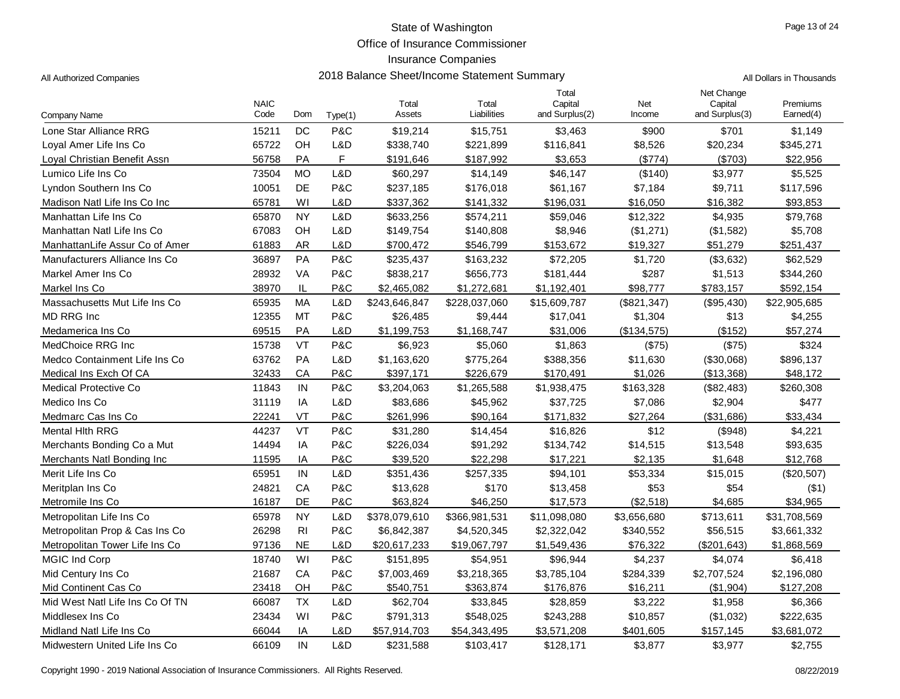State of Washington
Office of Insurance Commissioner
Insurance Companies

All Authorized Companies

## 2018 Balance Sheet/Income Statement Summary

All Dollars in Thousands

| Company Name | NAIC Code | Dom | Type(1) | Total Assets | Total Liabilities | Total Capital and Surplus(2) | Net Income | Net Change Capital and Surplus(3) | Premiums Earned(4) |
|---|---|---|---|---|---|---|---|---|---|
| Lone Star Alliance RRG | 15211 | DC | P&C | $19,214 | $15,751 | $3,463 | $900 | $701 | $1,149 |
| Loyal Amer Life Ins Co | 65722 | OH | L&D | $338,740 | $221,899 | $116,841 | $8,526 | $20,234 | $345,271 |
| Loyal Christian Benefit Assn | 56758 | PA | F | $191,646 | $187,992 | $3,653 | ($774) | ($703) | $22,956 |
| Lumico Life Ins Co | 73504 | MO | L&D | $60,297 | $14,149 | $46,147 | ($140) | $3,977 | $5,525 |
| Lyndon Southern Ins Co | 10051 | DE | P&C | $237,185 | $176,018 | $61,167 | $7,184 | $9,711 | $117,596 |
| Madison Natl Life Ins Co Inc | 65781 | WI | L&D | $337,362 | $141,332 | $196,031 | $16,050 | $16,382 | $93,853 |
| Manhattan Life Ins Co | 65870 | NY | L&D | $633,256 | $574,211 | $59,046 | $12,322 | $4,935 | $79,768 |
| Manhattan Natl Life Ins Co | 67083 | OH | L&D | $149,754 | $140,808 | $8,946 | ($1,271) | ($1,582) | $5,708 |
| ManhattanLife Assur Co of Amer | 61883 | AR | L&D | $700,472 | $546,799 | $153,672 | $19,327 | $51,279 | $251,437 |
| Manufacturers Alliance Ins Co | 36897 | PA | P&C | $235,437 | $163,232 | $72,205 | $1,720 | ($3,632) | $62,529 |
| Markel Amer Ins Co | 28932 | VA | P&C | $838,217 | $656,773 | $181,444 | $287 | $1,513 | $344,260 |
| Markel Ins Co | 38970 | IL | P&C | $2,465,082 | $1,272,681 | $1,192,401 | $98,777 | $783,157 | $592,154 |
| Massachusetts Mut Life Ins Co | 65935 | MA | L&D | $243,646,847 | $228,037,060 | $15,609,787 | ($821,347) | ($95,430) | $22,905,685 |
| MD RRG Inc | 12355 | MT | P&C | $26,485 | $9,444 | $17,041 | $1,304 | $13 | $4,255 |
| Medamerica Ins Co | 69515 | PA | L&D | $1,199,753 | $1,168,747 | $31,006 | ($134,575) | ($152) | $57,274 |
| MedChoice RRG Inc | 15738 | VT | P&C | $6,923 | $5,060 | $1,863 | ($75) | ($75) | $324 |
| Medco Containment Life Ins Co | 63762 | PA | L&D | $1,163,620 | $775,264 | $388,356 | $11,630 | ($30,068) | $896,137 |
| Medical Ins Exch Of CA | 32433 | CA | P&C | $397,171 | $226,679 | $170,491 | $1,026 | ($13,368) | $48,172 |
| Medical Protective Co | 11843 | IN | P&C | $3,204,063 | $1,265,588 | $1,938,475 | $163,328 | ($82,483) | $260,308 |
| Medico Ins Co | 31119 | IA | L&D | $83,686 | $45,962 | $37,725 | $7,086 | $2,904 | $477 |
| Medmarc Cas Ins Co | 22241 | VT | P&C | $261,996 | $90,164 | $171,832 | $27,264 | ($31,686) | $33,434 |
| Mental Hlth RRG | 44237 | VT | P&C | $31,280 | $14,454 | $16,826 | $12 | ($948) | $4,221 |
| Merchants Bonding Co a Mut | 14494 | IA | P&C | $226,034 | $91,292 | $134,742 | $14,515 | $13,548 | $93,635 |
| Merchants Natl Bonding Inc | 11595 | IA | P&C | $39,520 | $22,298 | $17,221 | $2,135 | $1,648 | $12,768 |
| Merit Life Ins Co | 65951 | IN | L&D | $351,436 | $257,335 | $94,101 | $53,334 | $15,015 | ($20,507) |
| Meritplan Ins Co | 24821 | CA | P&C | $13,628 | $170 | $13,458 | $53 | $54 | ($1) |
| Metromile Ins Co | 16187 | DE | P&C | $63,824 | $46,250 | $17,573 | ($2,518) | $4,685 | $34,965 |
| Metropolitan Life Ins Co | 65978 | NY | L&D | $378,079,610 | $366,981,531 | $11,098,080 | $3,656,680 | $713,611 | $31,708,569 |
| Metropolitan Prop & Cas Ins Co | 26298 | RI | P&C | $6,842,387 | $4,520,345 | $2,322,042 | $340,552 | $56,515 | $3,661,332 |
| Metropolitan Tower Life Ins Co | 97136 | NE | L&D | $20,617,233 | $19,067,797 | $1,549,436 | $76,322 | ($201,643) | $1,868,569 |
| MGIC Ind Corp | 18740 | WI | P&C | $151,895 | $54,951 | $96,944 | $4,237 | $4,074 | $6,418 |
| Mid Century Ins Co | 21687 | CA | P&C | $7,003,469 | $3,218,365 | $3,785,104 | $284,339 | $2,707,524 | $2,196,080 |
| Mid Continent Cas Co | 23418 | OH | P&C | $540,751 | $363,874 | $176,876 | $16,211 | ($1,904) | $127,208 |
| Mid West Natl Life Ins Co Of TN | 66087 | TX | L&D | $62,704 | $33,845 | $28,859 | $3,222 | $1,958 | $6,366 |
| Middlesex Ins Co | 23434 | WI | P&C | $791,313 | $548,025 | $243,288 | $10,857 | ($1,032) | $222,635 |
| Midland Natl Life Ins Co | 66044 | IA | L&D | $57,914,703 | $54,343,495 | $3,571,208 | $401,605 | $157,145 | $3,681,072 |
| Midwestern United Life Ins Co | 66109 | IN | L&D | $231,588 | $103,417 | $128,171 | $3,877 | $3,977 | $2,755 |

Copyright 1990 - 2019 National Association of Insurance Commissioners. All Rights Reserved. 08/22/2019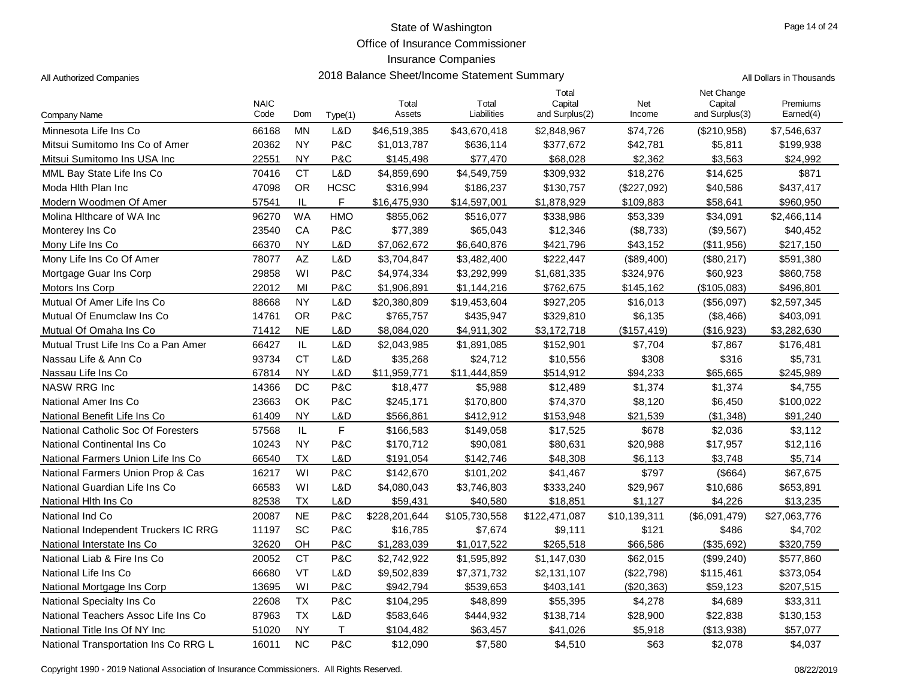# State of Washington
## Office of Insurance Commissioner
## Insurance Companies
## 2018 Balance Sheet/Income Statement Summary

All Authorized Companies

All Dollars in Thousands

| Company Name | NAIC Code | Dom | Type(1) | Total Assets | Total Liabilities | Total Capital and Surplus(2) | Net Income | Net Change Capital and Surplus(3) | Premiums Earned(4) |
|---|---|---|---|---|---|---|---|---|---|
| Minnesota Life Ins Co | 66168 | MN | L&D | $46,519,385 | $43,670,418 | $2,848,967 | $74,726 | ($210,958) | $7,546,637 |
| Mitsui Sumitomo Ins Co of Amer | 20362 | NY | P&C | $1,013,787 | $636,114 | $377,672 | $42,781 | $5,811 | $199,938 |
| Mitsui Sumitomo Ins USA Inc | 22551 | NY | P&C | $145,498 | $77,470 | $68,028 | $2,362 | $3,563 | $24,992 |
| MML Bay State Life Ins Co | 70416 | CT | L&D | $4,859,690 | $4,549,759 | $309,932 | $18,276 | $14,625 | $871 |
| Moda Hlth Plan Inc | 47098 | OR | HCSC | $316,994 | $186,237 | $130,757 | ($227,092) | $40,586 | $437,417 |
| Modern Woodmen Of Amer | 57541 | IL | F | $16,475,930 | $14,597,001 | $1,878,929 | $109,883 | $58,641 | $960,950 |
| Molina Hlthcare of WA Inc | 96270 | WA | HMO | $855,062 | $516,077 | $338,986 | $53,339 | $34,091 | $2,466,114 |
| Monterey Ins Co | 23540 | CA | P&C | $77,389 | $65,043 | $12,346 | ($8,733) | ($9,567) | $40,452 |
| Mony Life Ins Co | 66370 | NY | L&D | $7,062,672 | $6,640,876 | $421,796 | $43,152 | ($11,956) | $217,150 |
| Mony Life Ins Co Of Amer | 78077 | AZ | L&D | $3,704,847 | $3,482,400 | $222,447 | ($89,400) | ($80,217) | $591,380 |
| Mortgage Guar Ins Corp | 29858 | WI | P&C | $4,974,334 | $3,292,999 | $1,681,335 | $324,976 | $60,923 | $860,758 |
| Motors Ins Corp | 22012 | MI | P&C | $1,906,891 | $1,144,216 | $762,675 | $145,162 | ($105,083) | $496,801 |
| Mutual Of Amer Life Ins Co | 88668 | NY | L&D | $20,380,809 | $19,453,604 | $927,205 | $16,013 | ($56,097) | $2,597,345 |
| Mutual Of Enumclaw Ins Co | 14761 | OR | P&C | $765,757 | $435,947 | $329,810 | $6,135 | ($8,466) | $403,091 |
| Mutual Of Omaha Ins Co | 71412 | NE | L&D | $8,084,020 | $4,911,302 | $3,172,718 | ($157,419) | ($16,923) | $3,282,630 |
| Mutual Trust Life Ins Co a Pan Amer | 66427 | IL | L&D | $2,043,985 | $1,891,085 | $152,901 | $7,704 | $7,867 | $176,481 |
| Nassau Life & Ann Co | 93734 | CT | L&D | $35,268 | $24,712 | $10,556 | $308 | $316 | $5,731 |
| Nassau Life Ins Co | 67814 | NY | L&D | $11,959,771 | $11,444,859 | $514,912 | $94,233 | $65,665 | $245,989 |
| NASW RRG Inc | 14366 | DC | P&C | $18,477 | $5,988 | $12,489 | $1,374 | $1,374 | $4,755 |
| National Amer Ins Co | 23663 | OK | P&C | $245,171 | $170,800 | $74,370 | $8,120 | $6,450 | $100,022 |
| National Benefit Life Ins Co | 61409 | NY | L&D | $566,861 | $412,912 | $153,948 | $21,539 | ($1,348) | $91,240 |
| National Catholic Soc Of Foresters | 57568 | IL | F | $166,583 | $149,058 | $17,525 | $678 | $2,036 | $3,112 |
| National Continental Ins Co | 10243 | NY | P&C | $170,712 | $90,081 | $80,631 | $20,988 | $17,957 | $12,116 |
| National Farmers Union Life Ins Co | 66540 | TX | L&D | $191,054 | $142,746 | $48,308 | $6,113 | $3,748 | $5,714 |
| National Farmers Union Prop & Cas | 16217 | WI | P&C | $142,670 | $101,202 | $41,467 | $797 | ($664) | $67,675 |
| National Guardian Life Ins Co | 66583 | WI | L&D | $4,080,043 | $3,746,803 | $333,240 | $29,967 | $10,686 | $653,891 |
| National Hlth Ins Co | 82538 | TX | L&D | $59,431 | $40,580 | $18,851 | $1,127 | $4,226 | $13,235 |
| National Ind Co | 20087 | NE | P&C | $228,201,644 | $105,730,558 | $122,471,087 | $10,139,311 | ($6,091,479) | $27,063,776 |
| National Independent Truckers IC RRG | 11197 | SC | P&C | $16,785 | $7,674 | $9,111 | $121 | $486 | $4,702 |
| National Interstate Ins Co | 32620 | OH | P&C | $1,283,039 | $1,017,522 | $265,518 | $66,586 | ($35,692) | $320,759 |
| National Liab & Fire Ins Co | 20052 | CT | P&C | $2,742,922 | $1,595,892 | $1,147,030 | $62,015 | ($99,240) | $577,860 |
| National Life Ins Co | 66680 | VT | L&D | $9,502,839 | $7,371,732 | $2,131,107 | ($22,798) | $115,461 | $373,054 |
| National Mortgage Ins Corp | 13695 | WI | P&C | $942,794 | $539,653 | $403,141 | ($20,363) | $59,123 | $207,515 |
| National Specialty Ins Co | 22608 | TX | P&C | $104,295 | $48,899 | $55,395 | $4,278 | $4,689 | $33,311 |
| National Teachers Assoc Life Ins Co | 87963 | TX | L&D | $583,646 | $444,932 | $138,714 | $28,900 | $22,838 | $130,153 |
| National Title Ins Of NY Inc | 51020 | NY | T | $104,482 | $63,457 | $41,026 | $5,918 | ($13,938) | $57,077 |
| National Transportation Ins Co RRG L | 16011 | NC | P&C | $12,090 | $7,580 | $4,510 | $63 | $2,078 | $4,037 |

Copyright 1990 - 2019 National Association of Insurance Commissioners. All Rights Reserved.

08/22/2019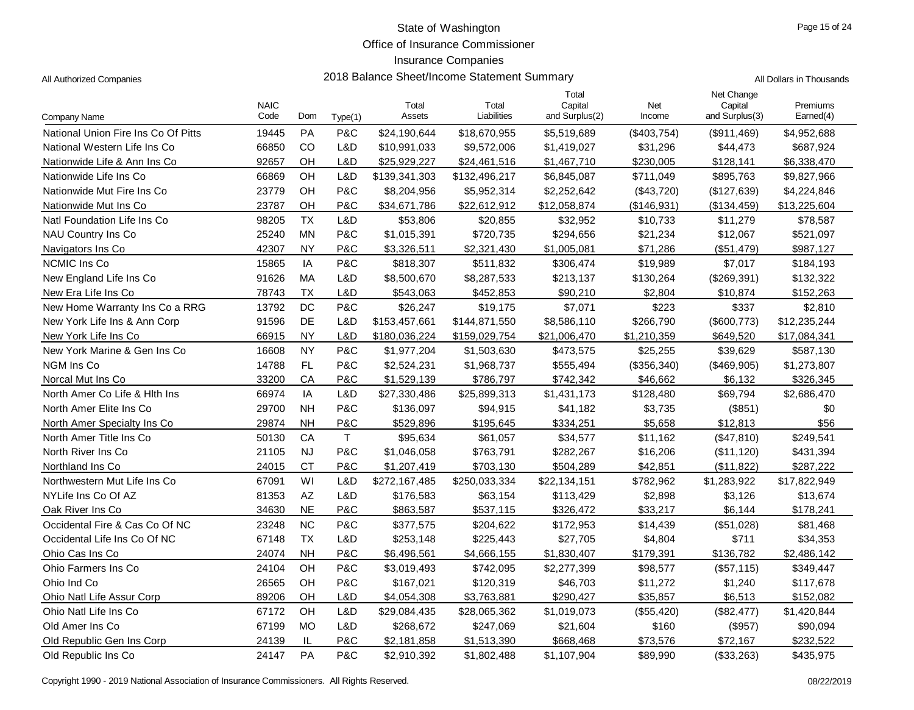State of Washington
Office of Insurance Commissioner
Insurance Companies

All Authorized Companies

## 2018 Balance Sheet/Income Statement Summary

All Dollars in Thousands

| Company Name | NAIC Code | Dom | Type(1) | Total Assets | Total Liabilities | Total Capital and Surplus(2) | Net Income | Net Change Capital and Surplus(3) | Premiums Earned(4) |
|---|---|---|---|---|---|---|---|---|---|
| National Union Fire Ins Co Of Pitts | 19445 | PA | P&C | $24,190,644 | $18,670,955 | $5,519,689 | ($403,754) | ($911,469) | $4,952,688 |
| National Western Life Ins Co | 66850 | CO | L&D | $10,991,033 | $9,572,006 | $1,419,027 | $31,296 | $44,473 | $687,924 |
| Nationwide Life & Ann Ins Co | 92657 | OH | L&D | $25,929,227 | $24,461,516 | $1,467,710 | $230,005 | $128,141 | $6,338,470 |
| Nationwide Life Ins Co | 66869 | OH | L&D | $139,341,303 | $132,496,217 | $6,845,087 | $711,049 | $895,763 | $9,827,966 |
| Nationwide Mut Fire Ins Co | 23779 | OH | P&C | $8,204,956 | $5,952,314 | $2,252,642 | ($43,720) | ($127,639) | $4,224,846 |
| Nationwide Mut Ins Co | 23787 | OH | P&C | $34,671,786 | $22,612,912 | $12,058,874 | ($146,931) | ($134,459) | $13,225,604 |
| Natl Foundation Life Ins Co | 98205 | TX | L&D | $53,806 | $20,855 | $32,952 | $10,733 | $11,279 | $78,587 |
| NAU Country Ins Co | 25240 | MN | P&C | $1,015,391 | $720,735 | $294,656 | $21,234 | $12,067 | $521,097 |
| Navigators Ins Co | 42307 | NY | P&C | $3,326,511 | $2,321,430 | $1,005,081 | $71,286 | ($51,479) | $987,127 |
| NCMIC Ins Co | 15865 | IA | P&C | $818,307 | $511,832 | $306,474 | $19,989 | $7,017 | $184,193 |
| New England Life Ins Co | 91626 | MA | L&D | $8,500,670 | $8,287,533 | $213,137 | $130,264 | ($269,391) | $132,322 |
| New Era Life Ins Co | 78743 | TX | L&D | $543,063 | $452,853 | $90,210 | $2,804 | $10,874 | $152,263 |
| New Home Warranty Ins Co a RRG | 13792 | DC | P&C | $26,247 | $19,175 | $7,071 | $223 | $337 | $2,810 |
| New York Life Ins & Ann Corp | 91596 | DE | L&D | $153,457,661 | $144,871,550 | $8,586,110 | $266,790 | ($600,773) | $12,235,244 |
| New York Life Ins Co | 66915 | NY | L&D | $180,036,224 | $159,029,754 | $21,006,470 | $1,210,359 | $649,520 | $17,084,341 |
| New York Marine & Gen Ins Co | 16608 | NY | P&C | $1,977,204 | $1,503,630 | $473,575 | $25,255 | $39,629 | $587,130 |
| NGM Ins Co | 14788 | FL | P&C | $2,524,231 | $1,968,737 | $555,494 | ($356,340) | ($469,905) | $1,273,807 |
| Norcal Mut Ins Co | 33200 | CA | P&C | $1,529,139 | $786,797 | $742,342 | $46,662 | $6,132 | $326,345 |
| North Amer Co Life & Hlth Ins | 66974 | IA | L&D | $27,330,486 | $25,899,313 | $1,431,173 | $128,480 | $69,794 | $2,686,470 |
| North Amer Elite Ins Co | 29700 | NH | P&C | $136,097 | $94,915 | $41,182 | $3,735 | ($851) | $0 |
| North Amer Specialty Ins Co | 29874 | NH | P&C | $529,896 | $195,645 | $334,251 | $5,658 | $12,813 | $56 |
| North Amer Title Ins Co | 50130 | CA | T | $95,634 | $61,057 | $34,577 | $11,162 | ($47,810) | $249,541 |
| North River Ins Co | 21105 | NJ | P&C | $1,046,058 | $763,791 | $282,267 | $16,206 | ($11,120) | $431,394 |
| Northland Ins Co | 24015 | CT | P&C | $1,207,419 | $703,130 | $504,289 | $42,851 | ($11,822) | $287,222 |
| Northwestern Mut Life Ins Co | 67091 | WI | L&D | $272,167,485 | $250,033,334 | $22,134,151 | $782,962 | $1,283,922 | $17,822,949 |
| NYLife Ins Co Of AZ | 81353 | AZ | L&D | $176,583 | $63,154 | $113,429 | $2,898 | $3,126 | $13,674 |
| Oak River Ins Co | 34630 | NE | P&C | $863,587 | $537,115 | $326,472 | $33,217 | $6,144 | $178,241 |
| Occidental Fire & Cas Co Of NC | 23248 | NC | P&C | $377,575 | $204,622 | $172,953 | $14,439 | ($51,028) | $81,468 |
| Occidental Life Ins Co Of NC | 67148 | TX | L&D | $253,148 | $225,443 | $27,705 | $4,804 | $711 | $34,353 |
| Ohio Cas Ins Co | 24074 | NH | P&C | $6,496,561 | $4,666,155 | $1,830,407 | $179,391 | $136,782 | $2,486,142 |
| Ohio Farmers Ins Co | 24104 | OH | P&C | $3,019,493 | $742,095 | $2,277,399 | $98,577 | ($57,115) | $349,447 |
| Ohio Ind Co | 26565 | OH | P&C | $167,021 | $120,319 | $46,703 | $11,272 | $1,240 | $117,678 |
| Ohio Natl Life Assur Corp | 89206 | OH | L&D | $4,054,308 | $3,763,881 | $290,427 | $35,857 | $6,513 | $152,082 |
| Ohio Natl Life Ins Co | 67172 | OH | L&D | $29,084,435 | $28,065,362 | $1,019,073 | ($55,420) | ($82,477) | $1,420,844 |
| Old Amer Ins Co | 67199 | MO | L&D | $268,672 | $247,069 | $21,604 | $160 | ($957) | $90,094 |
| Old Republic Gen Ins Corp | 24139 | IL | P&C | $2,181,858 | $1,513,390 | $668,468 | $73,576 | $72,167 | $232,522 |
| Old Republic Ins Co | 24147 | PA | P&C | $2,910,392 | $1,802,488 | $1,107,904 | $89,990 | ($33,263) | $435,975 |

Copyright 1990 - 2019 National Association of Insurance Commissioners. All Rights Reserved. 08/22/2019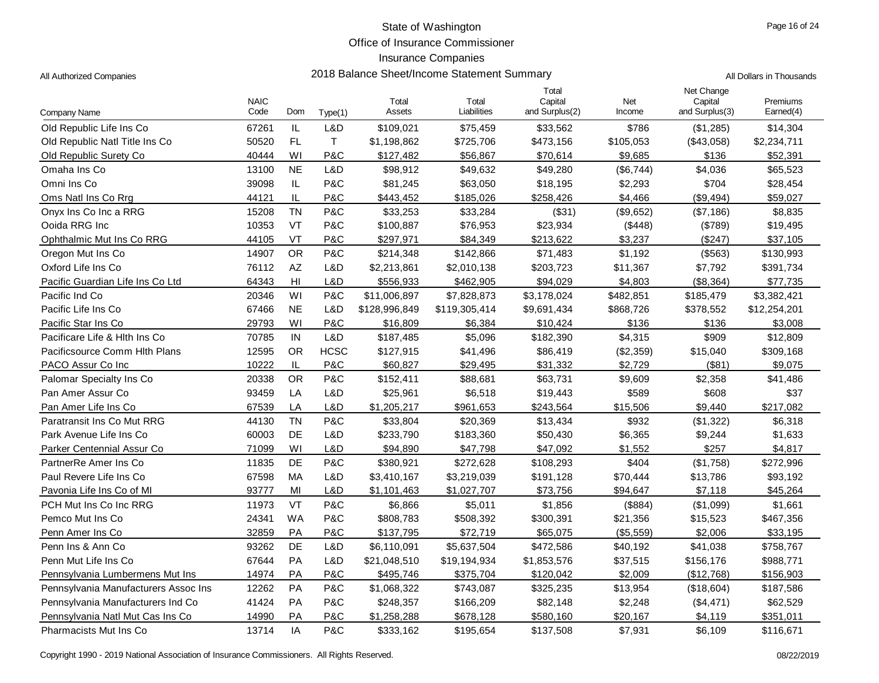State of Washington
Office of Insurance Commissioner
Insurance Companies

All Authorized Companies

# 2018 Balance Sheet/Income Statement Summary

All Dollars in Thousands

| Company Name | NAIC Code | Dom | Type(1) | Total Assets | Total Liabilities | Total Capital and Surplus(2) | Net Income | Net Change Capital and Surplus(3) | Premiums Earned(4) |
|---|---|---|---|---|---|---|---|---|---|
| Old Republic Life Ins Co | 67261 | IL | L&D | $109,021 | $75,459 | $33,562 | $786 | ($1,285) | $14,304 |
| Old Republic Natl Title Ins Co | 50520 | FL | T | $1,198,862 | $725,706 | $473,156 | $105,053 | ($43,058) | $2,234,711 |
| Old Republic Surety Co | 40444 | WI | P&C | $127,482 | $56,867 | $70,614 | $9,685 | $136 | $52,391 |
| Omaha Ins Co | 13100 | NE | L&D | $98,912 | $49,632 | $49,280 | ($6,744) | $4,036 | $65,523 |
| Omni Ins Co | 39098 | IL | P&C | $81,245 | $63,050 | $18,195 | $2,293 | $704 | $28,454 |
| Oms Natl Ins Co Rrg | 44121 | IL | P&C | $443,452 | $185,026 | $258,426 | $4,466 | ($9,494) | $59,027 |
| Onyx Ins Co Inc a RRG | 15208 | TN | P&C | $33,253 | $33,284 | ($31) | ($9,652) | ($7,186) | $8,835 |
| Ooida RRG Inc | 10353 | VT | P&C | $100,887 | $76,953 | $23,934 | ($448) | ($789) | $19,495 |
| Ophthalmic Mut Ins Co RRG | 44105 | VT | P&C | $297,971 | $84,349 | $213,622 | $3,237 | ($247) | $37,105 |
| Oregon Mut Ins Co | 14907 | OR | P&C | $214,348 | $142,866 | $71,483 | $1,192 | ($563) | $130,993 |
| Oxford Life Ins Co | 76112 | AZ | L&D | $2,213,861 | $2,010,138 | $203,723 | $11,367 | $7,792 | $391,734 |
| Pacific Guardian Life Ins Co Ltd | 64343 | HI | L&D | $556,933 | $462,905 | $94,029 | $4,803 | ($8,364) | $77,735 |
| Pacific Ind Co | 20346 | WI | P&C | $11,006,897 | $7,828,873 | $3,178,024 | $482,851 | $185,479 | $3,382,421 |
| Pacific Life Ins Co | 67466 | NE | L&D | $128,996,849 | $119,305,414 | $9,691,434 | $868,726 | $378,552 | $12,254,201 |
| Pacific Star Ins Co | 29793 | WI | P&C | $16,809 | $6,384 | $10,424 | $136 | $136 | $3,008 |
| Pacificare Life & Hlth Ins Co | 70785 | IN | L&D | $187,485 | $5,096 | $182,390 | $4,315 | $909 | $12,809 |
| Pacificsource Comm Hlth Plans | 12595 | OR | HCSC | $127,915 | $41,496 | $86,419 | ($2,359) | $15,040 | $309,168 |
| PACO Assur Co Inc | 10222 | IL | P&C | $60,827 | $29,495 | $31,332 | $2,729 | ($81) | $9,075 |
| Palomar Specialty Ins Co | 20338 | OR | P&C | $152,411 | $88,681 | $63,731 | $9,609 | $2,358 | $41,486 |
| Pan Amer Assur Co | 93459 | LA | L&D | $25,961 | $6,518 | $19,443 | $589 | $608 | $37 |
| Pan Amer Life Ins Co | 67539 | LA | L&D | $1,205,217 | $961,653 | $243,564 | $15,506 | $9,440 | $217,082 |
| Paratransit Ins Co Mut RRG | 44130 | TN | P&C | $33,804 | $20,369 | $13,434 | $932 | ($1,322) | $6,318 |
| Park Avenue Life Ins Co | 60003 | DE | L&D | $233,790 | $183,360 | $50,430 | $6,365 | $9,244 | $1,633 |
| Parker Centennial Assur Co | 71099 | WI | L&D | $94,890 | $47,798 | $47,092 | $1,552 | $257 | $4,817 |
| PartnerRe Amer Ins Co | 11835 | DE | P&C | $380,921 | $272,628 | $108,293 | $404 | ($1,758) | $272,996 |
| Paul Revere Life Ins Co | 67598 | MA | L&D | $3,410,167 | $3,219,039 | $191,128 | $70,444 | $13,786 | $93,192 |
| Pavonia Life Ins Co of MI | 93777 | MI | L&D | $1,101,463 | $1,027,707 | $73,756 | $94,647 | $7,118 | $45,264 |
| PCH Mut Ins Co Inc RRG | 11973 | VT | P&C | $6,866 | $5,011 | $1,856 | ($884) | ($1,099) | $1,661 |
| Pemco Mut Ins Co | 24341 | WA | P&C | $808,783 | $508,392 | $300,391 | $21,356 | $15,523 | $467,356 |
| Penn Amer Ins Co | 32859 | PA | P&C | $137,795 | $72,719 | $65,075 | ($5,559) | $2,006 | $33,195 |
| Penn Ins & Ann Co | 93262 | DE | L&D | $6,110,091 | $5,637,504 | $472,586 | $40,192 | $41,038 | $758,767 |
| Penn Mut Life Ins Co | 67644 | PA | L&D | $21,048,510 | $19,194,934 | $1,853,576 | $37,515 | $156,176 | $988,771 |
| Pennsylvania Lumbermens Mut Ins | 14974 | PA | P&C | $495,746 | $375,704 | $120,042 | $2,009 | ($12,768) | $156,903 |
| Pennsylvania Manufacturers Assoc Ins | 12262 | PA | P&C | $1,068,322 | $743,087 | $325,235 | $13,954 | ($18,604) | $187,586 |
| Pennsylvania Manufacturers Ind Co | 41424 | PA | P&C | $248,357 | $166,209 | $82,148 | $2,248 | ($4,471) | $62,529 |
| Pennsylvania Natl Mut Cas Ins Co | 14990 | PA | P&C | $1,258,288 | $678,128 | $580,160 | $20,167 | $4,119 | $351,011 |
| Pharmacists Mut Ins Co | 13714 | IA | P&C | $333,162 | $195,654 | $137,508 | $7,931 | $6,109 | $116,671 |

Copyright 1990 - 2019 National Association of Insurance Commissioners. All Rights Reserved.

08/22/2019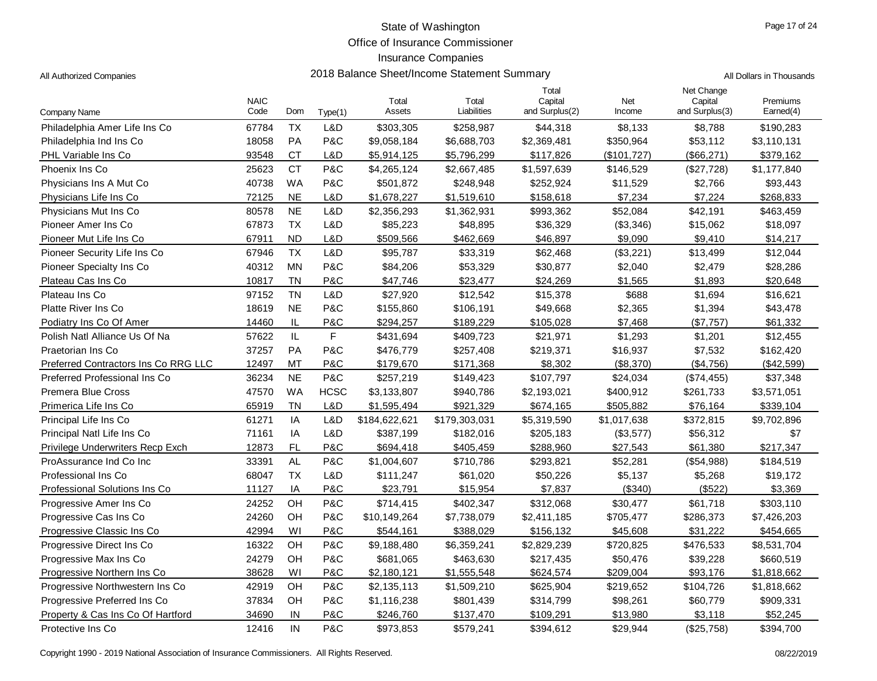# State of Washington
## Office of Insurance Commissioner
## Insurance Companies
## 2018 Balance Sheet/Income Statement Summary

All Authorized Companies

All Dollars in Thousands

| Company Name | NAIC Code | Dom | Type(1) | Total Assets | Total Liabilities | Total Capital and Surplus(2) | Net Income | Net Change Capital and Surplus(3) | Premiums Earned(4) |
|---|---|---|---|---|---|---|---|---|---|
| Philadelphia Amer Life Ins Co | 67784 | TX | L&D | $303,305 | $258,987 | $44,318 | $8,133 | $8,788 | $190,283 |
| Philadelphia Ind Ins Co | 18058 | PA | P&C | $9,058,184 | $6,688,703 | $2,369,481 | $350,964 | $53,112 | $3,110,131 |
| PHL Variable Ins Co | 93548 | CT | L&D | $5,914,125 | $5,796,299 | $117,826 | ($101,727) | ($66,271) | $379,162 |
| Phoenix Ins Co | 25623 | CT | P&C | $4,265,124 | $2,667,485 | $1,597,639 | $146,529 | ($27,728) | $1,177,840 |
| Physicians Ins A Mut Co | 40738 | WA | P&C | $501,872 | $248,948 | $252,924 | $11,529 | $2,766 | $93,443 |
| Physicians Life Ins Co | 72125 | NE | L&D | $1,678,227 | $1,519,610 | $158,618 | $7,234 | $7,224 | $268,833 |
| Physicians Mut Ins Co | 80578 | NE | L&D | $2,356,293 | $1,362,931 | $993,362 | $52,084 | $42,191 | $463,459 |
| Pioneer Amer Ins Co | 67873 | TX | L&D | $85,223 | $48,895 | $36,329 | ($3,346) | $15,062 | $18,097 |
| Pioneer Mut Life Ins Co | 67911 | ND | L&D | $509,566 | $462,669 | $46,897 | $9,090 | $9,410 | $14,217 |
| Pioneer Security Life Ins Co | 67946 | TX | L&D | $95,787 | $33,319 | $62,468 | ($3,221) | $13,499 | $12,044 |
| Pioneer Specialty Ins Co | 40312 | MN | P&C | $84,206 | $53,329 | $30,877 | $2,040 | $2,479 | $28,286 |
| Plateau Cas Ins Co | 10817 | TN | P&C | $47,746 | $23,477 | $24,269 | $1,565 | $1,893 | $20,648 |
| Plateau Ins Co | 97152 | TN | L&D | $27,920 | $12,542 | $15,378 | $688 | $1,694 | $16,621 |
| Platte River Ins Co | 18619 | NE | P&C | $155,860 | $106,191 | $49,668 | $2,365 | $1,394 | $43,478 |
| Podiatry Ins Co Of Amer | 14460 | IL | P&C | $294,257 | $189,229 | $105,028 | $7,468 | ($7,757) | $61,332 |
| Polish Natl Alliance Us Of Na | 57622 | IL | F | $431,694 | $409,723 | $21,971 | $1,293 | $1,201 | $12,455 |
| Praetorian Ins Co | 37257 | PA | P&C | $476,779 | $257,408 | $219,371 | $16,937 | $7,532 | $162,420 |
| Preferred Contractors Ins Co RRG LLC | 12497 | MT | P&C | $179,670 | $171,368 | $8,302 | ($8,370) | ($4,756) | ($42,599) |
| Preferred Professional Ins Co | 36234 | NE | P&C | $257,219 | $149,423 | $107,797 | $24,034 | ($74,455) | $37,348 |
| Premera Blue Cross | 47570 | WA | HCSC | $3,133,807 | $940,786 | $2,193,021 | $400,912 | $261,733 | $3,571,051 |
| Primerica Life Ins Co | 65919 | TN | L&D | $1,595,494 | $921,329 | $674,165 | $505,882 | $76,164 | $339,104 |
| Principal Life Ins Co | 61271 | IA | L&D | $184,622,621 | $179,303,031 | $5,319,590 | $1,017,638 | $372,815 | $9,702,896 |
| Principal Natl Life Ins Co | 71161 | IA | L&D | $387,199 | $182,016 | $205,183 | ($3,577) | $56,312 | $7 |
| Privilege Underwriters Recp Exch | 12873 | FL | P&C | $694,418 | $405,459 | $288,960 | $27,543 | $61,380 | $217,347 |
| ProAssurance Ind Co Inc | 33391 | AL | P&C | $1,004,607 | $710,786 | $293,821 | $52,281 | ($54,988) | $184,519 |
| Professional Ins Co | 68047 | TX | L&D | $111,247 | $61,020 | $50,226 | $5,137 | $5,268 | $19,172 |
| Professional Solutions Ins Co | 11127 | IA | P&C | $23,791 | $15,954 | $7,837 | ($340) | ($522) | $3,369 |
| Progressive Amer Ins Co | 24252 | OH | P&C | $714,415 | $402,347 | $312,068 | $30,477 | $61,718 | $303,110 |
| Progressive Cas Ins Co | 24260 | OH | P&C | $10,149,264 | $7,738,079 | $2,411,185 | $705,477 | $286,373 | $7,426,203 |
| Progressive Classic Ins Co | 42994 | WI | P&C | $544,161 | $388,029 | $156,132 | $45,608 | $31,222 | $454,665 |
| Progressive Direct Ins Co | 16322 | OH | P&C | $9,188,480 | $6,359,241 | $2,829,239 | $720,825 | $476,533 | $8,531,704 |
| Progressive Max Ins Co | 24279 | OH | P&C | $681,065 | $463,630 | $217,435 | $50,476 | $39,228 | $660,519 |
| Progressive Northern Ins Co | 38628 | WI | P&C | $2,180,121 | $1,555,548 | $624,574 | $209,004 | $93,176 | $1,818,662 |
| Progressive Northwestern Ins Co | 42919 | OH | P&C | $2,135,113 | $1,509,210 | $625,904 | $219,652 | $104,726 | $1,818,662 |
| Progressive Preferred Ins Co | 37834 | OH | P&C | $1,116,238 | $801,439 | $314,799 | $98,261 | $60,779 | $909,331 |
| Property & Cas Ins Co Of Hartford | 34690 | IN | P&C | $246,760 | $137,470 | $109,291 | $13,980 | $3,118 | $52,245 |
| Protective Ins Co | 12416 | IN | P&C | $973,853 | $579,241 | $394,612 | $29,944 | ($25,758) | $394,700 |

Copyright 1990 - 2019 National Association of Insurance Commissioners. All Rights Reserved.

08/22/2019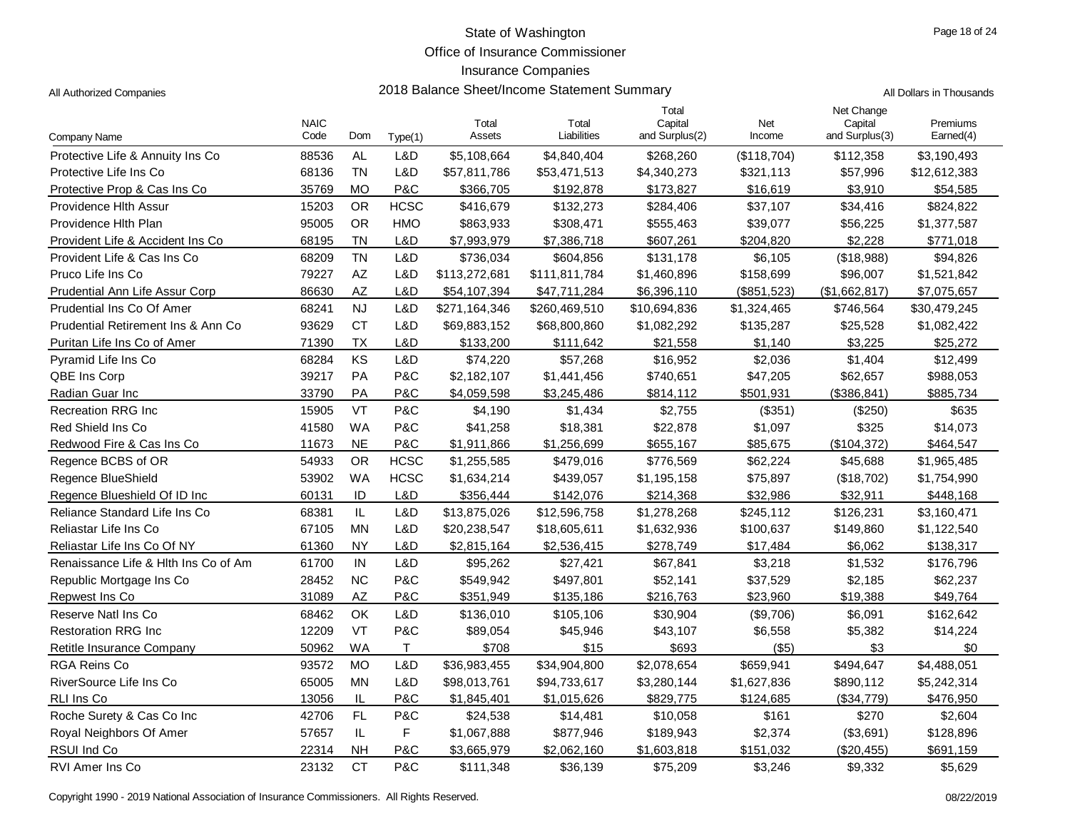# State of Washington
## Office of Insurance Commissioner
## Insurance Companies
## 2018 Balance Sheet/Income Statement Summary

All Authorized Companies

All Dollars in Thousands

| Company Name | NAIC Code | Dom | Type(1) | Total Assets | Total Liabilities | Total Capital and Surplus(2) | Net Income | Net Change Capital and Surplus(3) | Premiums Earned(4) |
|---|---|---|---|---|---|---|---|---|---|
| Protective Life & Annuity Ins Co | 88536 | AL | L&D | $5,108,664 | $4,840,404 | $268,260 | ($118,704) | $112,358 | $3,190,493 |
| Protective Life Ins Co | 68136 | TN | L&D | $57,811,786 | $53,471,513 | $4,340,273 | $321,113 | $57,996 | $12,612,383 |
| Protective Prop & Cas Ins Co | 35769 | MO | P&C | $366,705 | $192,878 | $173,827 | $16,619 | $3,910 | $54,585 |
| Providence Hlth Assur | 15203 | OR | HCSC | $416,679 | $132,273 | $284,406 | $37,107 | $34,416 | $824,822 |
| Providence Hlth Plan | 95005 | OR | HMO | $863,933 | $308,471 | $555,463 | $39,077 | $56,225 | $1,377,587 |
| Provident Life & Accident Ins Co | 68195 | TN | L&D | $7,993,979 | $7,386,718 | $607,261 | $204,820 | $2,228 | $771,018 |
| Provident Life & Cas Ins Co | 68209 | TN | L&D | $736,034 | $604,856 | $131,178 | $6,105 | ($18,988) | $94,826 |
| Pruco Life Ins Co | 79227 | AZ | L&D | $113,272,681 | $111,811,784 | $1,460,896 | $158,699 | $96,007 | $1,521,842 |
| Prudential Ann Life Assur Corp | 86630 | AZ | L&D | $54,107,394 | $47,711,284 | $6,396,110 | ($851,523) | ($1,662,817) | $7,075,657 |
| Prudential Ins Co Of Amer | 68241 | NJ | L&D | $271,164,346 | $260,469,510 | $10,694,836 | $1,324,465 | $746,564 | $30,479,245 |
| Prudential Retirement Ins & Ann Co | 93629 | CT | L&D | $69,883,152 | $68,800,860 | $1,082,292 | $135,287 | $25,528 | $1,082,422 |
| Puritan Life Ins Co of Amer | 71390 | TX | L&D | $133,200 | $111,642 | $21,558 | $1,140 | $3,225 | $25,272 |
| Pyramid Life Ins Co | 68284 | KS | L&D | $74,220 | $57,268 | $16,952 | $2,036 | $1,404 | $12,499 |
| QBE Ins Corp | 39217 | PA | P&C | $2,182,107 | $1,441,456 | $740,651 | $47,205 | $62,657 | $988,053 |
| Radian Guar Inc | 33790 | PA | P&C | $4,059,598 | $3,245,486 | $814,112 | $501,931 | ($386,841) | $885,734 |
| Recreation RRG Inc | 15905 | VT | P&C | $4,190 | $1,434 | $2,755 | ($351) | ($250) | $635 |
| Red Shield Ins Co | 41580 | WA | P&C | $41,258 | $18,381 | $22,878 | $1,097 | $325 | $14,073 |
| Redwood Fire & Cas Ins Co | 11673 | NE | P&C | $1,911,866 | $1,256,699 | $655,167 | $85,675 | ($104,372) | $464,547 |
| Regence BCBS of OR | 54933 | OR | HCSC | $1,255,585 | $479,016 | $776,569 | $62,224 | $45,688 | $1,965,485 |
| Regence BlueShield | 53902 | WA | HCSC | $1,634,214 | $439,057 | $1,195,158 | $75,897 | ($18,702) | $1,754,990 |
| Regence Blueshield Of ID Inc | 60131 | ID | L&D | $356,444 | $142,076 | $214,368 | $32,986 | $32,911 | $448,168 |
| Reliance Standard Life Ins Co | 68381 | IL | L&D | $13,875,026 | $12,596,758 | $1,278,268 | $245,112 | $126,231 | $3,160,471 |
| Reliastar Life Ins Co | 67105 | MN | L&D | $20,238,547 | $18,605,611 | $1,632,936 | $100,637 | $149,860 | $1,122,540 |
| Reliastar Life Ins Co Of NY | 61360 | NY | L&D | $2,815,164 | $2,536,415 | $278,749 | $17,484 | $6,062 | $138,317 |
| Renaissance Life & Hlth Ins Co of Am | 61700 | IN | L&D | $95,262 | $27,421 | $67,841 | $3,218 | $1,532 | $176,796 |
| Republic Mortgage Ins Co | 28452 | NC | P&C | $549,942 | $497,801 | $52,141 | $37,529 | $2,185 | $62,237 |
| Repwest Ins Co | 31089 | AZ | P&C | $351,949 | $135,186 | $216,763 | $23,960 | $19,388 | $49,764 |
| Reserve Natl Ins Co | 68462 | OK | L&D | $136,010 | $105,106 | $30,904 | ($9,706) | $6,091 | $162,642 |
| Restoration RRG Inc | 12209 | VT | P&C | $89,054 | $45,946 | $43,107 | $6,558 | $5,382 | $14,224 |
| Retitle Insurance Company | 50962 | WA | T | $708 | $15 | $693 | ($5) | $3 | $0 |
| RGA Reins Co | 93572 | MO | L&D | $36,983,455 | $34,904,800 | $2,078,654 | $659,941 | $494,647 | $4,488,051 |
| RiverSource Life Ins Co | 65005 | MN | L&D | $98,013,761 | $94,733,617 | $3,280,144 | $1,627,836 | $890,112 | $5,242,314 |
| RLI Ins Co | 13056 | IL | P&C | $1,845,401 | $1,015,626 | $829,775 | $124,685 | ($34,779) | $476,950 |
| Roche Surety & Cas Co Inc | 42706 | FL | P&C | $24,538 | $14,481 | $10,058 | $161 | $270 | $2,604 |
| Royal Neighbors Of Amer | 57657 | IL | F | $1,067,888 | $877,946 | $189,943 | $2,374 | ($3,691) | $128,896 |
| RSUI Ind Co | 22314 | NH | P&C | $3,665,979 | $2,062,160 | $1,603,818 | $151,032 | ($20,455) | $691,159 |
| RVI Amer Ins Co | 23132 | CT | P&C | $111,348 | $36,139 | $75,209 | $3,246 | $9,332 | $5,629 |

Copyright 1990 - 2019 National Association of Insurance Commissioners. All Rights Reserved.

08/22/2019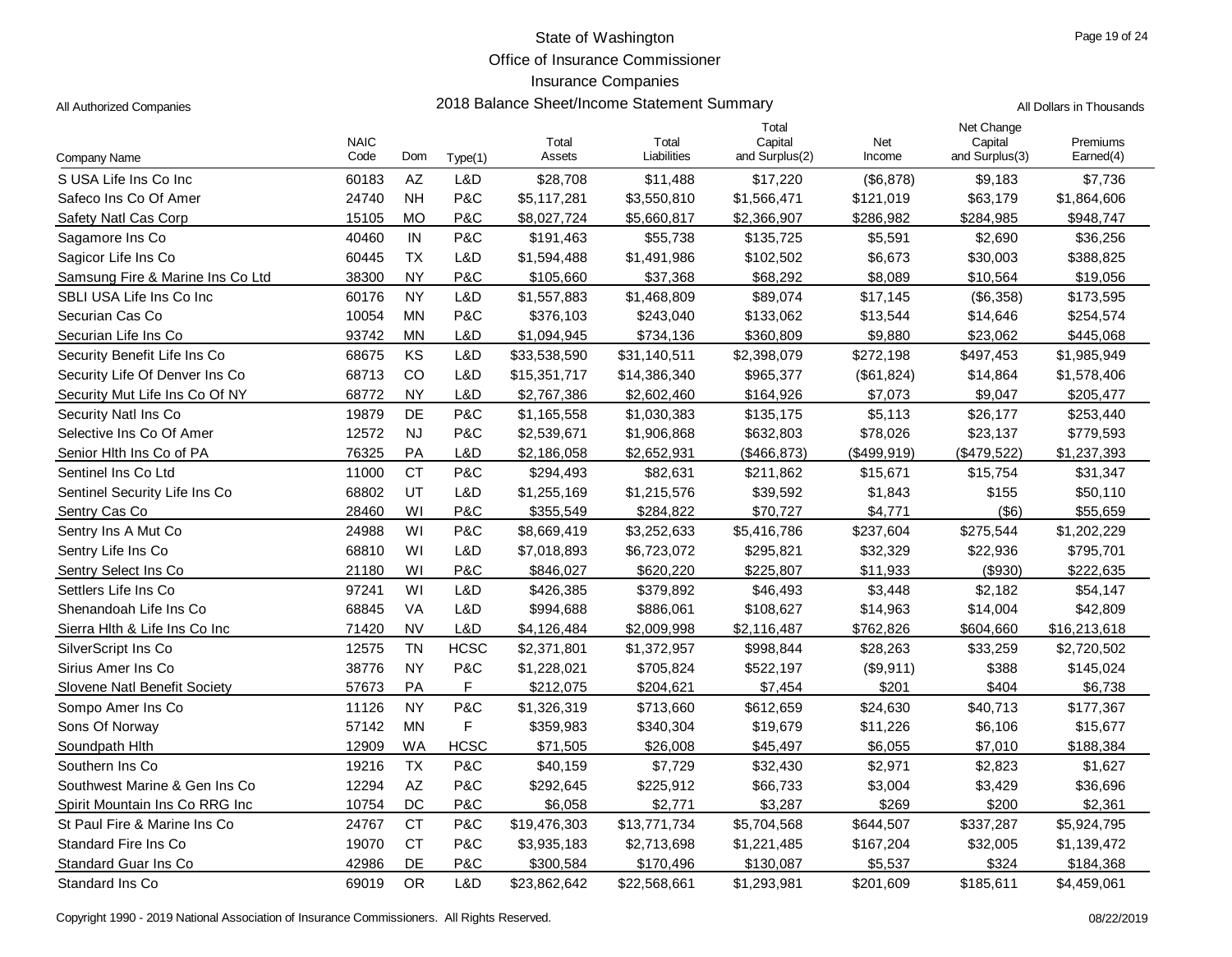State of Washington

Office of Insurance Commissioner

Insurance Companies

All Authorized Companies

2018 Balance Sheet/Income Statement Summary

All Dollars in Thousands

| Company Name | NAIC Code | Dom | Type(1) | Total Assets | Total Liabilities | Total Capital and Surplus(2) | Net Income | Net Change Capital and Surplus(3) | Premiums Earned(4) |
|---|---|---|---|---|---|---|---|---|---|
| S USA Life Ins Co Inc | 60183 | AZ | L&D | $28,708 | $11,488 | $17,220 | ($6,878) | $9,183 | $7,736 |
| Safeco Ins Co Of Amer | 24740 | NH | P&C | $5,117,281 | $3,550,810 | $1,566,471 | $121,019 | $63,179 | $1,864,606 |
| Safety Natl Cas Corp | 15105 | MO | P&C | $8,027,724 | $5,660,817 | $2,366,907 | $286,982 | $284,985 | $948,747 |
| Sagamore Ins Co | 40460 | IN | P&C | $191,463 | $55,738 | $135,725 | $5,591 | $2,690 | $36,256 |
| Sagicor Life Ins Co | 60445 | TX | L&D | $1,594,488 | $1,491,986 | $102,502 | $6,673 | $30,003 | $388,825 |
| Samsung Fire & Marine Ins Co Ltd | 38300 | NY | P&C | $105,660 | $37,368 | $68,292 | $8,089 | $10,564 | $19,056 |
| SBLI USA Life Ins Co Inc | 60176 | NY | L&D | $1,557,883 | $1,468,809 | $89,074 | $17,145 | ($6,358) | $173,595 |
| Securian Cas Co | 10054 | MN | P&C | $376,103 | $243,040 | $133,062 | $13,544 | $14,646 | $254,574 |
| Securian Life Ins Co | 93742 | MN | L&D | $1,094,945 | $734,136 | $360,809 | $9,880 | $23,062 | $445,068 |
| Security Benefit Life Ins Co | 68675 | KS | L&D | $33,538,590 | $31,140,511 | $2,398,079 | $272,198 | $497,453 | $1,985,949 |
| Security Life Of Denver Ins Co | 68713 | CO | L&D | $15,351,717 | $14,386,340 | $965,377 | ($61,824) | $14,864 | $1,578,406 |
| Security Mut Life Ins Co Of NY | 68772 | NY | L&D | $2,767,386 | $2,602,460 | $164,926 | $7,073 | $9,047 | $205,477 |
| Security Natl Ins Co | 19879 | DE | P&C | $1,165,558 | $1,030,383 | $135,175 | $5,113 | $26,177 | $253,440 |
| Selective Ins Co Of Amer | 12572 | NJ | P&C | $2,539,671 | $1,906,868 | $632,803 | $78,026 | $23,137 | $779,593 |
| Senior Hlth Ins Co of PA | 76325 | PA | L&D | $2,186,058 | $2,652,931 | ($466,873) | ($499,919) | ($479,522) | $1,237,393 |
| Sentinel Ins Co Ltd | 11000 | CT | P&C | $294,493 | $82,631 | $211,862 | $15,671 | $15,754 | $31,347 |
| Sentinel Security Life Ins Co | 68802 | UT | L&D | $1,255,169 | $1,215,576 | $39,592 | $1,843 | $155 | $50,110 |
| Sentry Cas Co | 28460 | WI | P&C | $355,549 | $284,822 | $70,727 | $4,771 | ($6) | $55,659 |
| Sentry Ins A Mut Co | 24988 | WI | P&C | $8,669,419 | $3,252,633 | $5,416,786 | $237,604 | $275,544 | $1,202,229 |
| Sentry Life Ins Co | 68810 | WI | L&D | $7,018,893 | $6,723,072 | $295,821 | $32,329 | $22,936 | $795,701 |
| Sentry Select Ins Co | 21180 | WI | P&C | $846,027 | $620,220 | $225,807 | $11,933 | ($930) | $222,635 |
| Settlers Life Ins Co | 97241 | WI | L&D | $426,385 | $379,892 | $46,493 | $3,448 | $2,182 | $54,147 |
| Shenandoah Life Ins Co | 68845 | VA | L&D | $994,688 | $886,061 | $108,627 | $14,963 | $14,004 | $42,809 |
| Sierra Hlth & Life Ins Co Inc | 71420 | NV | L&D | $4,126,484 | $2,009,998 | $2,116,487 | $762,826 | $604,660 | $16,213,618 |
| SilverScript Ins Co | 12575 | TN | HCSC | $2,371,801 | $1,372,957 | $998,844 | $28,263 | $33,259 | $2,720,502 |
| Sirius Amer Ins Co | 38776 | NY | P&C | $1,228,021 | $705,824 | $522,197 | ($9,911) | $388 | $145,024 |
| Slovene Natl Benefit Society | 57673 | PA | F | $212,075 | $204,621 | $7,454 | $201 | $404 | $6,738 |
| Sompo Amer Ins Co | 11126 | NY | P&C | $1,326,319 | $713,660 | $612,659 | $24,630 | $40,713 | $177,367 |
| Sons Of Norway | 57142 | MN | F | $359,983 | $340,304 | $19,679 | $11,226 | $6,106 | $15,677 |
| Soundpath Hlth | 12909 | WA | HCSC | $71,505 | $26,008 | $45,497 | $6,055 | $7,010 | $188,384 |
| Southern Ins Co | 19216 | TX | P&C | $40,159 | $7,729 | $32,430 | $2,971 | $2,823 | $1,627 |
| Southwest Marine & Gen Ins Co | 12294 | AZ | P&C | $292,645 | $225,912 | $66,733 | $3,004 | $3,429 | $36,696 |
| Spirit Mountain Ins Co RRG Inc | 10754 | DC | P&C | $6,058 | $2,771 | $3,287 | $269 | $200 | $2,361 |
| St Paul Fire & Marine Ins Co | 24767 | CT | P&C | $19,476,303 | $13,771,734 | $5,704,568 | $644,507 | $337,287 | $5,924,795 |
| Standard Fire Ins Co | 19070 | CT | P&C | $3,935,183 | $2,713,698 | $1,221,485 | $167,204 | $32,005 | $1,139,472 |
| Standard Guar Ins Co | 42986 | DE | P&C | $300,584 | $170,496 | $130,087 | $5,537 | $324 | $184,368 |
| Standard Ins Co | 69019 | OR | L&D | $23,862,642 | $22,568,661 | $1,293,981 | $201,609 | $185,611 | $4,459,061 |

Copyright 1990 - 2019 National Association of Insurance Commissioners. All Rights Reserved.

08/22/2019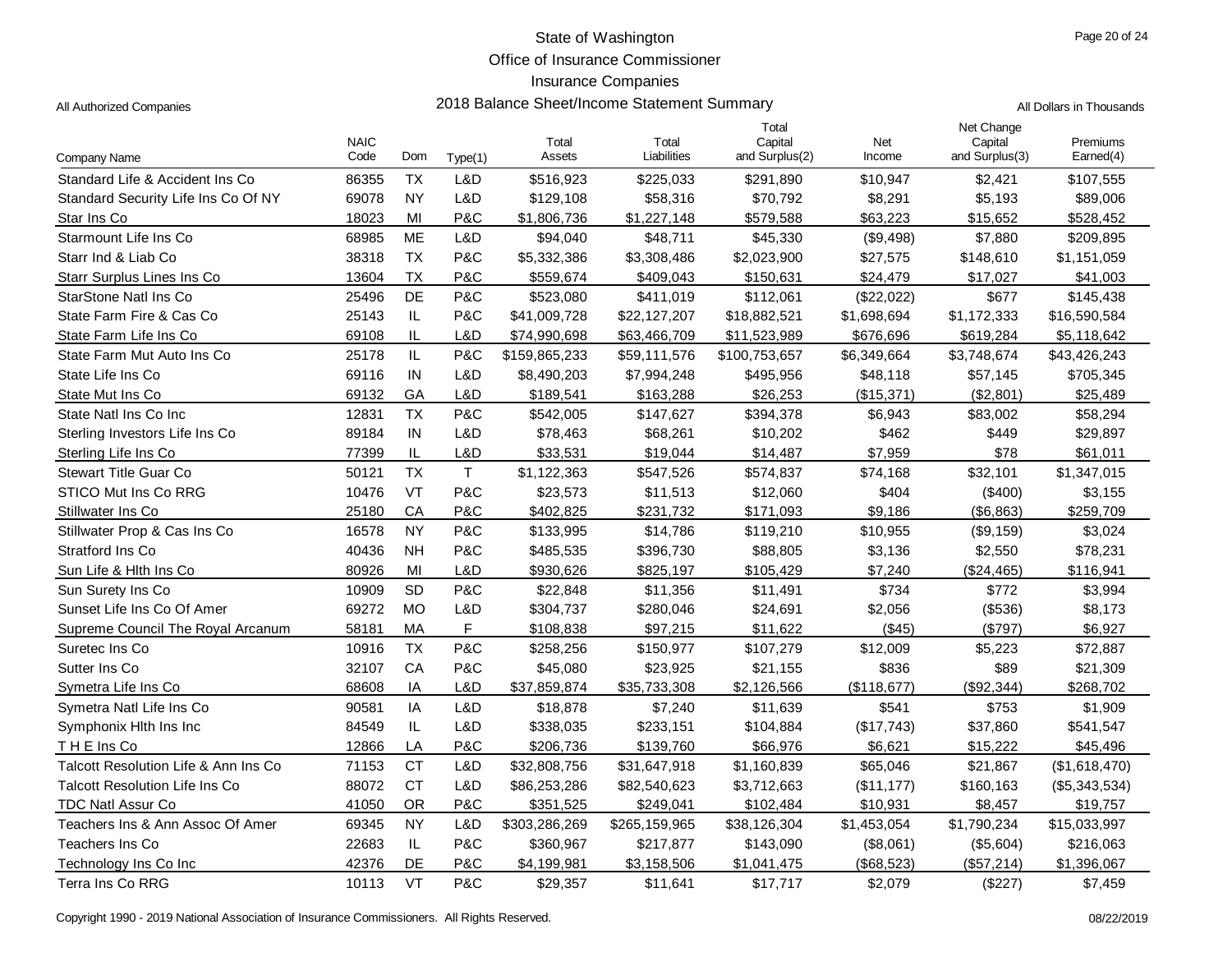State of Washington

Office of Insurance Commissioner

Insurance Companies

All Authorized Companies

2018 Balance Sheet/Income Statement Summary

All Dollars in Thousands

| Company Name | NAIC Code | Dom | Type(1) | Total Assets | Total Liabilities | Total Capital and Surplus(2) | Net Income | Net Change Capital and Surplus(3) | Premiums Earned(4) |
|---|---|---|---|---|---|---|---|---|---|
| Standard Life & Accident Ins Co | 86355 | TX | L&D | $516,923 | $225,033 | $291,890 | $10,947 | $2,421 | $107,555 |
| Standard Security Life Ins Co Of NY | 69078 | NY | L&D | $129,108 | $58,316 | $70,792 | $8,291 | $5,193 | $89,006 |
| Star Ins Co | 18023 | MI | P&C | $1,806,736 | $1,227,148 | $579,588 | $63,223 | $15,652 | $528,452 |
| Starmount Life Ins Co | 68985 | ME | L&D | $94,040 | $48,711 | $45,330 | ($9,498) | $7,880 | $209,895 |
| Starr Ind & Liab Co | 38318 | TX | P&C | $5,332,386 | $3,308,486 | $2,023,900 | $27,575 | $148,610 | $1,151,059 |
| Starr Surplus Lines Ins Co | 13604 | TX | P&C | $559,674 | $409,043 | $150,631 | $24,479 | $17,027 | $41,003 |
| StarStone Natl Ins Co | 25496 | DE | P&C | $523,080 | $411,019 | $112,061 | ($22,022) | $677 | $145,438 |
| State Farm Fire & Cas Co | 25143 | IL | P&C | $41,009,728 | $22,127,207 | $18,882,521 | $1,698,694 | $1,172,333 | $16,590,584 |
| State Farm Life Ins Co | 69108 | IL | L&D | $74,990,698 | $63,466,709 | $11,523,989 | $676,696 | $619,284 | $5,118,642 |
| State Farm Mut Auto Ins Co | 25178 | IL | P&C | $159,865,233 | $59,111,576 | $100,753,657 | $6,349,664 | $3,748,674 | $43,426,243 |
| State Life Ins Co | 69116 | IN | L&D | $8,490,203 | $7,994,248 | $495,956 | $48,118 | $57,145 | $705,345 |
| State Mut Ins Co | 69132 | GA | L&D | $189,541 | $163,288 | $26,253 | ($15,371) | ($2,801) | $25,489 |
| State Natl Ins Co Inc | 12831 | TX | P&C | $542,005 | $147,627 | $394,378 | $6,943 | $83,002 | $58,294 |
| Sterling Investors Life Ins Co | 89184 | IN | L&D | $78,463 | $68,261 | $10,202 | $462 | $449 | $29,897 |
| Sterling Life Ins Co | 77399 | IL | L&D | $33,531 | $19,044 | $14,487 | $7,959 | $78 | $61,011 |
| Stewart Title Guar Co | 50121 | TX | T | $1,122,363 | $547,526 | $574,837 | $74,168 | $32,101 | $1,347,015 |
| STICO Mut Ins Co RRG | 10476 | VT | P&C | $23,573 | $11,513 | $12,060 | $404 | ($400) | $3,155 |
| Stillwater Ins Co | 25180 | CA | P&C | $402,825 | $231,732 | $171,093 | $9,186 | ($6,863) | $259,709 |
| Stillwater Prop & Cas Ins Co | 16578 | NY | P&C | $133,995 | $14,786 | $119,210 | $10,955 | ($9,159) | $3,024 |
| Stratford Ins Co | 40436 | NH | P&C | $485,535 | $396,730 | $88,805 | $3,136 | $2,550 | $78,231 |
| Sun Life & Hlth Ins Co | 80926 | MI | L&D | $930,626 | $825,197 | $105,429 | $7,240 | ($24,465) | $116,941 |
| Sun Surety Ins Co | 10909 | SD | P&C | $22,848 | $11,356 | $11,491 | $734 | $772 | $3,994 |
| Sunset Life Ins Co Of Amer | 69272 | MO | L&D | $304,737 | $280,046 | $24,691 | $2,056 | ($536) | $8,173 |
| Supreme Council The Royal Arcanum | 58181 | MA | F | $108,838 | $97,215 | $11,622 | ($45) | ($797) | $6,927 |
| Suretec Ins Co | 10916 | TX | P&C | $258,256 | $150,977 | $107,279 | $12,009 | $5,223 | $72,887 |
| Sutter Ins Co | 32107 | CA | P&C | $45,080 | $23,925 | $21,155 | $836 | $89 | $21,309 |
| Symetra Life Ins Co | 68608 | IA | L&D | $37,859,874 | $35,733,308 | $2,126,566 | ($118,677) | ($92,344) | $268,702 |
| Symetra Natl Life Ins Co | 90581 | IA | L&D | $18,878 | $7,240 | $11,639 | $541 | $753 | $1,909 |
| Symphonix Hlth Ins Inc | 84549 | IL | L&D | $338,035 | $233,151 | $104,884 | ($17,743) | $37,860 | $541,547 |
| T H E Ins Co | 12866 | LA | P&C | $206,736 | $139,760 | $66,976 | $6,621 | $15,222 | $45,496 |
| Talcott Resolution Life & Ann Ins Co | 71153 | CT | L&D | $32,808,756 | $31,647,918 | $1,160,839 | $65,046 | $21,867 | ($1,618,470) |
| Talcott Resolution Life Ins Co | 88072 | CT | L&D | $86,253,286 | $82,540,623 | $3,712,663 | ($11,177) | $160,163 | ($5,343,534) |
| TDC Natl Assur Co | 41050 | OR | P&C | $351,525 | $249,041 | $102,484 | $10,931 | $8,457 | $19,757 |
| Teachers Ins & Ann Assoc Of Amer | 69345 | NY | L&D | $303,286,269 | $265,159,965 | $38,126,304 | $1,453,054 | $1,790,234 | $15,033,997 |
| Teachers Ins Co | 22683 | IL | P&C | $360,967 | $217,877 | $143,090 | ($8,061) | ($5,604) | $216,063 |
| Technology Ins Co Inc | 42376 | DE | P&C | $4,199,981 | $3,158,506 | $1,041,475 | ($68,523) | ($57,214) | $1,396,067 |
| Terra Ins Co RRG | 10113 | VT | P&C | $29,357 | $11,641 | $17,717 | $2,079 | ($227) | $7,459 |

Copyright 1990 - 2019 National Association of Insurance Commissioners. All Rights Reserved.

08/22/2019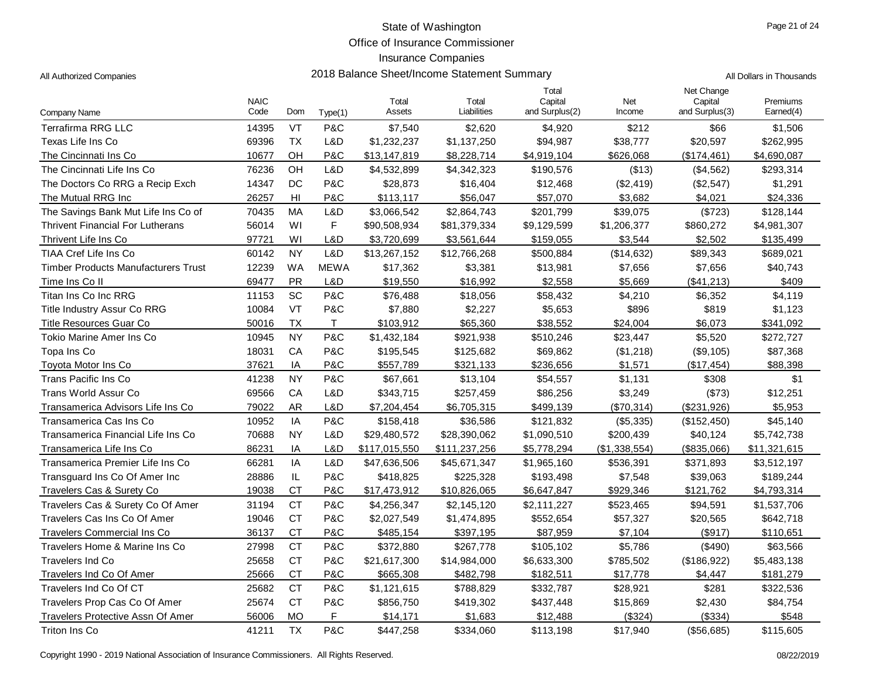State of Washington

Office of Insurance Commissioner

Insurance Companies

All Authorized Companies

## 2018 Balance Sheet/Income Statement Summary

All Dollars in Thousands

| Company Name | NAIC Code | Dom | Type(1) | Total Assets | Total Liabilities | Total Capital and Surplus(2) | Net Income | Net Change Capital and Surplus(3) | Premiums Earned(4) |
|---|---|---|---|---|---|---|---|---|---|
| Terrafirma RRG LLC | 14395 | VT | P&C | $7,540 | $2,620 | $4,920 | $212 | $66 | $1,506 |
| Texas Life Ins Co | 69396 | TX | L&D | $1,232,237 | $1,137,250 | $94,987 | $38,777 | $20,597 | $262,995 |
| The Cincinnati Ins Co | 10677 | OH | P&C | $13,147,819 | $8,228,714 | $4,919,104 | $626,068 | ($174,461) | $4,690,087 |
| The Cincinnati Life Ins Co | 76236 | OH | L&D | $4,532,899 | $4,342,323 | $190,576 | ($13) | ($4,562) | $293,314 |
| The Doctors Co RRG a Recip Exch | 14347 | DC | P&C | $28,873 | $16,404 | $12,468 | ($2,419) | ($2,547) | $1,291 |
| The Mutual RRG Inc | 26257 | HI | P&C | $113,117 | $56,047 | $57,070 | $3,682 | $4,021 | $24,336 |
| The Savings Bank Mut Life Ins Co of | 70435 | MA | L&D | $3,066,542 | $2,864,743 | $201,799 | $39,075 | ($723) | $128,144 |
| Thrivent Financial For Lutherans | 56014 | WI | F | $90,508,934 | $81,379,334 | $9,129,599 | $1,206,377 | $860,272 | $4,981,307 |
| Thrivent Life Ins Co | 97721 | WI | L&D | $3,720,699 | $3,561,644 | $159,055 | $3,544 | $2,502 | $135,499 |
| TIAA Cref Life Ins Co | 60142 | NY | L&D | $13,267,152 | $12,766,268 | $500,884 | ($14,632) | $89,343 | $689,021 |
| Timber Products Manufacturers Trust | 12239 | WA | MEWA | $17,362 | $3,381 | $13,981 | $7,656 | $7,656 | $40,743 |
| Time Ins Co II | 69477 | PR | L&D | $19,550 | $16,992 | $2,558 | $5,669 | ($41,213) | $409 |
| Titan Ins Co Inc RRG | 11153 | SC | P&C | $76,488 | $18,056 | $58,432 | $4,210 | $6,352 | $4,119 |
| Title Industry Assur Co RRG | 10084 | VT | P&C | $7,880 | $2,227 | $5,653 | $896 | $819 | $1,123 |
| Title Resources Guar Co | 50016 | TX | T | $103,912 | $65,360 | $38,552 | $24,004 | $6,073 | $341,092 |
| Tokio Marine Amer Ins Co | 10945 | NY | P&C | $1,432,184 | $921,938 | $510,246 | $23,447 | $5,520 | $272,727 |
| Topa Ins Co | 18031 | CA | P&C | $195,545 | $125,682 | $69,862 | ($1,218) | ($9,105) | $87,368 |
| Toyota Motor Ins Co | 37621 | IA | P&C | $557,789 | $321,133 | $236,656 | $1,571 | ($17,454) | $88,398 |
| Trans Pacific Ins Co | 41238 | NY | P&C | $67,661 | $13,104 | $54,557 | $1,131 | $308 | $1 |
| Trans World Assur Co | 69566 | CA | L&D | $343,715 | $257,459 | $86,256 | $3,249 | ($73) | $12,251 |
| Transamerica Advisors Life Ins Co | 79022 | AR | L&D | $7,204,454 | $6,705,315 | $499,139 | ($70,314) | ($231,926) | $5,953 |
| Transamerica Cas Ins Co | 10952 | IA | P&C | $158,418 | $36,586 | $121,832 | ($5,335) | ($152,450) | $45,140 |
| Transamerica Financial Life Ins Co | 70688 | NY | L&D | $29,480,572 | $28,390,062 | $1,090,510 | $200,439 | $40,124 | $5,742,738 |
| Transamerica Life Ins Co | 86231 | IA | L&D | $117,015,550 | $111,237,256 | $5,778,294 | ($1,338,554) | ($835,066) | $11,321,615 |
| Transamerica Premier Life Ins Co | 66281 | IA | L&D | $47,636,506 | $45,671,347 | $1,965,160 | $536,391 | $371,893 | $3,512,197 |
| Transguard Ins Co Of Amer Inc | 28886 | IL | P&C | $418,825 | $225,328 | $193,498 | $7,548 | $39,063 | $189,244 |
| Travelers Cas & Surety Co | 19038 | CT | P&C | $17,473,912 | $10,826,065 | $6,647,847 | $929,346 | $121,762 | $4,793,314 |
| Travelers Cas & Surety Co Of Amer | 31194 | CT | P&C | $4,256,347 | $2,145,120 | $2,111,227 | $523,465 | $94,591 | $1,537,706 |
| Travelers Cas Ins Co Of Amer | 19046 | CT | P&C | $2,027,549 | $1,474,895 | $552,654 | $57,327 | $20,565 | $642,718 |
| Travelers Commercial Ins Co | 36137 | CT | P&C | $485,154 | $397,195 | $87,959 | $7,104 | ($917) | $110,651 |
| Travelers Home & Marine Ins Co | 27998 | CT | P&C | $372,880 | $267,778 | $105,102 | $5,786 | ($490) | $63,566 |
| Travelers Ind Co | 25658 | CT | P&C | $21,617,300 | $14,984,000 | $6,633,300 | $785,502 | ($186,922) | $5,483,138 |
| Travelers Ind Co Of Amer | 25666 | CT | P&C | $665,308 | $482,798 | $182,511 | $17,778 | $4,447 | $181,279 |
| Travelers Ind Co Of CT | 25682 | CT | P&C | $1,121,615 | $788,829 | $332,787 | $28,921 | $281 | $322,536 |
| Travelers Prop Cas Co Of Amer | 25674 | CT | P&C | $856,750 | $419,302 | $437,448 | $15,869 | $2,430 | $84,754 |
| Travelers Protective Assn Of Amer | 56006 | MO | F | $14,171 | $1,683 | $12,488 | ($324) | ($334) | $548 |
| Triton Ins Co | 41211 | TX | P&C | $447,258 | $334,060 | $113,198 | $17,940 | ($56,685) | $115,605 |

Copyright 1990 - 2019 National Association of Insurance Commissioners. All Rights Reserved. 08/22/2019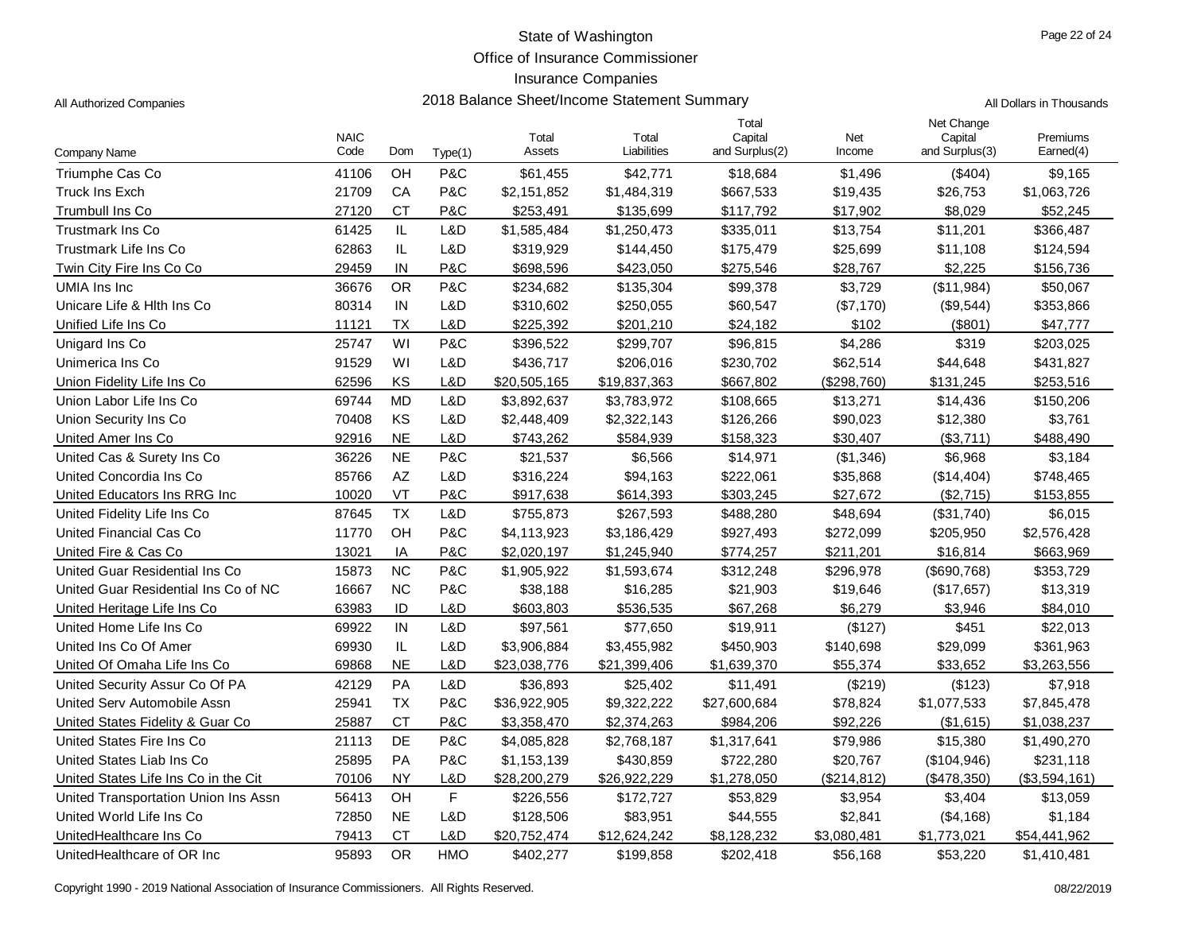# State of Washington
## Office of Insurance Commissioner
## Insurance Companies
## 2018 Balance Sheet/Income Statement Summary

All Authorized Companies

All Dollars in Thousands

| Company Name | NAIC Code | Dom | Type(1) | Total Assets | Total Liabilities | Total Capital and Surplus(2) | Net Income | Net Change Capital and Surplus(3) | Premiums Earned(4) |
|---|---|---|---|---|---|---|---|---|---|
| Triumphe Cas Co | 41106 | OH | P&C | $61,455 | $42,771 | $18,684 | $1,496 | ($404) | $9,165 |
| Truck Ins Exch | 21709 | CA | P&C | $2,151,852 | $1,484,319 | $667,533 | $19,435 | $26,753 | $1,063,726 |
| Trumbull Ins Co | 27120 | CT | P&C | $253,491 | $135,699 | $117,792 | $17,902 | $8,029 | $52,245 |
| Trustmark Ins Co | 61425 | IL | L&D | $1,585,484 | $1,250,473 | $335,011 | $13,754 | $11,201 | $366,487 |
| Trustmark Life Ins Co | 62863 | IL | L&D | $319,929 | $144,450 | $175,479 | $25,699 | $11,108 | $124,594 |
| Twin City Fire Ins Co Co | 29459 | IN | P&C | $698,596 | $423,050 | $275,546 | $28,767 | $2,225 | $156,736 |
| UMIA Ins Inc | 36676 | OR | P&C | $234,682 | $135,304 | $99,378 | $3,729 | ($11,984) | $50,067 |
| Unicare Life & Hlth Ins Co | 80314 | IN | L&D | $310,602 | $250,055 | $60,547 | ($7,170) | ($9,544) | $353,866 |
| Unified Life Ins Co | 11121 | TX | L&D | $225,392 | $201,210 | $24,182 | $102 | ($801) | $47,777 |
| Unigard Ins Co | 25747 | WI | P&C | $396,522 | $299,707 | $96,815 | $4,286 | $319 | $203,025 |
| Unimerica Ins Co | 91529 | WI | L&D | $436,717 | $206,016 | $230,702 | $62,514 | $44,648 | $431,827 |
| Union Fidelity Life Ins Co | 62596 | KS | L&D | $20,505,165 | $19,837,363 | $667,802 | ($298,760) | $131,245 | $253,516 |
| Union Labor Life Ins Co | 69744 | MD | L&D | $3,892,637 | $3,783,972 | $108,665 | $13,271 | $14,436 | $150,206 |
| Union Security Ins Co | 70408 | KS | L&D | $2,448,409 | $2,322,143 | $126,266 | $90,023 | $12,380 | $3,761 |
| United Amer Ins Co | 92916 | NE | L&D | $743,262 | $584,939 | $158,323 | $30,407 | ($3,711) | $488,490 |
| United Cas & Surety Ins Co | 36226 | NE | P&C | $21,537 | $6,566 | $14,971 | ($1,346) | $6,968 | $3,184 |
| United Concordia Ins Co | 85766 | AZ | L&D | $316,224 | $94,163 | $222,061 | $35,868 | ($14,404) | $748,465 |
| United Educators Ins RRG Inc | 10020 | VT | P&C | $917,638 | $614,393 | $303,245 | $27,672 | ($2,715) | $153,855 |
| United Fidelity Life Ins Co | 87645 | TX | L&D | $755,873 | $267,593 | $488,280 | $48,694 | ($31,740) | $6,015 |
| United Financial Cas Co | 11770 | OH | P&C | $4,113,923 | $3,186,429 | $927,493 | $272,099 | $205,950 | $2,576,428 |
| United Fire & Cas Co | 13021 | IA | P&C | $2,020,197 | $1,245,940 | $774,257 | $211,201 | $16,814 | $663,969 |
| United Guar Residential Ins Co | 15873 | NC | P&C | $1,905,922 | $1,593,674 | $312,248 | $296,978 | ($690,768) | $353,729 |
| United Guar Residential Ins Co of NC | 16667 | NC | P&C | $38,188 | $16,285 | $21,903 | $19,646 | ($17,657) | $13,319 |
| United Heritage Life Ins Co | 63983 | ID | L&D | $603,803 | $536,535 | $67,268 | $6,279 | $3,946 | $84,010 |
| United Home Life Ins Co | 69922 | IN | L&D | $97,561 | $77,650 | $19,911 | ($127) | $451 | $22,013 |
| United Ins Co Of Amer | 69930 | IL | L&D | $3,906,884 | $3,455,982 | $450,903 | $140,698 | $29,099 | $361,963 |
| United Of Omaha Life Ins Co | 69868 | NE | L&D | $23,038,776 | $21,399,406 | $1,639,370 | $55,374 | $33,652 | $3,263,556 |
| United Security Assur Co Of PA | 42129 | PA | L&D | $36,893 | $25,402 | $11,491 | ($219) | ($123) | $7,918 |
| United Serv Automobile Assn | 25941 | TX | P&C | $36,922,905 | $9,322,222 | $27,600,684 | $78,824 | $1,077,533 | $7,845,478 |
| United States Fidelity & Guar Co | 25887 | CT | P&C | $3,358,470 | $2,374,263 | $984,206 | $92,226 | ($1,615) | $1,038,237 |
| United States Fire Ins Co | 21113 | DE | P&C | $4,085,828 | $2,768,187 | $1,317,641 | $79,986 | $15,380 | $1,490,270 |
| United States Liab Ins Co | 25895 | PA | P&C | $1,153,139 | $430,859 | $722,280 | $20,767 | ($104,946) | $231,118 |
| United States Life Ins Co in the Cit | 70106 | NY | L&D | $28,200,279 | $26,922,229 | $1,278,050 | ($214,812) | ($478,350) | ($3,594,161) |
| United Transportation Union Ins Assn | 56413 | OH | F | $226,556 | $172,727 | $53,829 | $3,954 | $3,404 | $13,059 |
| United World Life Ins Co | 72850 | NE | L&D | $128,506 | $83,951 | $44,555 | $2,841 | ($4,168) | $1,184 |
| UnitedHealthcare Ins Co | 79413 | CT | L&D | $20,752,474 | $12,624,242 | $8,128,232 | $3,080,481 | $1,773,021 | $54,441,962 |
| UnitedHealthcare of OR Inc | 95893 | OR | HMO | $402,277 | $199,858 | $202,418 | $56,168 | $53,220 | $1,410,481 |

Copyright 1990 - 2019 National Association of Insurance Commissioners. All Rights Reserved.

08/22/2019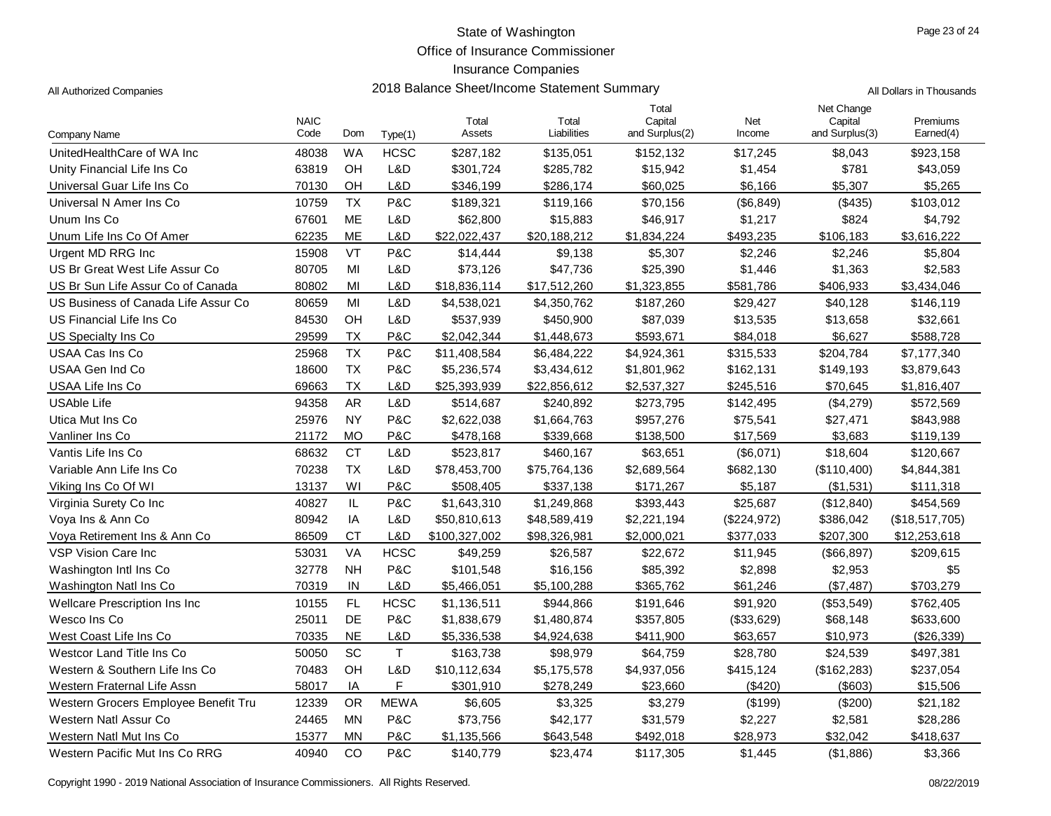# State of Washington
## Office of Insurance Commissioner
## Insurance Companies
## 2018 Balance Sheet/Income Statement Summary

All Authorized Companies

All Dollars in Thousands

| Company Name | NAIC Code | Dom | Type(1) | Total Assets | Total Liabilities | Total Capital and Surplus(2) | Net Income | Net Change Capital and Surplus(3) | Premiums Earned(4) |
|---|---|---|---|---|---|---|---|---|---|
| UnitedHealthCare of WA Inc | 48038 | WA | HCSC | $287,182 | $135,051 | $152,132 | $17,245 | $8,043 | $923,158 |
| Unity Financial Life Ins Co | 63819 | OH | L&D | $301,724 | $285,782 | $15,942 | $1,454 | $781 | $43,059 |
| Universal Guar Life Ins Co | 70130 | OH | L&D | $346,199 | $286,174 | $60,025 | $6,166 | $5,307 | $5,265 |
| Universal N Amer Ins Co | 10759 | TX | P&C | $189,321 | $119,166 | $70,156 | ($6,849) | ($435) | $103,012 |
| Unum Ins Co | 67601 | ME | L&D | $62,800 | $15,883 | $46,917 | $1,217 | $824 | $4,792 |
| Unum Life Ins Co Of Amer | 62235 | ME | L&D | $22,022,437 | $20,188,212 | $1,834,224 | $493,235 | $106,183 | $3,616,222 |
| Urgent MD RRG Inc | 15908 | VT | P&C | $14,444 | $9,138 | $5,307 | $2,246 | $2,246 | $5,804 |
| US Br Great West Life Assur Co | 80705 | MI | L&D | $73,126 | $47,736 | $25,390 | $1,446 | $1,363 | $2,583 |
| US Br Sun Life Assur Co of Canada | 80802 | MI | L&D | $18,836,114 | $17,512,260 | $1,323,855 | $581,786 | $406,933 | $3,434,046 |
| US Business of Canada Life Assur Co | 80659 | MI | L&D | $4,538,021 | $4,350,762 | $187,260 | $29,427 | $40,128 | $146,119 |
| US Financial Life Ins Co | 84530 | OH | L&D | $537,939 | $450,900 | $87,039 | $13,535 | $13,658 | $32,661 |
| US Specialty Ins Co | 29599 | TX | P&C | $2,042,344 | $1,448,673 | $593,671 | $84,018 | $6,627 | $588,728 |
| USAA Cas Ins Co | 25968 | TX | P&C | $11,408,584 | $6,484,222 | $4,924,361 | $315,533 | $204,784 | $7,177,340 |
| USAA Gen Ind Co | 18600 | TX | P&C | $5,236,574 | $3,434,612 | $1,801,962 | $162,131 | $149,193 | $3,879,643 |
| USAA Life Ins Co | 69663 | TX | L&D | $25,393,939 | $22,856,612 | $2,537,327 | $245,516 | $70,645 | $1,816,407 |
| USAble Life | 94358 | AR | L&D | $514,687 | $240,892 | $273,795 | $142,495 | ($4,279) | $572,569 |
| Utica Mut Ins Co | 25976 | NY | P&C | $2,622,038 | $1,664,763 | $957,276 | $75,541 | $27,471 | $843,988 |
| Vanliner Ins Co | 21172 | MO | P&C | $478,168 | $339,668 | $138,500 | $17,569 | $3,683 | $119,139 |
| Vantis Life Ins Co | 68632 | CT | L&D | $523,817 | $460,167 | $63,651 | ($6,071) | $18,604 | $120,667 |
| Variable Ann Life Ins Co | 70238 | TX | L&D | $78,453,700 | $75,764,136 | $2,689,564 | $682,130 | ($110,400) | $4,844,381 |
| Viking Ins Co Of WI | 13137 | WI | P&C | $508,405 | $337,138 | $171,267 | $5,187 | ($1,531) | $111,318 |
| Virginia Surety Co Inc | 40827 | IL | P&C | $1,643,310 | $1,249,868 | $393,443 | $25,687 | ($12,840) | $454,569 |
| Voya Ins & Ann Co | 80942 | IA | L&D | $50,810,613 | $48,589,419 | $2,221,194 | ($224,972) | $386,042 | ($18,517,705) |
| Voya Retirement Ins & Ann Co | 86509 | CT | L&D | $100,327,002 | $98,326,981 | $2,000,021 | $377,033 | $207,300 | $12,253,618 |
| VSP Vision Care Inc | 53031 | VA | HCSC | $49,259 | $26,587 | $22,672 | $11,945 | ($66,897) | $209,615 |
| Washington Intl Ins Co | 32778 | NH | P&C | $101,548 | $16,156 | $85,392 | $2,898 | $2,953 | $5 |
| Washington Natl Ins Co | 70319 | IN | L&D | $5,466,051 | $5,100,288 | $365,762 | $61,246 | ($7,487) | $703,279 |
| Wellcare Prescription Ins Inc | 10155 | FL | HCSC | $1,136,511 | $944,866 | $191,646 | $91,920 | ($53,549) | $762,405 |
| Wesco Ins Co | 25011 | DE | P&C | $1,838,679 | $1,480,874 | $357,805 | ($33,629) | $68,148 | $633,600 |
| West Coast Life Ins Co | 70335 | NE | L&D | $5,336,538 | $4,924,638 | $411,900 | $63,657 | $10,973 | ($26,339) |
| Westcor Land Title Ins Co | 50050 | SC | T | $163,738 | $98,979 | $64,759 | $28,780 | $24,539 | $497,381 |
| Western & Southern Life Ins Co | 70483 | OH | L&D | $10,112,634 | $5,175,578 | $4,937,056 | $415,124 | ($162,283) | $237,054 |
| Western Fraternal Life Assn | 58017 | IA | F | $301,910 | $278,249 | $23,660 | ($420) | ($603) | $15,506 |
| Western Grocers Employee Benefit Tru | 12339 | OR | MEWA | $6,605 | $3,325 | $3,279 | ($199) | ($200) | $21,182 |
| Western Natl Assur Co | 24465 | MN | P&C | $73,756 | $42,177 | $31,579 | $2,227 | $2,581 | $28,286 |
| Western Natl Mut Ins Co | 15377 | MN | P&C | $1,135,566 | $643,548 | $492,018 | $28,973 | $32,042 | $418,637 |
| Western Pacific Mut Ins Co RRG | 40940 | CO | P&C | $140,779 | $23,474 | $117,305 | $1,445 | ($1,886) | $3,366 |

Copyright 1990 - 2019 National Association of Insurance Commissioners. All Rights Reserved.

08/22/2019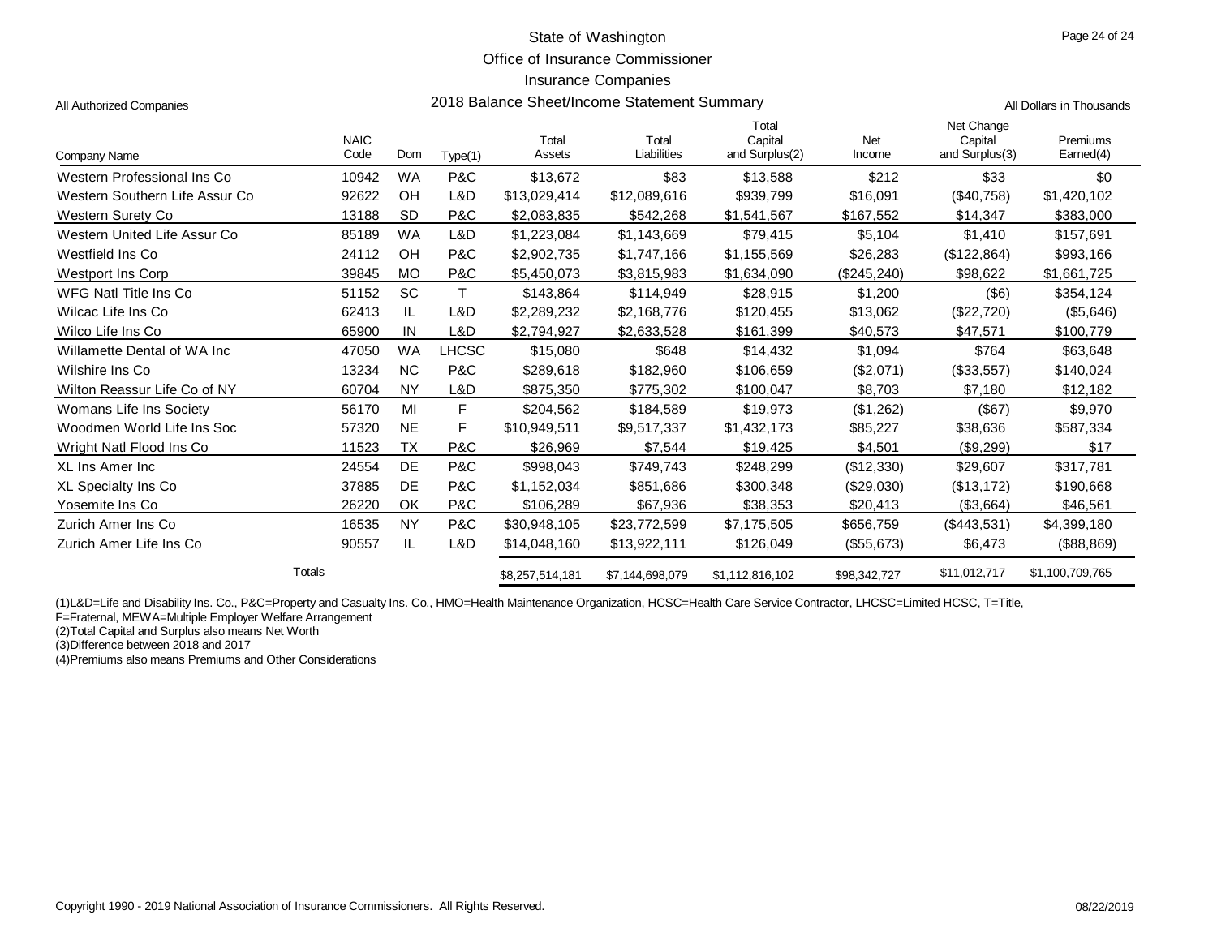# State of Washington
## Office of Insurance Commissioner
## Insurance Companies
## 2018 Balance Sheet/Income Statement Summary

All Authorized Companies

All Dollars in Thousands

| Company Name | NAIC Code | Dom | Type(1) | Total Assets | Total Liabilities | Total Capital and Surplus(2) | Net Income | Net Change Capital and Surplus(3) | Premiums Earned(4) |
|---|---|---|---|---|---|---|---|---|---|
| Western Professional Ins Co | 10942 | WA | P&C | $13,672 | $83 | $13,588 | $212 | $33 | $0 |
| Western Southern Life Assur Co | 92622 | OH | L&D | $13,029,414 | $12,089,616 | $939,799 | $16,091 | ($40,758) | $1,420,102 |
| Western Surety Co | 13188 | SD | P&C | $2,083,835 | $542,268 | $1,541,567 | $167,552 | $14,347 | $383,000 |
| Western United Life Assur Co | 85189 | WA | L&D | $1,223,084 | $1,143,669 | $79,415 | $5,104 | $1,410 | $157,691 |
| Westfield Ins Co | 24112 | OH | P&C | $2,902,735 | $1,747,166 | $1,155,569 | $26,283 | ($122,864) | $993,166 |
| Westport Ins Corp | 39845 | MO | P&C | $5,450,073 | $3,815,983 | $1,634,090 | ($245,240) | $98,622 | $1,661,725 |
| WFG Natl Title Ins Co | 51152 | SC | T | $143,864 | $114,949 | $28,915 | $1,200 | ($6) | $354,124 |
| Wilcac Life Ins Co | 62413 | IL | L&D | $2,289,232 | $2,168,776 | $120,455 | $13,062 | ($22,720) | ($5,646) |
| Wilco Life Ins Co | 65900 | IN | L&D | $2,794,927 | $2,633,528 | $161,399 | $40,573 | $47,571 | $100,779 |
| Willamette Dental of WA Inc | 47050 | WA | LHCSC | $15,080 | $648 | $14,432 | $1,094 | $764 | $63,648 |
| Wilshire Ins Co | 13234 | NC | P&C | $289,618 | $182,960 | $106,659 | ($2,071) | ($33,557) | $140,024 |
| Wilton Reassur Life Co of NY | 60704 | NY | L&D | $875,350 | $775,302 | $100,047 | $8,703 | $7,180 | $12,182 |
| Womans Life Ins Society | 56170 | MI | F | $204,562 | $184,589 | $19,973 | ($1,262) | ($67) | $9,970 |
| Woodmen World Life Ins Soc | 57320 | NE | F | $10,949,511 | $9,517,337 | $1,432,173 | $85,227 | $38,636 | $587,334 |
| Wright Natl Flood Ins Co | 11523 | TX | P&C | $26,969 | $7,544 | $19,425 | $4,501 | ($9,299) | $17 |
| XL Ins Amer Inc | 24554 | DE | P&C | $998,043 | $749,743 | $248,299 | ($12,330) | $29,607 | $317,781 |
| XL Specialty Ins Co | 37885 | DE | P&C | $1,152,034 | $851,686 | $300,348 | ($29,030) | ($13,172) | $190,668 |
| Yosemite Ins Co | 26220 | OK | P&C | $106,289 | $67,936 | $38,353 | $20,413 | ($3,664) | $46,561 |
| Zurich Amer Ins Co | 16535 | NY | P&C | $30,948,105 | $23,772,599 | $7,175,505 | $656,759 | ($443,531) | $4,399,180 |
| Zurich Amer Life Ins Co | 90557 | IL | L&D | $14,048,160 | $13,922,111 | $126,049 | ($55,673) | $6,473 | ($88,869) |
| Totals | | | | $8,257,514,181 | $7,144,698,079 | $1,112,816,102 | $98,342,727 | $11,012,717 | $1,100,709,765 |

(1)L&D=Life and Disability Ins. Co., P&C=Property and Casualty Ins. Co., HMO=Health Maintenance Organization, HCSC=Health Care Service Contractor, LHCSC=Limited HCSC, T=Title, F=Fraternal, MEWA=Multiple Employer Welfare Arrangement

(2)Total Capital and Surplus also means Net Worth

(3)Difference between 2018 and 2017

(4)Premiums also means Premiums and Other Considerations

Copyright 1990 - 2019 National Association of Insurance Commissioners. All Rights Reserved.

08/22/2019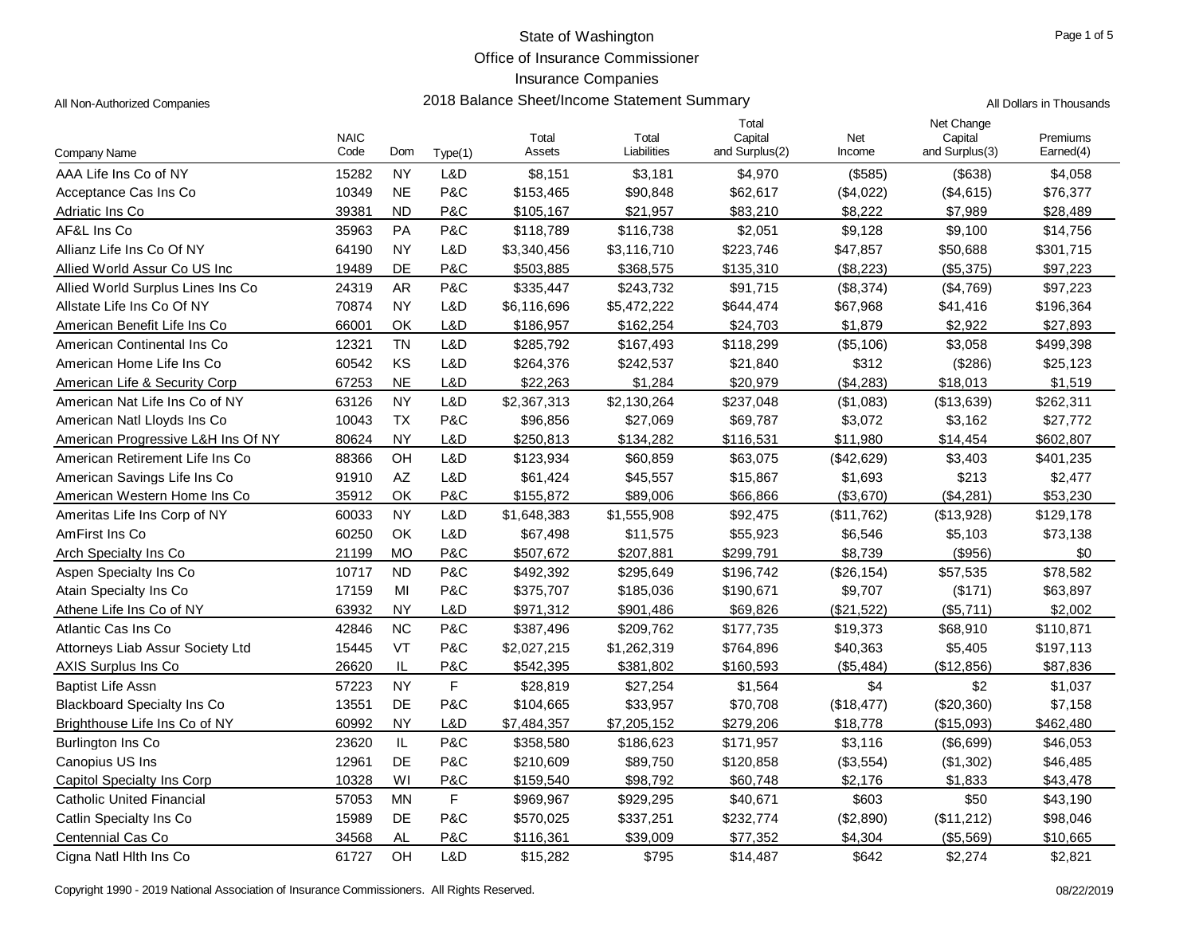State of Washington

Office of Insurance Commissioner

Insurance Companies

All Non-Authorized Companies

## 2018 Balance Sheet/Income Statement Summary

All Dollars in Thousands

| Company Name | NAIC Code | Dom | Type(1) | Total Assets | Total Liabilities | Total Capital and Surplus(2) | Net Income | Net Change Capital and Surplus(3) | Premiums Earned(4) |
|---|---|---|---|---|---|---|---|---|---|
| AAA Life Ins Co of NY | 15282 | NY | L&D | $8,151 | $3,181 | $4,970 | ($585) | ($638) | $4,058 |
| Acceptance Cas Ins Co | 10349 | NE | P&C | $153,465 | $90,848 | $62,617 | ($4,022) | ($4,615) | $76,377 |
| Adriatic Ins Co | 39381 | ND | P&C | $105,167 | $21,957 | $83,210 | $8,222 | $7,989 | $28,489 |
| AF&L Ins Co | 35963 | PA | P&C | $118,789 | $116,738 | $2,051 | $9,128 | $9,100 | $14,756 |
| Allianz Life Ins Co Of NY | 64190 | NY | L&D | $3,340,456 | $3,116,710 | $223,746 | $47,857 | $50,688 | $301,715 |
| Allied World Assur Co US Inc | 19489 | DE | P&C | $503,885 | $368,575 | $135,310 | ($8,223) | ($5,375) | $97,223 |
| Allied World Surplus Lines Ins Co | 24319 | AR | P&C | $335,447 | $243,732 | $91,715 | ($8,374) | ($4,769) | $97,223 |
| Allstate Life Ins Co Of NY | 70874 | NY | L&D | $6,116,696 | $5,472,222 | $644,474 | $67,968 | $41,416 | $196,364 |
| American Benefit Life Ins Co | 66001 | OK | L&D | $186,957 | $162,254 | $24,703 | $1,879 | $2,922 | $27,893 |
| American Continental Ins Co | 12321 | TN | L&D | $285,792 | $167,493 | $118,299 | ($5,106) | $3,058 | $499,398 |
| American Home Life Ins Co | 60542 | KS | L&D | $264,376 | $242,537 | $21,840 | $312 | ($286) | $25,123 |
| American Life & Security Corp | 67253 | NE | L&D | $22,263 | $1,284 | $20,979 | ($4,283) | $18,013 | $1,519 |
| American Nat Life Ins Co of NY | 63126 | NY | L&D | $2,367,313 | $2,130,264 | $237,048 | ($1,083) | ($13,639) | $262,311 |
| American Natl Lloyds Ins Co | 10043 | TX | P&C | $96,856 | $27,069 | $69,787 | $3,072 | $3,162 | $27,772 |
| American Progressive L&H Ins Of NY | 80624 | NY | L&D | $250,813 | $134,282 | $116,531 | $11,980 | $14,454 | $602,807 |
| American Retirement Life Ins Co | 88366 | OH | L&D | $123,934 | $60,859 | $63,075 | ($42,629) | $3,403 | $401,235 |
| American Savings Life Ins Co | 91910 | AZ | L&D | $61,424 | $45,557 | $15,867 | $1,693 | $213 | $2,477 |
| American Western Home Ins Co | 35912 | OK | P&C | $155,872 | $89,006 | $66,866 | ($3,670) | ($4,281) | $53,230 |
| Ameritas Life Ins Corp of NY | 60033 | NY | L&D | $1,648,383 | $1,555,908 | $92,475 | ($11,762) | ($13,928) | $129,178 |
| AmFirst Ins Co | 60250 | OK | L&D | $67,498 | $11,575 | $55,923 | $6,546 | $5,103 | $73,138 |
| Arch Specialty Ins Co | 21199 | MO | P&C | $507,672 | $207,881 | $299,791 | $8,739 | ($956) | $0 |
| Aspen Specialty Ins Co | 10717 | ND | P&C | $492,392 | $295,649 | $196,742 | ($26,154) | $57,535 | $78,582 |
| Atain Specialty Ins Co | 17159 | MI | P&C | $375,707 | $185,036 | $190,671 | $9,707 | ($171) | $63,897 |
| Athene Life Ins Co of NY | 63932 | NY | L&D | $971,312 | $901,486 | $69,826 | ($21,522) | ($5,711) | $2,002 |
| Atlantic Cas Ins Co | 42846 | NC | P&C | $387,496 | $209,762 | $177,735 | $19,373 | $68,910 | $110,871 |
| Attorneys Liab Assur Society Ltd | 15445 | VT | P&C | $2,027,215 | $1,262,319 | $764,896 | $40,363 | $5,405 | $197,113 |
| AXIS Surplus Ins Co | 26620 | IL | P&C | $542,395 | $381,802 | $160,593 | ($5,484) | ($12,856) | $87,836 |
| Baptist Life Assn | 57223 | NY | F | $28,819 | $27,254 | $1,564 | $4 | $2 | $1,037 |
| Blackboard Specialty Ins Co | 13551 | DE | P&C | $104,665 | $33,957 | $70,708 | ($18,477) | ($20,360) | $7,158 |
| Brighthouse Life Ins Co of NY | 60992 | NY | L&D | $7,484,357 | $7,205,152 | $279,206 | $18,778 | ($15,093) | $462,480 |
| Burlington Ins Co | 23620 | IL | P&C | $358,580 | $186,623 | $171,957 | $3,116 | ($6,699) | $46,053 |
| Canopius US Ins | 12961 | DE | P&C | $210,609 | $89,750 | $120,858 | ($3,554) | ($1,302) | $46,485 |
| Capitol Specialty Ins Corp | 10328 | WI | P&C | $159,540 | $98,792 | $60,748 | $2,176 | $1,833 | $43,478 |
| Catholic United Financial | 57053 | MN | F | $969,967 | $929,295 | $40,671 | $603 | $50 | $43,190 |
| Catlin Specialty Ins Co | 15989 | DE | P&C | $570,025 | $337,251 | $232,774 | ($2,890) | ($11,212) | $98,046 |
| Centennial Cas Co | 34568 | AL | P&C | $116,361 | $39,009 | $77,352 | $4,304 | ($5,569) | $10,665 |
| Cigna Natl Hlth Ins Co | 61727 | OH | L&D | $15,282 | $795 | $14,487 | $642 | $2,274 | $2,821 |

Copyright 1990 - 2019 National Association of Insurance Commissioners. All Rights Reserved.

08/22/2019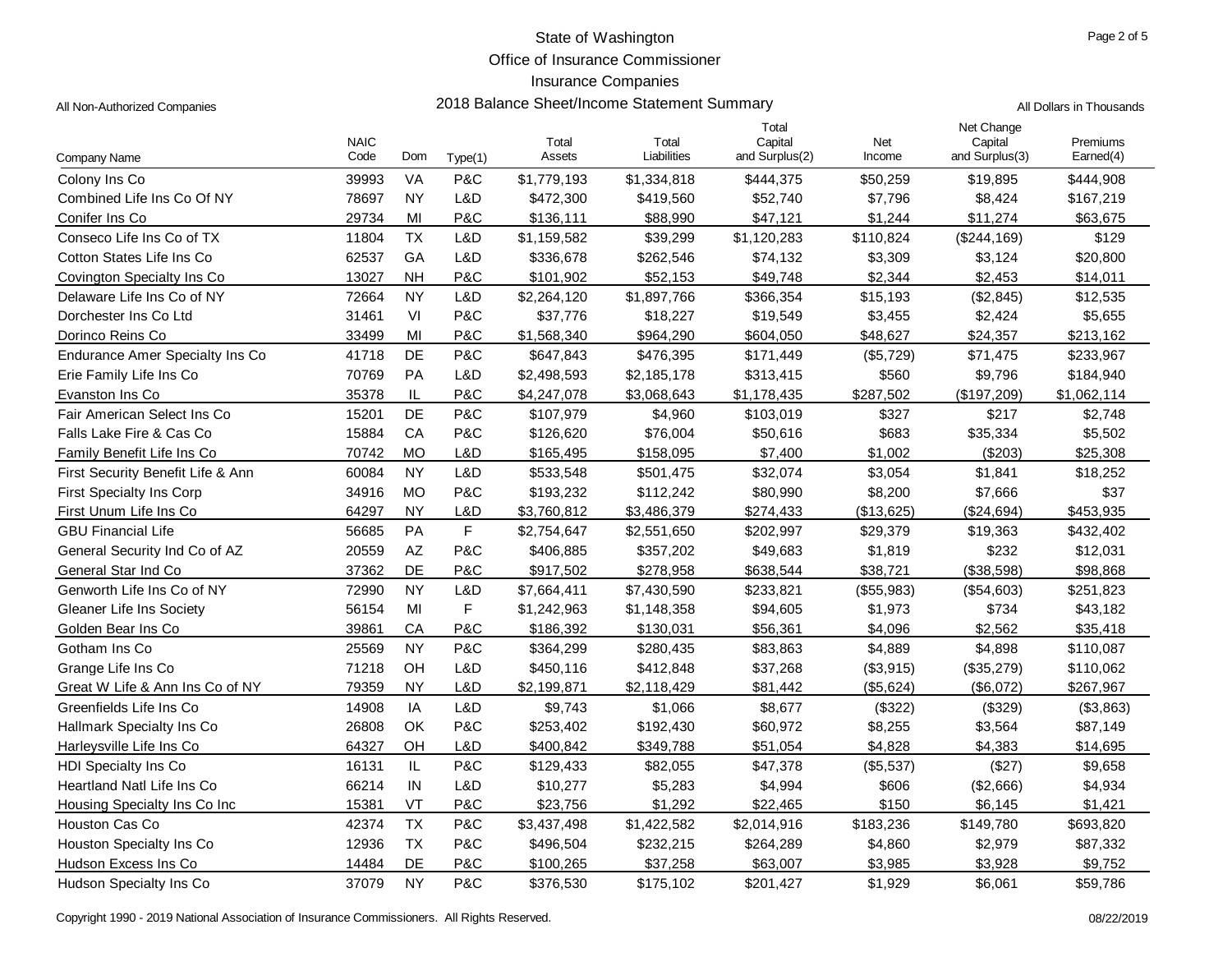# State of Washington
## Office of Insurance Commissioner
## Insurance Companies
## 2018 Balance Sheet/Income Statement Summary

All Non-Authorized Companies

All Dollars in Thousands

| Company Name | NAIC Code | Dom | Type(1) | Total Assets | Total Liabilities | Total Capital and Surplus(2) | Net Income | Net Change Capital and Surplus(3) | Premiums Earned(4) |
|---|---|---|---|---|---|---|---|---|---|
| Colony Ins Co | 39993 | VA | P&C | $1,779,193 | $1,334,818 | $444,375 | $50,259 | $19,895 | $444,908 |
| Combined Life Ins Co Of NY | 78697 | NY | L&D | $472,300 | $419,560 | $52,740 | $7,796 | $8,424 | $167,219 |
| Conifer Ins Co | 29734 | MI | P&C | $136,111 | $88,990 | $47,121 | $1,244 | $11,274 | $63,675 |
| Conseco Life Ins Co of TX | 11804 | TX | L&D | $1,159,582 | $39,299 | $1,120,283 | $110,824 | ($244,169) | $129 |
| Cotton States Life Ins Co | 62537 | GA | L&D | $336,678 | $262,546 | $74,132 | $3,309 | $3,124 | $20,800 |
| Covington Specialty Ins Co | 13027 | NH | P&C | $101,902 | $52,153 | $49,748 | $2,344 | $2,453 | $14,011 |
| Delaware Life Ins Co of NY | 72664 | NY | L&D | $2,264,120 | $1,897,766 | $366,354 | $15,193 | ($2,845) | $12,535 |
| Dorchester Ins Co Ltd | 31461 | VI | P&C | $37,776 | $18,227 | $19,549 | $3,455 | $2,424 | $5,655 |
| Dorinco Reins Co | 33499 | MI | P&C | $1,568,340 | $964,290 | $604,050 | $48,627 | $24,357 | $213,162 |
| Endurance Amer Specialty Ins Co | 41718 | DE | P&C | $647,843 | $476,395 | $171,449 | ($5,729) | $71,475 | $233,967 |
| Erie Family Life Ins Co | 70769 | PA | L&D | $2,498,593 | $2,185,178 | $313,415 | $560 | $9,796 | $184,940 |
| Evanston Ins Co | 35378 | IL | P&C | $4,247,078 | $3,068,643 | $1,178,435 | $287,502 | ($197,209) | $1,062,114 |
| Fair American Select Ins Co | 15201 | DE | P&C | $107,979 | $4,960 | $103,019 | $327 | $217 | $2,748 |
| Falls Lake Fire & Cas Co | 15884 | CA | P&C | $126,620 | $76,004 | $50,616 | $683 | $35,334 | $5,502 |
| Family Benefit Life Ins Co | 70742 | MO | L&D | $165,495 | $158,095 | $7,400 | $1,002 | ($203) | $25,308 |
| First Security Benefit Life & Ann | 60084 | NY | L&D | $533,548 | $501,475 | $32,074 | $3,054 | $1,841 | $18,252 |
| First Specialty Ins Corp | 34916 | MO | P&C | $193,232 | $112,242 | $80,990 | $8,200 | $7,666 | $37 |
| First Unum Life Ins Co | 64297 | NY | L&D | $3,760,812 | $3,486,379 | $274,433 | ($13,625) | ($24,694) | $453,935 |
| GBU Financial Life | 56685 | PA | F | $2,754,647 | $2,551,650 | $202,997 | $29,379 | $19,363 | $432,402 |
| General Security Ind Co of AZ | 20559 | AZ | P&C | $406,885 | $357,202 | $49,683 | $1,819 | $232 | $12,031 |
| General Star Ind Co | 37362 | DE | P&C | $917,502 | $278,958 | $638,544 | $38,721 | ($38,598) | $98,868 |
| Genworth Life Ins Co of NY | 72990 | NY | L&D | $7,664,411 | $7,430,590 | $233,821 | ($55,983) | ($54,603) | $251,823 |
| Gleaner Life Ins Society | 56154 | MI | F | $1,242,963 | $1,148,358 | $94,605 | $1,973 | $734 | $43,182 |
| Golden Bear Ins Co | 39861 | CA | P&C | $186,392 | $130,031 | $56,361 | $4,096 | $2,562 | $35,418 |
| Gotham Ins Co | 25569 | NY | P&C | $364,299 | $280,435 | $83,863 | $4,889 | $4,898 | $110,087 |
| Grange Life Ins Co | 71218 | OH | L&D | $450,116 | $412,848 | $37,268 | ($3,915) | ($35,279) | $110,062 |
| Great W Life & Ann Ins Co of NY | 79359 | NY | L&D | $2,199,871 | $2,118,429 | $81,442 | ($5,624) | ($6,072) | $267,967 |
| Greenfields Life Ins Co | 14908 | IA | L&D | $9,743 | $1,066 | $8,677 | ($322) | ($329) | ($3,863) |
| Hallmark Specialty Ins Co | 26808 | OK | P&C | $253,402 | $192,430 | $60,972 | $8,255 | $3,564 | $87,149 |
| Harleysville Life Ins Co | 64327 | OH | L&D | $400,842 | $349,788 | $51,054 | $4,828 | $4,383 | $14,695 |
| HDI Specialty Ins Co | 16131 | IL | P&C | $129,433 | $82,055 | $47,378 | ($5,537) | ($27) | $9,658 |
| Heartland Natl Life Ins Co | 66214 | IN | L&D | $10,277 | $5,283 | $4,994 | $606 | ($2,666) | $4,934 |
| Housing Specialty Ins Co Inc | 15381 | VT | P&C | $23,756 | $1,292 | $22,465 | $150 | $6,145 | $1,421 |
| Houston Cas Co | 42374 | TX | P&C | $3,437,498 | $1,422,582 | $2,014,916 | $183,236 | $149,780 | $693,820 |
| Houston Specialty Ins Co | 12936 | TX | P&C | $496,504 | $232,215 | $264,289 | $4,860 | $2,979 | $87,332 |
| Hudson Excess Ins Co | 14484 | DE | P&C | $100,265 | $37,258 | $63,007 | $3,985 | $3,928 | $9,752 |
| Hudson Specialty Ins Co | 37079 | NY | P&C | $376,530 | $175,102 | $201,427 | $1,929 | $6,061 | $59,786 |

Copyright 1990 - 2019 National Association of Insurance Commissioners. All Rights Reserved.

08/22/2019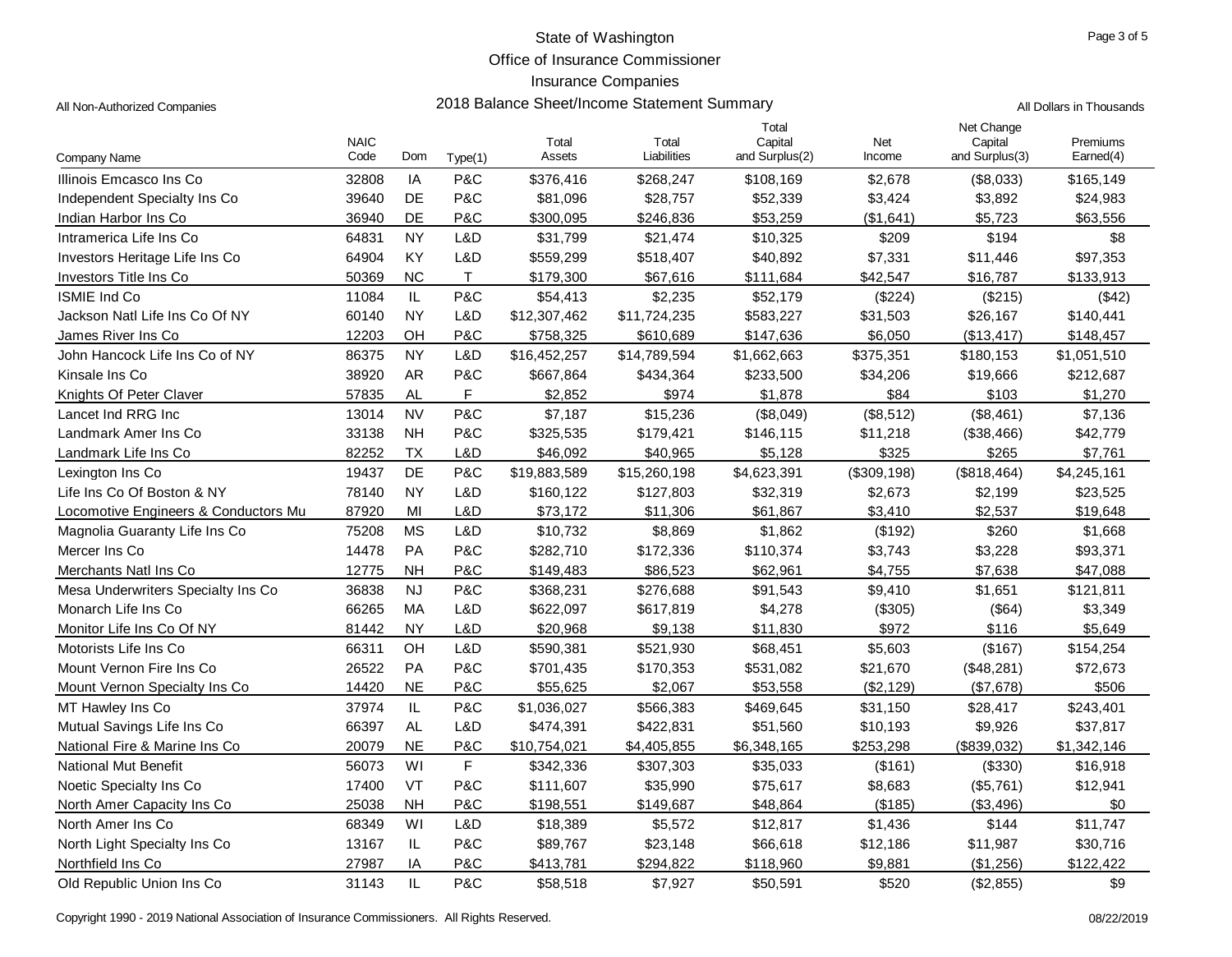# State of Washington
## Office of Insurance Commissioner
## Insurance Companies
## 2018 Balance Sheet/Income Statement Summary

All Non-Authorized Companies

All Dollars in Thousands

| Company Name | NAIC Code | Dom | Type(1) | Total Assets | Total Liabilities | Total Capital and Surplus(2) | Net Income | Net Change Capital and Surplus(3) | Premiums Earned(4) |
|---|---|---|---|---|---|---|---|---|---|
| Illinois Emcasco Ins Co | 32808 | IA | P&C | $376,416 | $268,247 | $108,169 | $2,678 | ($8,033) | $165,149 |
| Independent Specialty Ins Co | 39640 | DE | P&C | $81,096 | $28,757 | $52,339 | $3,424 | $3,892 | $24,983 |
| Indian Harbor Ins Co | 36940 | DE | P&C | $300,095 | $246,836 | $53,259 | ($1,641) | $5,723 | $63,556 |
| Intramerica Life Ins Co | 64831 | NY | L&D | $31,799 | $21,474 | $10,325 | $209 | $194 | $8 |
| Investors Heritage Life Ins Co | 64904 | KY | L&D | $559,299 | $518,407 | $40,892 | $7,331 | $11,446 | $97,353 |
| Investors Title Ins Co | 50369 | NC | T | $179,300 | $67,616 | $111,684 | $42,547 | $16,787 | $133,913 |
| ISMIE Ind Co | 11084 | IL | P&C | $54,413 | $2,235 | $52,179 | ($224) | ($215) | ($42) |
| Jackson Natl Life Ins Co Of NY | 60140 | NY | L&D | $12,307,462 | $11,724,235 | $583,227 | $31,503 | $26,167 | $140,441 |
| James River Ins Co | 12203 | OH | P&C | $758,325 | $610,689 | $147,636 | $6,050 | ($13,417) | $148,457 |
| John Hancock Life Ins Co of NY | 86375 | NY | L&D | $16,452,257 | $14,789,594 | $1,662,663 | $375,351 | $180,153 | $1,051,510 |
| Kinsale Ins Co | 38920 | AR | P&C | $667,864 | $434,364 | $233,500 | $34,206 | $19,666 | $212,687 |
| Knights Of Peter Claver | 57835 | AL | F | $2,852 | $974 | $1,878 | $84 | $103 | $1,270 |
| Lancet Ind RRG Inc | 13014 | NV | P&C | $7,187 | $15,236 | ($8,049) | ($8,512) | ($8,461) | $7,136 |
| Landmark Amer Ins Co | 33138 | NH | P&C | $325,535 | $179,421 | $146,115 | $11,218 | ($38,466) | $42,779 |
| Landmark Life Ins Co | 82252 | TX | L&D | $46,092 | $40,965 | $5,128 | $325 | $265 | $7,761 |
| Lexington Ins Co | 19437 | DE | P&C | $19,883,589 | $15,260,198 | $4,623,391 | ($309,198) | ($818,464) | $4,245,161 |
| Life Ins Co Of Boston & NY | 78140 | NY | L&D | $160,122 | $127,803 | $32,319 | $2,673 | $2,199 | $23,525 |
| Locomotive Engineers & Conductors Mu | 87920 | MI | L&D | $73,172 | $11,306 | $61,867 | $3,410 | $2,537 | $19,648 |
| Magnolia Guaranty Life Ins Co | 75208 | MS | L&D | $10,732 | $8,869 | $1,862 | ($192) | $260 | $1,668 |
| Mercer Ins Co | 14478 | PA | P&C | $282,710 | $172,336 | $110,374 | $3,743 | $3,228 | $93,371 |
| Merchants Natl Ins Co | 12775 | NH | P&C | $149,483 | $86,523 | $62,961 | $4,755 | $7,638 | $47,088 |
| Mesa Underwriters Specialty Ins Co | 36838 | NJ | P&C | $368,231 | $276,688 | $91,543 | $9,410 | $1,651 | $121,811 |
| Monarch Life Ins Co | 66265 | MA | L&D | $622,097 | $617,819 | $4,278 | ($305) | ($64) | $3,349 |
| Monitor Life Ins Co Of NY | 81442 | NY | L&D | $20,968 | $9,138 | $11,830 | $972 | $116 | $5,649 |
| Motorists Life Ins Co | 66311 | OH | L&D | $590,381 | $521,930 | $68,451 | $5,603 | ($167) | $154,254 |
| Mount Vernon Fire Ins Co | 26522 | PA | P&C | $701,435 | $170,353 | $531,082 | $21,670 | ($48,281) | $72,673 |
| Mount Vernon Specialty Ins Co | 14420 | NE | P&C | $55,625 | $2,067 | $53,558 | ($2,129) | ($7,678) | $506 |
| MT Hawley Ins Co | 37974 | IL | P&C | $1,036,027 | $566,383 | $469,645 | $31,150 | $28,417 | $243,401 |
| Mutual Savings Life Ins Co | 66397 | AL | L&D | $474,391 | $422,831 | $51,560 | $10,193 | $9,926 | $37,817 |
| National Fire & Marine Ins Co | 20079 | NE | P&C | $10,754,021 | $4,405,855 | $6,348,165 | $253,298 | ($839,032) | $1,342,146 |
| National Mut Benefit | 56073 | WI | F | $342,336 | $307,303 | $35,033 | ($161) | ($330) | $16,918 |
| Noetic Specialty Ins Co | 17400 | VT | P&C | $111,607 | $35,990 | $75,617 | $8,683 | ($5,761) | $12,941 |
| North Amer Capacity Ins Co | 25038 | NH | P&C | $198,551 | $149,687 | $48,864 | ($185) | ($3,496) | $0 |
| North Amer Ins Co | 68349 | WI | L&D | $18,389 | $5,572 | $12,817 | $1,436 | $144 | $11,747 |
| North Light Specialty Ins Co | 13167 | IL | P&C | $89,767 | $23,148 | $66,618 | $12,186 | $11,987 | $30,716 |
| Northfield Ins Co | 27987 | IA | P&C | $413,781 | $294,822 | $118,960 | $9,881 | ($1,256) | $122,422 |
| Old Republic Union Ins Co | 31143 | IL | P&C | $58,518 | $7,927 | $50,591 | $520 | ($2,855) | $9 |

Copyright 1990 - 2019 National Association of Insurance Commissioners. All Rights Reserved.

08/22/2019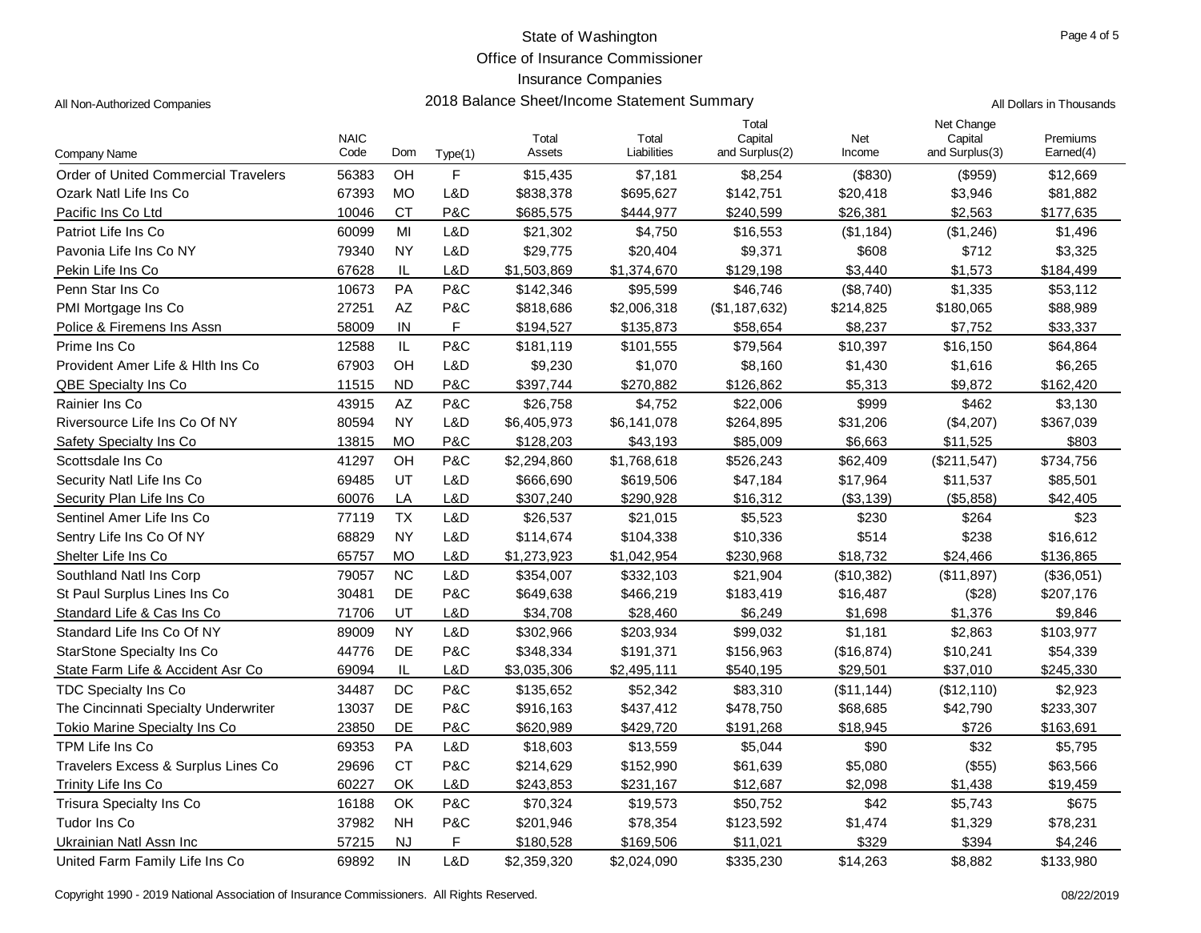# State of Washington

## Office of Insurance Commissioner

## Insurance Companies

## 2018 Balance Sheet/Income Statement Summary

All Non-Authorized Companies

All Dollars in Thousands

| Company Name | NAIC Code | Dom | Type(1) | Total Assets | Total Liabilities | Total Capital and Surplus(2) | Net Income | Net Change Capital and Surplus(3) | Premiums Earned(4) |
|---|---|---|---|---|---|---|---|---|---|
| Order of United Commercial Travelers | 56383 | OH | F | $15,435 | $7,181 | $8,254 | ($830) | ($959) | $12,669 |
| Ozark Natl Life Ins Co | 67393 | MO | L&D | $838,378 | $695,627 | $142,751 | $20,418 | $3,946 | $81,882 |
| Pacific Ins Co Ltd | 10046 | CT | P&C | $685,575 | $444,977 | $240,599 | $26,381 | $2,563 | $177,635 |
| Patriot Life Ins Co | 60099 | MI | L&D | $21,302 | $4,750 | $16,553 | ($1,184) | ($1,246) | $1,496 |
| Pavonia Life Ins Co NY | 79340 | NY | L&D | $29,775 | $20,404 | $9,371 | $608 | $712 | $3,325 |
| Pekin Life Ins Co | 67628 | IL | L&D | $1,503,869 | $1,374,670 | $129,198 | $3,440 | $1,573 | $184,499 |
| Penn Star Ins Co | 10673 | PA | P&C | $142,346 | $95,599 | $46,746 | ($8,740) | $1,335 | $53,112 |
| PMI Mortgage Ins Co | 27251 | AZ | P&C | $818,686 | $2,006,318 | ($1,187,632) | $214,825 | $180,065 | $88,989 |
| Police & Firemens Ins Assn | 58009 | IN | F | $194,527 | $135,873 | $58,654 | $8,237 | $7,752 | $33,337 |
| Prime Ins Co | 12588 | IL | P&C | $181,119 | $101,555 | $79,564 | $10,397 | $16,150 | $64,864 |
| Provident Amer Life & Hlth Ins Co | 67903 | OH | L&D | $9,230 | $1,070 | $8,160 | $1,430 | $1,616 | $6,265 |
| QBE Specialty Ins Co | 11515 | ND | P&C | $397,744 | $270,882 | $126,862 | $5,313 | $9,872 | $162,420 |
| Rainier Ins Co | 43915 | AZ | P&C | $26,758 | $4,752 | $22,006 | $999 | $462 | $3,130 |
| Riversource Life Ins Co Of NY | 80594 | NY | L&D | $6,405,973 | $6,141,078 | $264,895 | $31,206 | ($4,207) | $367,039 |
| Safety Specialty Ins Co | 13815 | MO | P&C | $128,203 | $43,193 | $85,009 | $6,663 | $11,525 | $803 |
| Scottsdale Ins Co | 41297 | OH | P&C | $2,294,860 | $1,768,618 | $526,243 | $62,409 | ($211,547) | $734,756 |
| Security Natl Life Ins Co | 69485 | UT | L&D | $666,690 | $619,506 | $47,184 | $17,964 | $11,537 | $85,501 |
| Security Plan Life Ins Co | 60076 | LA | L&D | $307,240 | $290,928 | $16,312 | ($3,139) | ($5,858) | $42,405 |
| Sentinel Amer Life Ins Co | 77119 | TX | L&D | $26,537 | $21,015 | $5,523 | $230 | $264 | $23 |
| Sentry Life Ins Co Of NY | 68829 | NY | L&D | $114,674 | $104,338 | $10,336 | $514 | $238 | $16,612 |
| Shelter Life Ins Co | 65757 | MO | L&D | $1,273,923 | $1,042,954 | $230,968 | $18,732 | $24,466 | $136,865 |
| Southland Natl Ins Corp | 79057 | NC | L&D | $354,007 | $332,103 | $21,904 | ($10,382) | ($11,897) | ($36,051) |
| St Paul Surplus Lines Ins Co | 30481 | DE | P&C | $649,638 | $466,219 | $183,419 | $16,487 | ($28) | $207,176 |
| Standard Life & Cas Ins Co | 71706 | UT | L&D | $34,708 | $28,460 | $6,249 | $1,698 | $1,376 | $9,846 |
| Standard Life Ins Co Of NY | 89009 | NY | L&D | $302,966 | $203,934 | $99,032 | $1,181 | $2,863 | $103,977 |
| StarStone Specialty Ins Co | 44776 | DE | P&C | $348,334 | $191,371 | $156,963 | ($16,874) | $10,241 | $54,339 |
| State Farm Life & Accident Asr Co | 69094 | IL | L&D | $3,035,306 | $2,495,111 | $540,195 | $29,501 | $37,010 | $245,330 |
| TDC Specialty Ins Co | 34487 | DC | P&C | $135,652 | $52,342 | $83,310 | ($11,144) | ($12,110) | $2,923 |
| The Cincinnati Specialty Underwriter | 13037 | DE | P&C | $916,163 | $437,412 | $478,750 | $68,685 | $42,790 | $233,307 |
| Tokio Marine Specialty Ins Co | 23850 | DE | P&C | $620,989 | $429,720 | $191,268 | $18,945 | $726 | $163,691 |
| TPM Life Ins Co | 69353 | PA | L&D | $18,603 | $13,559 | $5,044 | $90 | $32 | $5,795 |
| Travelers Excess & Surplus Lines Co | 29696 | CT | P&C | $214,629 | $152,990 | $61,639 | $5,080 | ($55) | $63,566 |
| Trinity Life Ins Co | 60227 | OK | L&D | $243,853 | $231,167 | $12,687 | $2,098 | $1,438 | $19,459 |
| Trisura Specialty Ins Co | 16188 | OK | P&C | $70,324 | $19,573 | $50,752 | $42 | $5,743 | $675 |
| Tudor Ins Co | 37982 | NH | P&C | $201,946 | $78,354 | $123,592 | $1,474 | $1,329 | $78,231 |
| Ukrainian Natl Assn Inc | 57215 | NJ | F | $180,528 | $169,506 | $11,021 | $329 | $394 | $4,246 |
| United Farm Family Life Ins Co | 69892 | IN | L&D | $2,359,320 | $2,024,090 | $335,230 | $14,263 | $8,882 | $133,980 |

Copyright 1990 - 2019 National Association of Insurance Commissioners. All Rights Reserved.

08/22/2019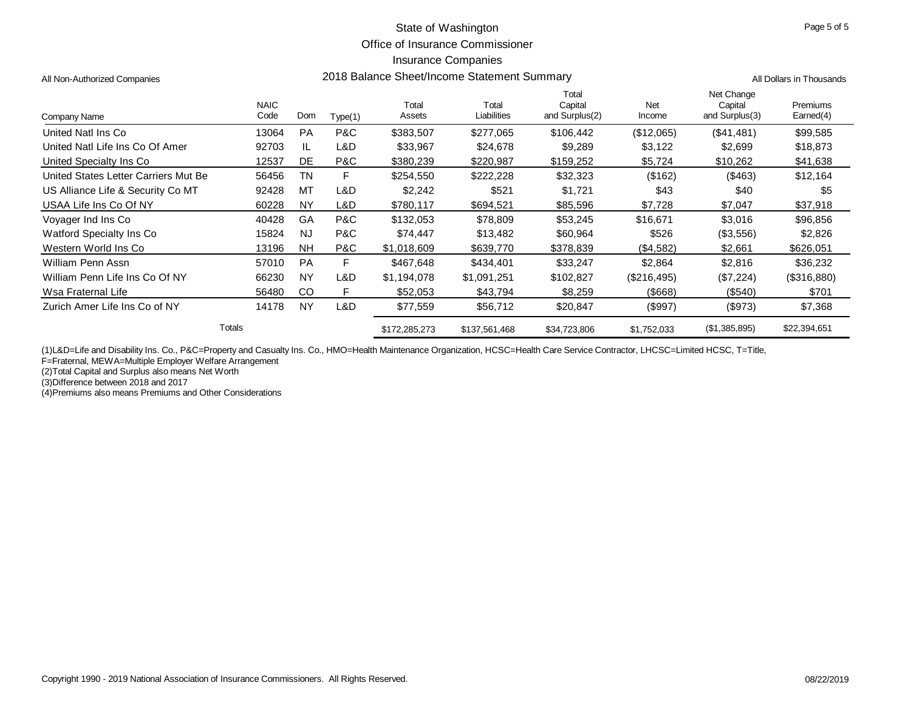State of Washington

Office of Insurance Commissioner

Insurance Companies

## 2018 Balance Sheet/Income Statement Summary

All Non-Authorized Companies

All Dollars in Thousands

| Company Name | NAIC Code | Dom | Type(1) | Total Assets | Total Liabilities | Total Capital and Surplus(2) | Net Income | Net Change Capital and Surplus(3) | Premiums Earned(4) |
|---|---|---|---|---|---|---|---|---|---|
| United Natl Ins Co | 13064 | PA | P&C | $383,507 | $277,065 | $106,442 | ($12,065) | ($41,481) | $99,585 |
| United Natl Life Ins Co Of Amer | 92703 | IL | L&D | $33,967 | $24,678 | $9,289 | $3,122 | $2,699 | $18,873 |
| United Specialty Ins Co | 12537 | DE | P&C | $380,239 | $220,987 | $159,252 | $5,724 | $10,262 | $41,638 |
| United States Letter Carriers Mut Be | 56456 | TN | F | $254,550 | $222,228 | $32,323 | ($162) | ($463) | $12,164 |
| US Alliance Life & Security Co MT | 92428 | MT | L&D | $2,242 | $521 | $1,721 | $43 | $40 | $5 |
| USAA Life Ins Co Of NY | 60228 | NY | L&D | $780,117 | $694,521 | $85,596 | $7,728 | $7,047 | $37,918 |
| Voyager Ind Ins Co | 40428 | GA | P&C | $132,053 | $78,809 | $53,245 | $16,671 | $3,016 | $96,856 |
| Watford Specialty Ins Co | 15824 | NJ | P&C | $74,447 | $13,482 | $60,964 | $526 | ($3,556) | $2,826 |
| Western World Ins Co | 13196 | NH | P&C | $1,018,609 | $639,770 | $378,839 | ($4,582) | $2,661 | $626,051 |
| William Penn Assn | 57010 | PA | F | $467,648 | $434,401 | $33,247 | $2,864 | $2,816 | $36,232 |
| William Penn Life Ins Co Of NY | 66230 | NY | L&D | $1,194,078 | $1,091,251 | $102,827 | ($216,495) | ($7,224) | ($316,880) |
| Wsa Fraternal Life | 56480 | CO | F | $52,053 | $43,794 | $8,259 | ($668) | ($540) | $701 |
| Zurich Amer Life Ins Co of NY | 14178 | NY | L&D | $77,559 | $56,712 | $20,847 | ($997) | ($973) | $7,368 |
| Totals | | | | $172,285,273 | $137,561,468 | $34,723,806 | $1,752,033 | ($1,385,895) | $22,394,651 |

(1)L&D=Life and Disability Ins. Co., P&C=Property and Casualty Ins. Co., HMO=Health Maintenance Organization, HCSC=Health Care Service Contractor, LHCSC=Limited HCSC, T=Title, F=Fraternal, MEWA=Multiple Employer Welfare Arrangement

(2)Total Capital and Surplus also means Net Worth

(3)Difference between 2018 and 2017

(4)Premiums also means Premiums and Other Considerations

Copyright 1990 - 2019 National Association of Insurance Commissioners. All Rights Reserved.

08/22/2019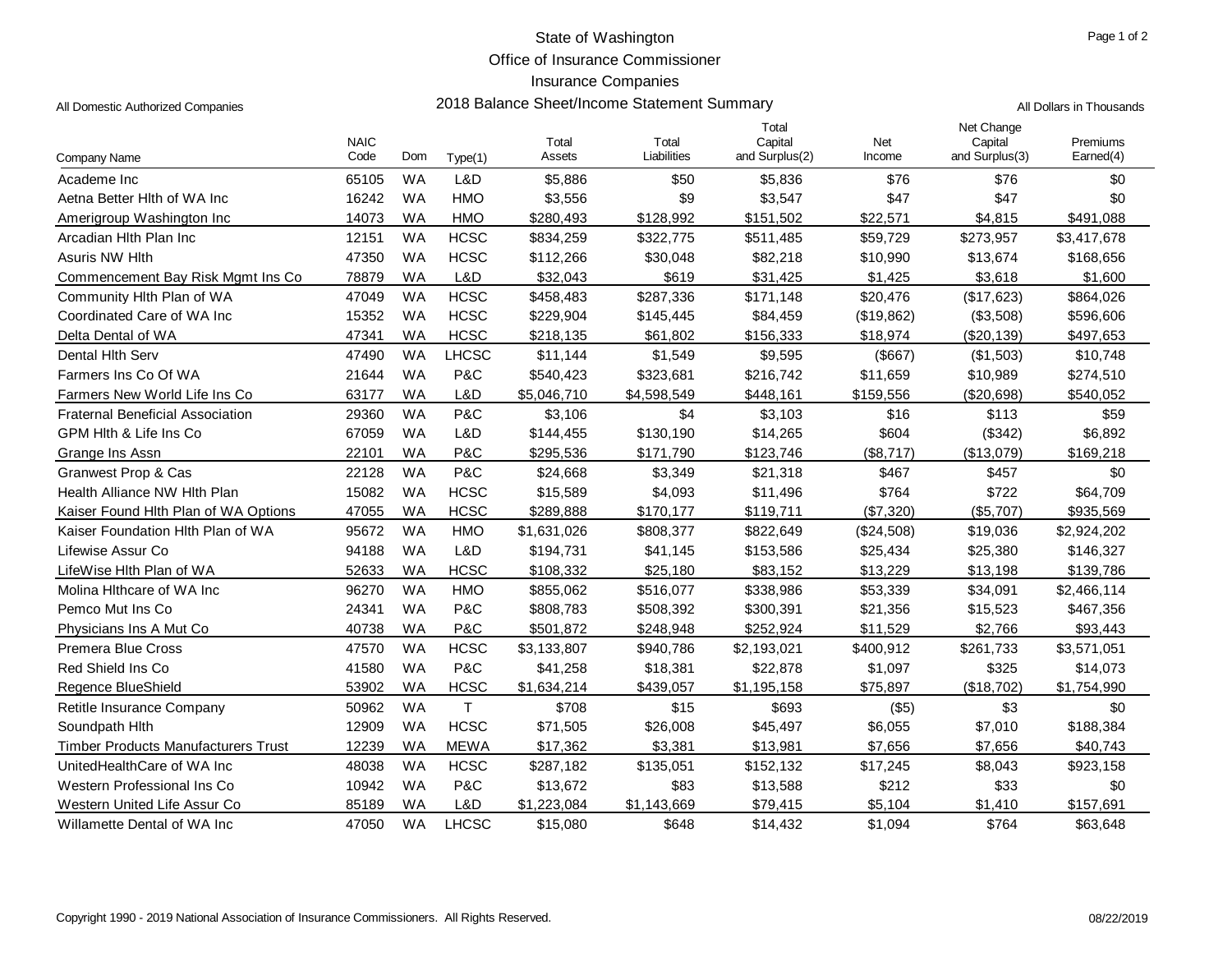State of Washington

Office of Insurance Commissioner

Insurance Companies

All Domestic Authorized Companies

## 2018 Balance Sheet/Income Statement Summary

All Dollars in Thousands

| Company Name | NAIC Code | Dom | Type(1) | Total Assets | Total Liabilities | Total Capital and Surplus(2) | Net Income | Net Change Capital and Surplus(3) | Premiums Earned(4) |
|---|---|---|---|---|---|---|---|---|---|
| Academe Inc | 65105 | WA | L&D | $5,886 | $50 | $5,836 | $76 | $76 | $0 |
| Aetna Better Hlth of WA Inc | 16242 | WA | HMO | $3,556 | $9 | $3,547 | $47 | $47 | $0 |
| Amerigroup Washington Inc | 14073 | WA | HMO | $280,493 | $128,992 | $151,502 | $22,571 | $4,815 | $491,088 |
| Arcadian Hlth Plan Inc | 12151 | WA | HCSC | $834,259 | $322,775 | $511,485 | $59,729 | $273,957 | $3,417,678 |
| Asuris NW Hlth | 47350 | WA | HCSC | $112,266 | $30,048 | $82,218 | $10,990 | $13,674 | $168,656 |
| Commencement Bay Risk Mgmt Ins Co | 78879 | WA | L&D | $32,043 | $619 | $31,425 | $1,425 | $3,618 | $1,600 |
| Community Hlth Plan of WA | 47049 | WA | HCSC | $458,483 | $287,336 | $171,148 | $20,476 | ($17,623) | $864,026 |
| Coordinated Care of WA Inc | 15352 | WA | HCSC | $229,904 | $145,445 | $84,459 | ($19,862) | ($3,508) | $596,606 |
| Delta Dental of WA | 47341 | WA | HCSC | $218,135 | $61,802 | $156,333 | $18,974 | ($20,139) | $497,653 |
| Dental Hlth Serv | 47490 | WA | LHCSC | $11,144 | $1,549 | $9,595 | ($667) | ($1,503) | $10,748 |
| Farmers Ins Co Of WA | 21644 | WA | P&C | $540,423 | $323,681 | $216,742 | $11,659 | $10,989 | $274,510 |
| Farmers New World Life Ins Co | 63177 | WA | L&D | $5,046,710 | $4,598,549 | $448,161 | $159,556 | ($20,698) | $540,052 |
| Fraternal Beneficial Association | 29360 | WA | P&C | $3,106 | $4 | $3,103 | $16 | $113 | $59 |
| GPM Hlth & Life Ins Co | 67059 | WA | L&D | $144,455 | $130,190 | $14,265 | $604 | ($342) | $6,892 |
| Grange Ins Assn | 22101 | WA | P&C | $295,536 | $171,790 | $123,746 | ($8,717) | ($13,079) | $169,218 |
| Granwest Prop & Cas | 22128 | WA | P&C | $24,668 | $3,349 | $21,318 | $467 | $457 | $0 |
| Health Alliance NW Hlth Plan | 15082 | WA | HCSC | $15,589 | $4,093 | $11,496 | $764 | $722 | $64,709 |
| Kaiser Found Hlth Plan of WA Options | 47055 | WA | HCSC | $289,888 | $170,177 | $119,711 | ($7,320) | ($5,707) | $935,569 |
| Kaiser Foundation Hlth Plan of WA | 95672 | WA | HMO | $1,631,026 | $808,377 | $822,649 | ($24,508) | $19,036 | $2,924,202 |
| Lifewise Assur Co | 94188 | WA | L&D | $194,731 | $41,145 | $153,586 | $25,434 | $25,380 | $146,327 |
| LifeWise Hlth Plan of WA | 52633 | WA | HCSC | $108,332 | $25,180 | $83,152 | $13,229 | $13,198 | $139,786 |
| Molina Hlthcare of WA Inc | 96270 | WA | HMO | $855,062 | $516,077 | $338,986 | $53,339 | $34,091 | $2,466,114 |
| Pemco Mut Ins Co | 24341 | WA | P&C | $808,783 | $508,392 | $300,391 | $21,356 | $15,523 | $467,356 |
| Physicians Ins A Mut Co | 40738 | WA | P&C | $501,872 | $248,948 | $252,924 | $11,529 | $2,766 | $93,443 |
| Premera Blue Cross | 47570 | WA | HCSC | $3,133,807 | $940,786 | $2,193,021 | $400,912 | $261,733 | $3,571,051 |
| Red Shield Ins Co | 41580 | WA | P&C | $41,258 | $18,381 | $22,878 | $1,097 | $325 | $14,073 |
| Regence BlueShield | 53902 | WA | HCSC | $1,634,214 | $439,057 | $1,195,158 | $75,897 | ($18,702) | $1,754,990 |
| Retitle Insurance Company | 50962 | WA | T | $708 | $15 | $693 | ($5) | $3 | $0 |
| Soundpath Hlth | 12909 | WA | HCSC | $71,505 | $26,008 | $45,497 | $6,055 | $7,010 | $188,384 |
| Timber Products Manufacturers Trust | 12239 | WA | MEWA | $17,362 | $3,381 | $13,981 | $7,656 | $7,656 | $40,743 |
| UnitedHealthCare of WA Inc | 48038 | WA | HCSC | $287,182 | $135,051 | $152,132 | $17,245 | $8,043 | $923,158 |
| Western Professional Ins Co | 10942 | WA | P&C | $13,672 | $83 | $13,588 | $212 | $33 | $0 |
| Western United Life Assur Co | 85189 | WA | L&D | $1,223,084 | $1,143,669 | $79,415 | $5,104 | $1,410 | $157,691 |
| Willamette Dental of WA Inc | 47050 | WA | LHCSC | $15,080 | $648 | $14,432 | $1,094 | $764 | $63,648 |

Copyright 1990 - 2019 National Association of Insurance Commissioners. All Rights Reserved.

08/22/2019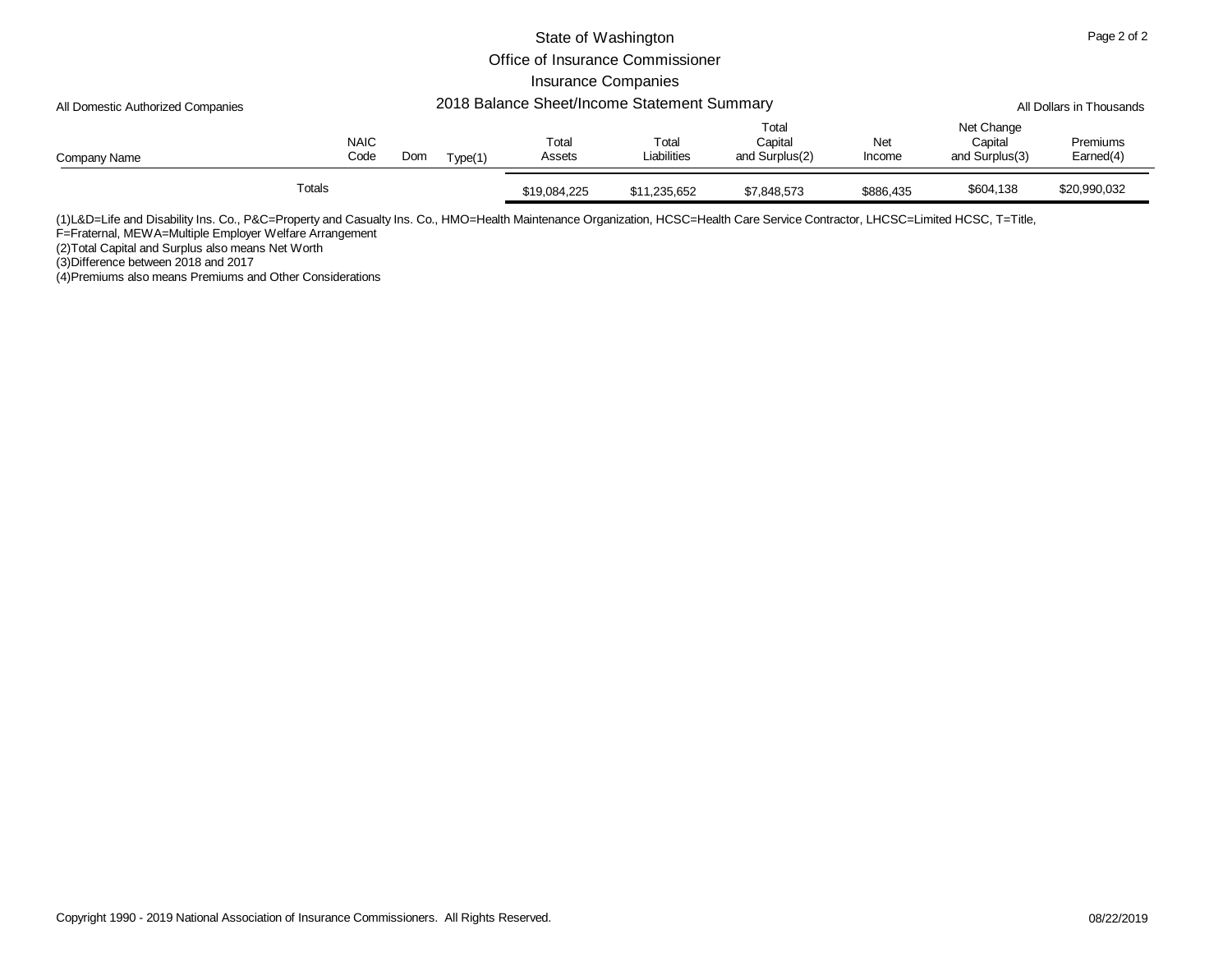State of Washington

Office of Insurance Commissioner

Insurance Companies

All Domestic Authorized Companies

## 2018 Balance Sheet/Income Statement Summary

All Dollars in Thousands

| Company Name | NAIC Code | Dom | Type(1) | Total Assets | Total Liabilities | Total Capital and Surplus(2) | Net Income | Net Change Capital and Surplus(3) | Premiums Earned(4) |
|---|---|---|---|---|---|---|---|---|---|
| Totals | | | | $19,084,225 | $11,235,652 | $7,848,573 | $886,435 | $604,138 | $20,990,032 |

(1)L&D=Life and Disability Ins. Co., P&C=Property and Casualty Ins. Co., HMO=Health Maintenance Organization, HCSC=Health Care Service Contractor, LHCSC=Limited HCSC, T=Title, F=Fraternal, MEWA=Multiple Employer Welfare Arrangement

(2)Total Capital and Surplus also means Net Worth

(3)Difference between 2018 and 2017

(4)Premiums also means Premiums and Other Considerations

Copyright 1990 - 2019 National Association of Insurance Commissioners. All Rights Reserved.

08/22/2019